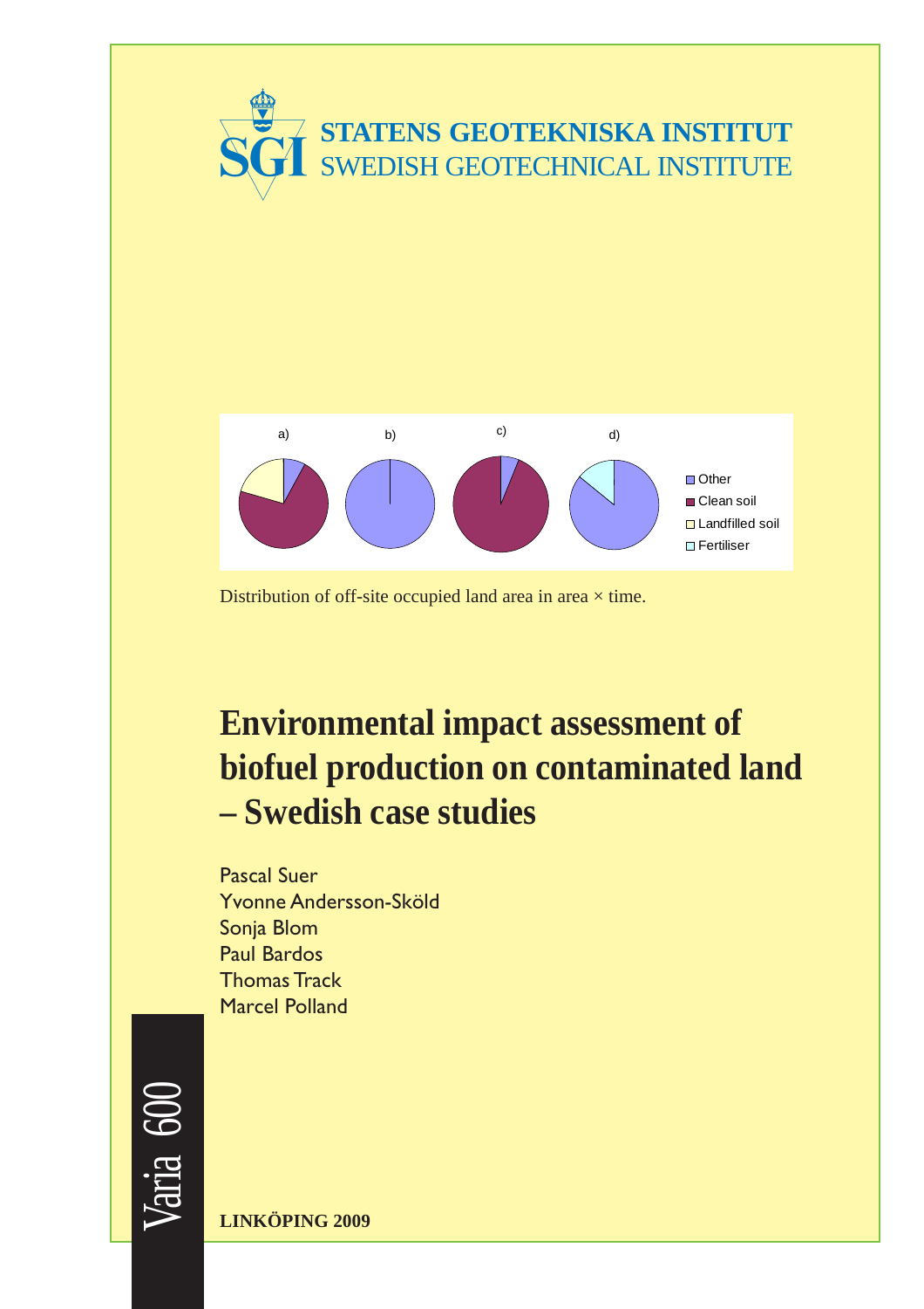**STATENS GEOTEKNISKA INSTITUT**
SWEDISH GEOTECHNICAL INSTITUTE

Distribution of off-site occupied land area in area × time.

# Environmental impact assessment of biofuel production on contaminated land – Swedish case studies

Pascal Suer
Yvonne Andersson-Sköld
Sonja Blom
Paul Bardos
Thomas Track
Marcel Polland

Varia 600

**LINKÖPING 2009**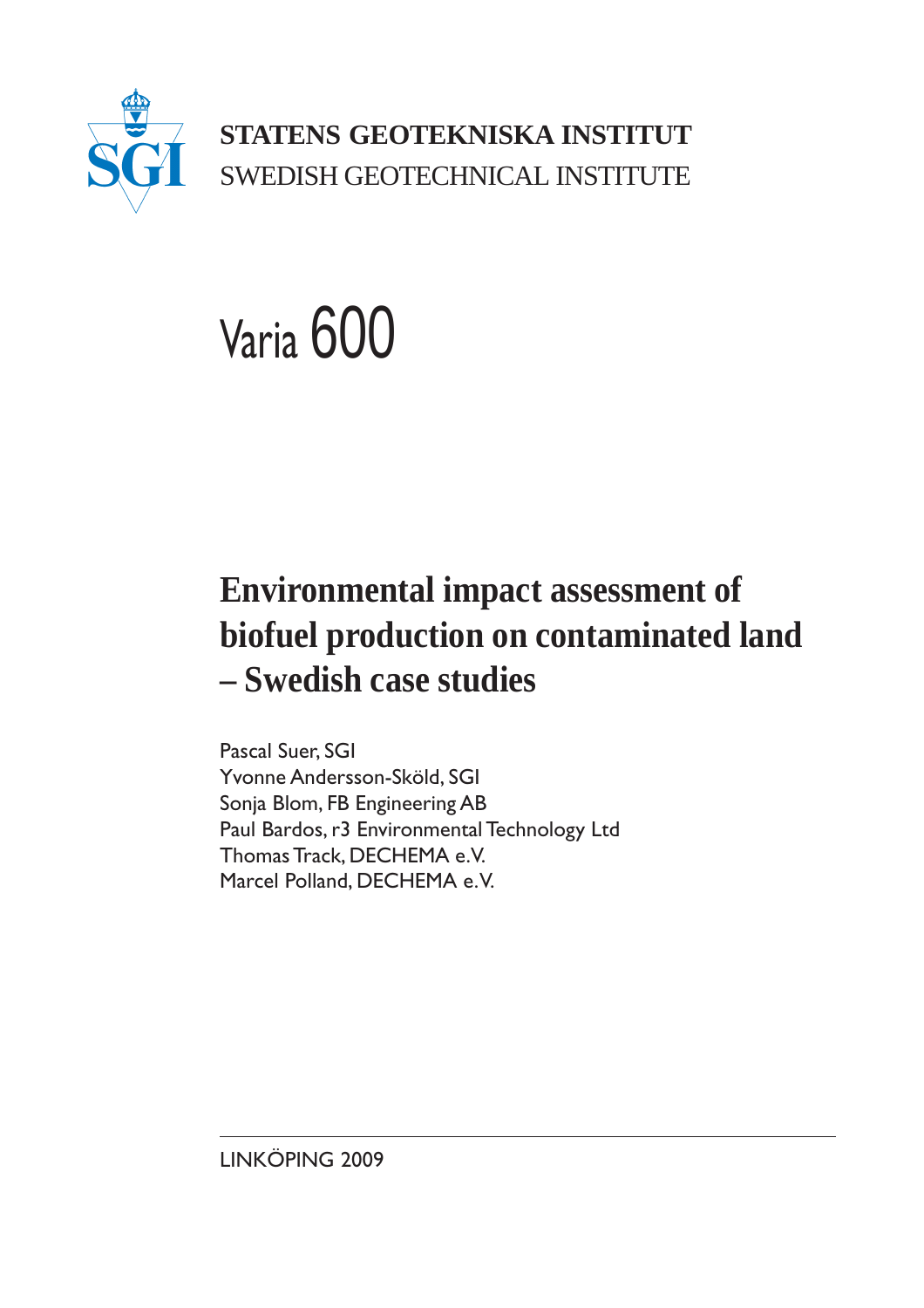**STATENS GEOTEKNISKA INSTITUT**
SWEDISH GEOTECHNICAL INSTITUTE

Varia 600

# Environmental impact assessment of biofuel production on contaminated land – Swedish case studies

Pascal Suer, SGI
Yvonne Andersson-Sköld, SGI
Sonja Blom, FB Engineering AB
Paul Bardos, r3 Environmental Technology Ltd
Thomas Track, DECHEMA e.V.
Marcel Polland, DECHEMA e.V.

LINKÖPING 2009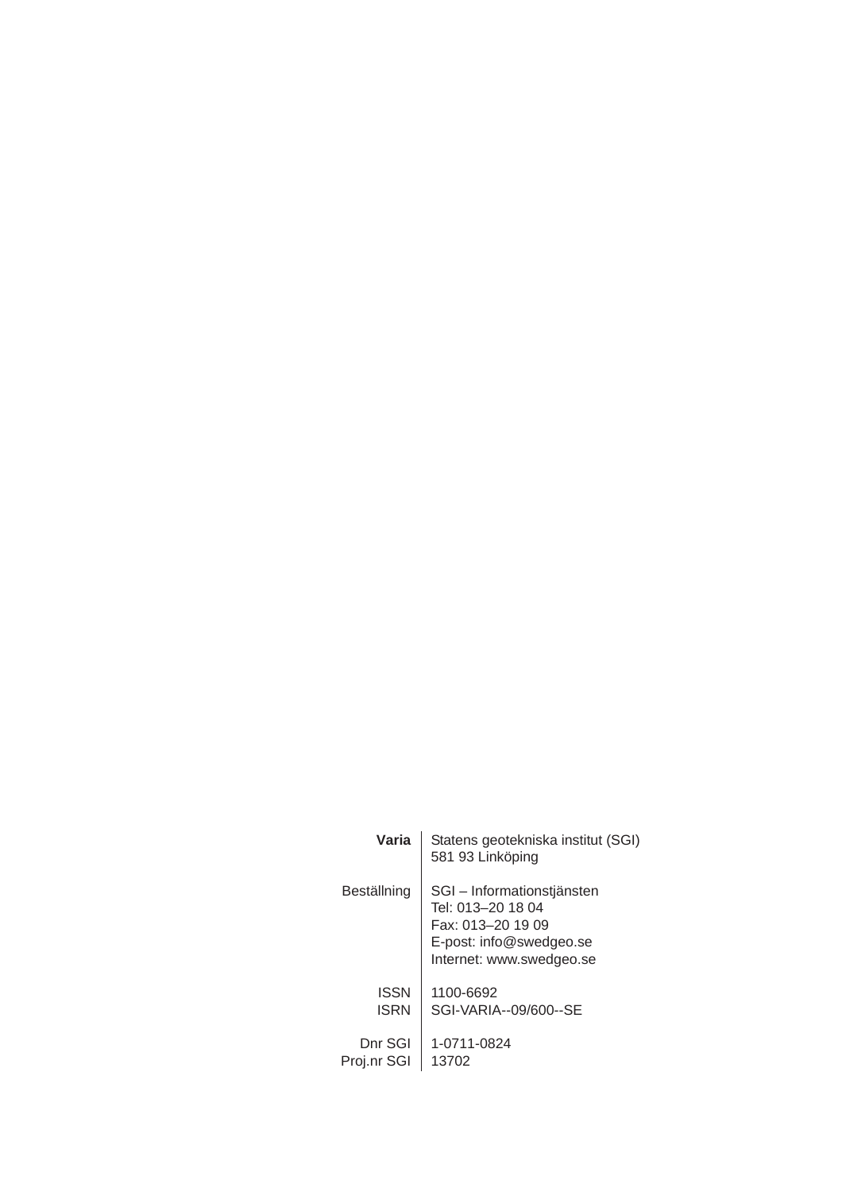| **Varia** | Statens geotekniska institut (SGI)<br>581 93 Linköping |
|---|---|
| Beställning | SGI – Informationstjänsten<br>Tel: 013–20 18 04<br>Fax: 013–20 19 09<br>E-post: info@swedgeo.se<br>Internet: www.swedgeo.se |
| ISSN<br>ISRN | 1100-6692<br>SGI-VARIA--09/600--SE |
| Dnr SGI<br>Proj.nr SGI | 1-0711-0824<br>13702 |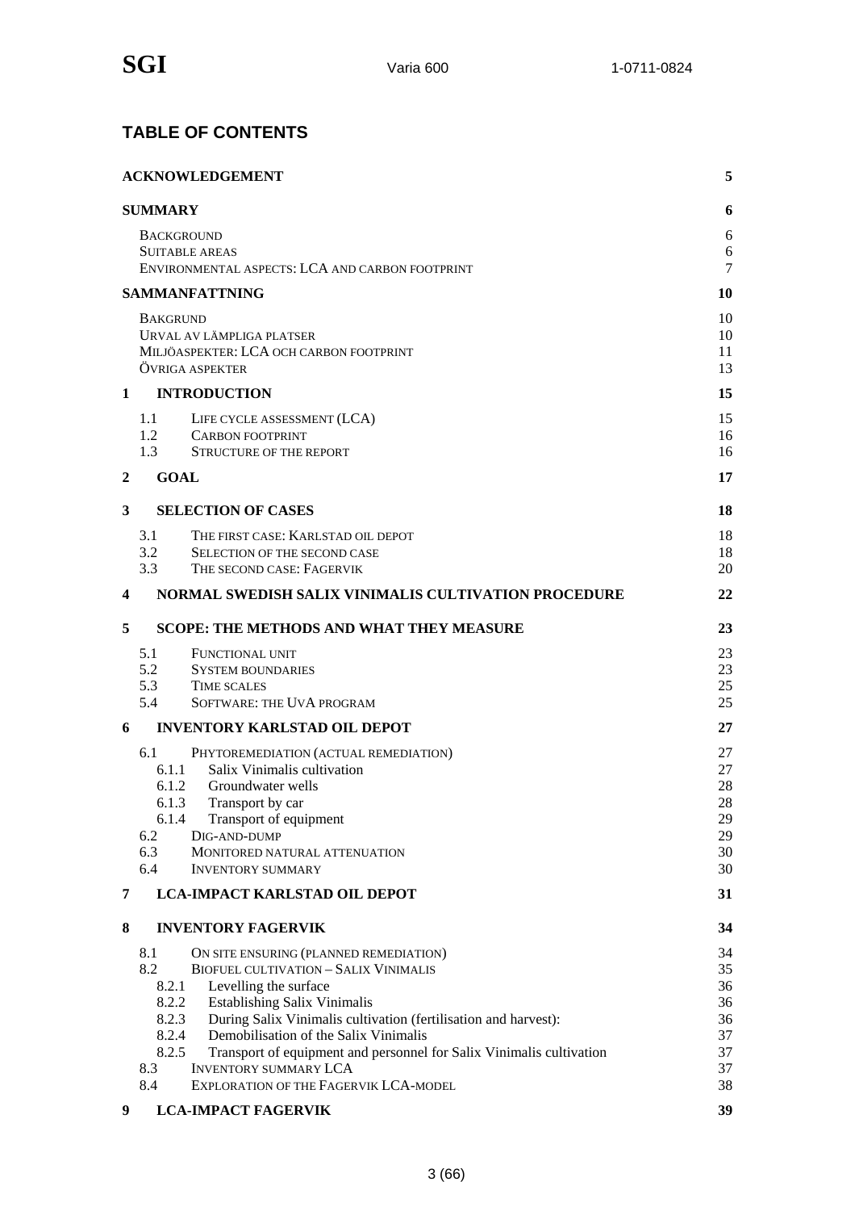## TABLE OF CONTENTS

| | | |
|---|---|---|
| **ACKNOWLEDGEMENT** | | **5** |
| **SUMMARY** | | **6** |
| | BACKGROUND | 6 |
| | SUITABLE AREAS | 6 |
| | ENVIRONMENTAL ASPECTS: LCA AND CARBON FOOTPRINT | 7 |
| **SAMMANFATTNING** | | **10** |
| | BAKGRUND | 10 |
| | URVAL AV LÄMPLIGA PLATSER | 10 |
| | MILJÖASPEKTER: LCA OCH CARBON FOOTPRINT | 11 |
| | ÖVRIGA ASPEKTER | 13 |
| **1** | **INTRODUCTION** | **15** |
| 1.1 | LIFE CYCLE ASSESSMENT (LCA) | 15 |
| 1.2 | CARBON FOOTPRINT | 16 |
| 1.3 | STRUCTURE OF THE REPORT | 16 |
| **2** | **GOAL** | **17** |
| **3** | **SELECTION OF CASES** | **18** |
| 3.1 | THE FIRST CASE: KARLSTAD OIL DEPOT | 18 |
| 3.2 | SELECTION OF THE SECOND CASE | 18 |
| 3.3 | THE SECOND CASE: FAGERVIK | 20 |
| **4** | **NORMAL SWEDISH SALIX VINIMALIS CULTIVATION PROCEDURE** | **22** |
| **5** | **SCOPE: THE METHODS AND WHAT THEY MEASURE** | **23** |
| 5.1 | FUNCTIONAL UNIT | 23 |
| 5.2 | SYSTEM BOUNDARIES | 23 |
| 5.3 | TIME SCALES | 25 |
| 5.4 | SOFTWARE: THE UVA PROGRAM | 25 |
| **6** | **INVENTORY KARLSTAD OIL DEPOT** | **27** |
| 6.1 | PHYTOREMEDIATION (ACTUAL REMEDIATION) | 27 |
| 6.1.1 | Salix Vinimalis cultivation | 27 |
| 6.1.2 | Groundwater wells | 28 |
| 6.1.3 | Transport by car | 28 |
| 6.1.4 | Transport of equipment | 29 |
| 6.2 | DIG-AND-DUMP | 29 |
| 6.3 | MONITORED NATURAL ATTENUATION | 30 |
| 6.4 | INVENTORY SUMMARY | 30 |
| **7** | **LCA-IMPACT KARLSTAD OIL DEPOT** | **31** |
| **8** | **INVENTORY FAGERVIK** | **34** |
| 8.1 | ON SITE ENSURING (PLANNED REMEDIATION) | 34 |
| 8.2 | BIOFUEL CULTIVATION – SALIX VINIMALIS | 35 |
| 8.2.1 | Levelling the surface | 36 |
| 8.2.2 | Establishing Salix Vinimalis | 36 |
| 8.2.3 | During Salix Vinimalis cultivation (fertilisation and harvest): | 36 |
| 8.2.4 | Demobilisation of the Salix Vinimalis | 37 |
| 8.2.5 | Transport of equipment and personnel for Salix Vinimalis cultivation | 37 |
| 8.3 | INVENTORY SUMMARY LCA | 37 |
| 8.4 | EXPLORATION OF THE FAGERVIK LCA-MODEL | 38 |
| **9** | **LCA-IMPACT FAGERVIK** | **39** |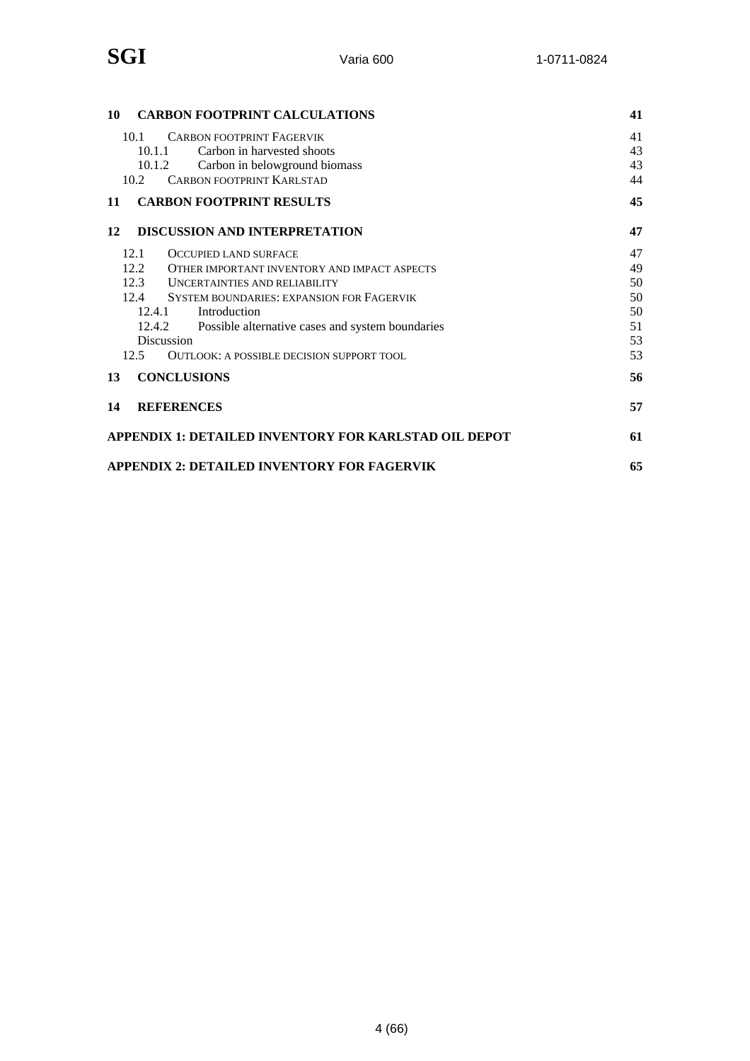| | | |
|---|---|---|
| **10** | **CARBON FOOTPRINT CALCULATIONS** | **41** |
| 10.1 | CARBON FOOTPRINT FAGERVIK | 41 |
| 10.1.1 | Carbon in harvested shoots | 43 |
| 10.1.2 | Carbon in belowground biomass | 43 |
| 10.2 | CARBON FOOTPRINT KARLSTAD | 44 |
| **11** | **CARBON FOOTPRINT RESULTS** | **45** |
| **12** | **DISCUSSION AND INTERPRETATION** | **47** |
| 12.1 | OCCUPIED LAND SURFACE | 47 |
| 12.2 | OTHER IMPORTANT INVENTORY AND IMPACT ASPECTS | 49 |
| 12.3 | UNCERTAINTIES AND RELIABILITY | 50 |
| 12.4 | SYSTEM BOUNDARIES: EXPANSION FOR FAGERVIK | 50 |
| 12.4.1 | Introduction | 50 |
| 12.4.2 | Possible alternative cases and system boundaries | 51 |
| | Discussion | 53 |
| 12.5 | OUTLOOK: A POSSIBLE DECISION SUPPORT TOOL | 53 |
| **13** | **CONCLUSIONS** | **56** |
| **14** | **REFERENCES** | **57** |
| | **APPENDIX 1: DETAILED INVENTORY FOR KARLSTAD OIL DEPOT** | **61** |
| | **APPENDIX 2: DETAILED INVENTORY FOR FAGERVIK** | **65** |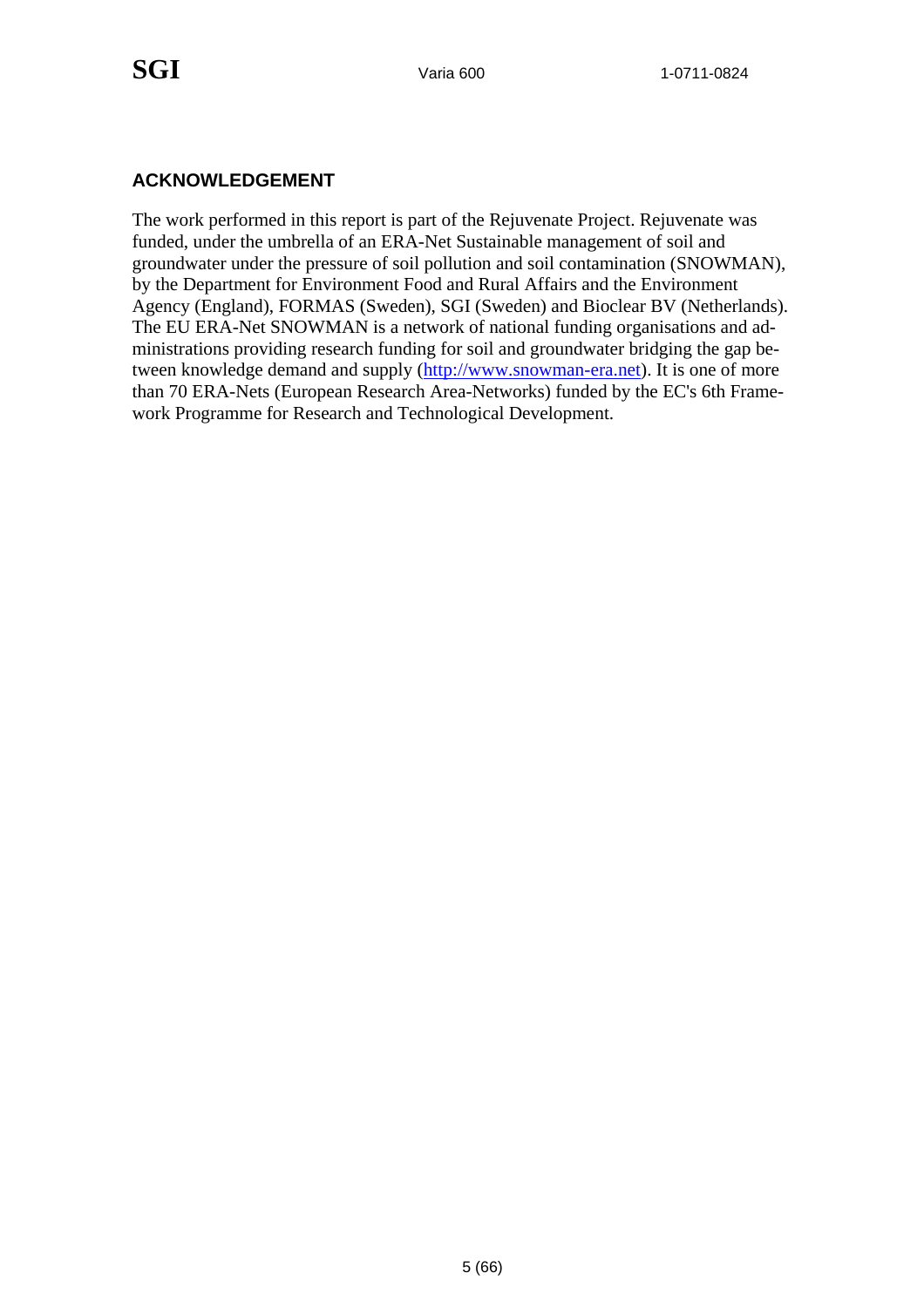## ACKNOWLEDGEMENT

The work performed in this report is part of the Rejuvenate Project. Rejuvenate was funded, under the umbrella of an ERA-Net Sustainable management of soil and groundwater under the pressure of soil pollution and soil contamination (SNOWMAN), by the Department for Environment Food and Rural Affairs and the Environment Agency (England), FORMAS (Sweden), SGI (Sweden) and Bioclear BV (Netherlands). The EU ERA-Net SNOWMAN is a network of national funding organisations and administrations providing research funding for soil and groundwater bridging the gap between knowledge demand and supply (http://www.snowman-era.net). It is one of more than 70 ERA-Nets (European Research Area-Networks) funded by the EC's 6th Framework Programme for Research and Technological Development.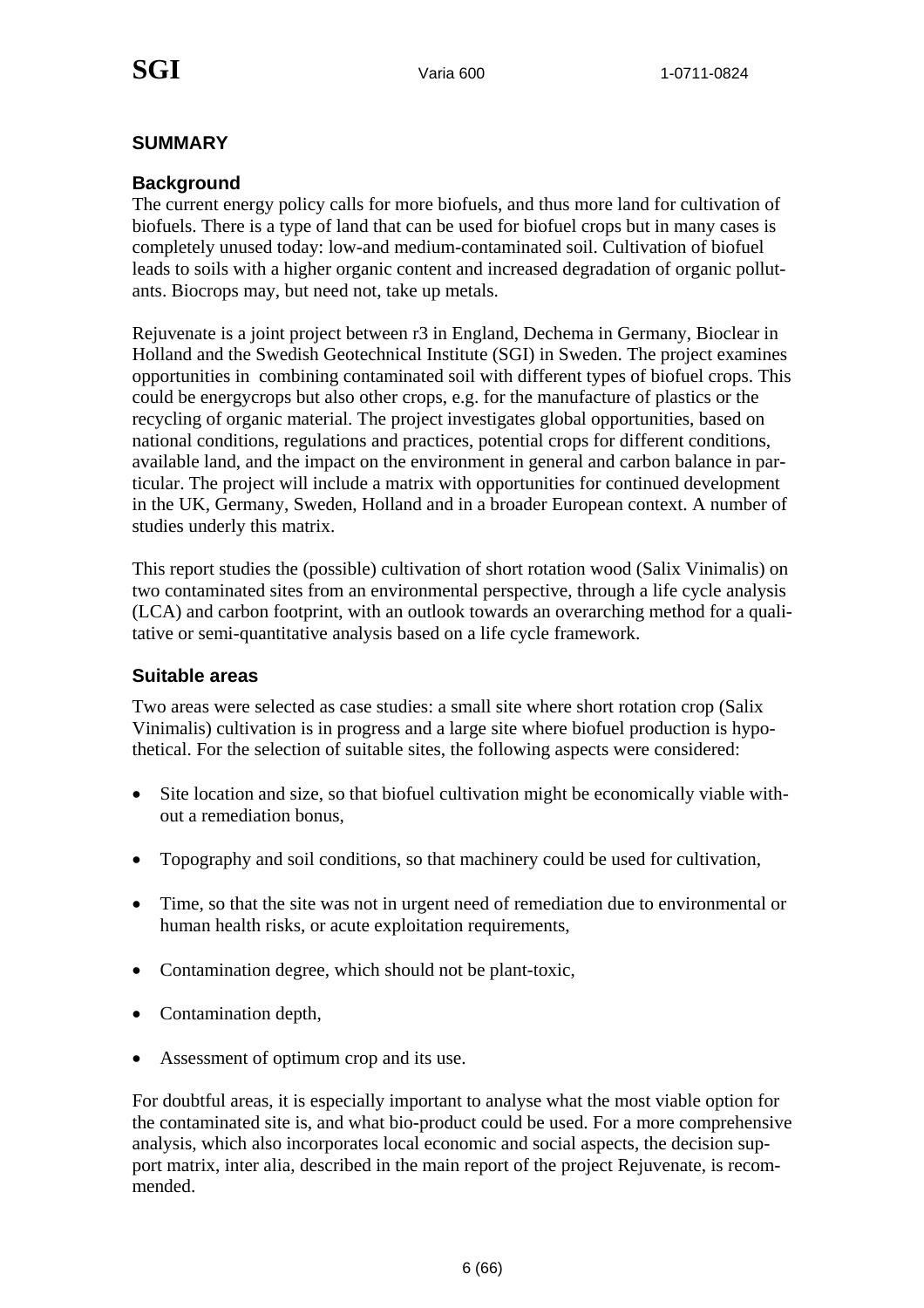# SUMMARY

## Background

The current energy policy calls for more biofuels, and thus more land for cultivation of biofuels. There is a type of land that can be used for biofuel crops but in many cases is completely unused today: low-and medium-contaminated soil. Cultivation of biofuel leads to soils with a higher organic content and increased degradation of organic pollutants. Biocrops may, but need not, take up metals.

Rejuvenate is a joint project between r3 in England, Dechema in Germany, Bioclear in Holland and the Swedish Geotechnical Institute (SGI) in Sweden. The project examines opportunities in combining contaminated soil with different types of biofuel crops. This could be energycrops but also other crops, e.g. for the manufacture of plastics or the recycling of organic material. The project investigates global opportunities, based on national conditions, regulations and practices, potential crops for different conditions, available land, and the impact on the environment in general and carbon balance in particular. The project will include a matrix with opportunities for continued development in the UK, Germany, Sweden, Holland and in a broader European context. A number of studies underly this matrix.

This report studies the (possible) cultivation of short rotation wood (Salix Vinimalis) on two contaminated sites from an environmental perspective, through a life cycle analysis (LCA) and carbon footprint, with an outlook towards an overarching method for a qualitative or semi-quantitative analysis based on a life cycle framework.

## Suitable areas

Two areas were selected as case studies: a small site where short rotation crop (Salix Vinimalis) cultivation is in progress and a large site where biofuel production is hypothetical. For the selection of suitable sites, the following aspects were considered:

- Site location and size, so that biofuel cultivation might be economically viable without a remediation bonus,
- Topography and soil conditions, so that machinery could be used for cultivation,
- Time, so that the site was not in urgent need of remediation due to environmental or human health risks, or acute exploitation requirements,
- Contamination degree, which should not be plant-toxic,
- Contamination depth,
- Assessment of optimum crop and its use.

For doubtful areas, it is especially important to analyse what the most viable option for the contaminated site is, and what bio-product could be used. For a more comprehensive analysis, which also incorporates local economic and social aspects, the decision support matrix, inter alia, described in the main report of the project Rejuvenate, is recommended.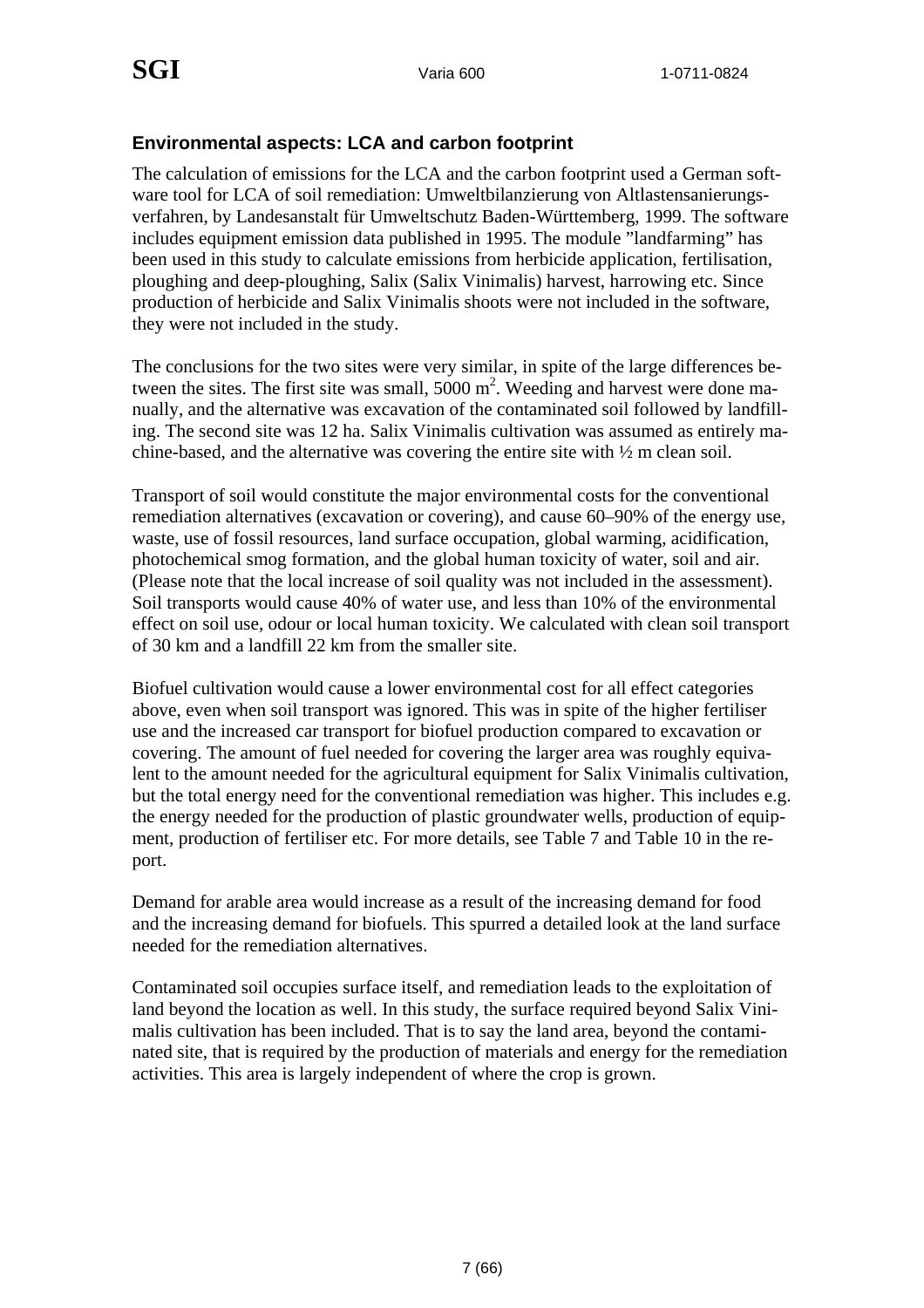### Environmental aspects: LCA and carbon footprint

The calculation of emissions for the LCA and the carbon footprint used a German software tool for LCA of soil remediation: Umweltbilanzierung von Altlastensanierungsverfahren, by Landesanstalt für Umweltschutz Baden-Württemberg, 1999. The software includes equipment emission data published in 1995. The module ”landfarming” has been used in this study to calculate emissions from herbicide application, fertilisation, ploughing and deep-ploughing, Salix (Salix Vinimalis) harvest, harrowing etc. Since production of herbicide and Salix Vinimalis shoots were not included in the software, they were not included in the study.

The conclusions for the two sites were very similar, in spite of the large differences between the sites. The first site was small, 5000 $m^2$. Weeding and harvest were done manually, and the alternative was excavation of the contaminated soil followed by landfilling. The second site was 12 ha. Salix Vinimalis cultivation was assumed as entirely machine-based, and the alternative was covering the entire site with ½ m clean soil.

Transport of soil would constitute the major environmental costs for the conventional remediation alternatives (excavation or covering), and cause 60–90% of the energy use, waste, use of fossil resources, land surface occupation, global warming, acidification, photochemical smog formation, and the global human toxicity of water, soil and air. (Please note that the local increase of soil quality was not included in the assessment). Soil transports would cause 40% of water use, and less than 10% of the environmental effect on soil use, odour or local human toxicity. We calculated with clean soil transport of 30 km and a landfill 22 km from the smaller site.

Biofuel cultivation would cause a lower environmental cost for all effect categories above, even when soil transport was ignored. This was in spite of the higher fertiliser use and the increased car transport for biofuel production compared to excavation or covering. The amount of fuel needed for covering the larger area was roughly equivalent to the amount needed for the agricultural equipment for Salix Vinimalis cultivation, but the total energy need for the conventional remediation was higher. This includes e.g. the energy needed for the production of plastic groundwater wells, production of equipment, production of fertiliser etc. For more details, see Table 7 and Table 10 in the report.

Demand for arable area would increase as a result of the increasing demand for food and the increasing demand for biofuels. This spurred a detailed look at the land surface needed for the remediation alternatives.

Contaminated soil occupies surface itself, and remediation leads to the exploitation of land beyond the location as well. In this study, the surface required beyond Salix Vinimalis cultivation has been included. That is to say the land area, beyond the contaminated site, that is required by the production of materials and energy for the remediation activities. This area is largely independent of where the crop is grown.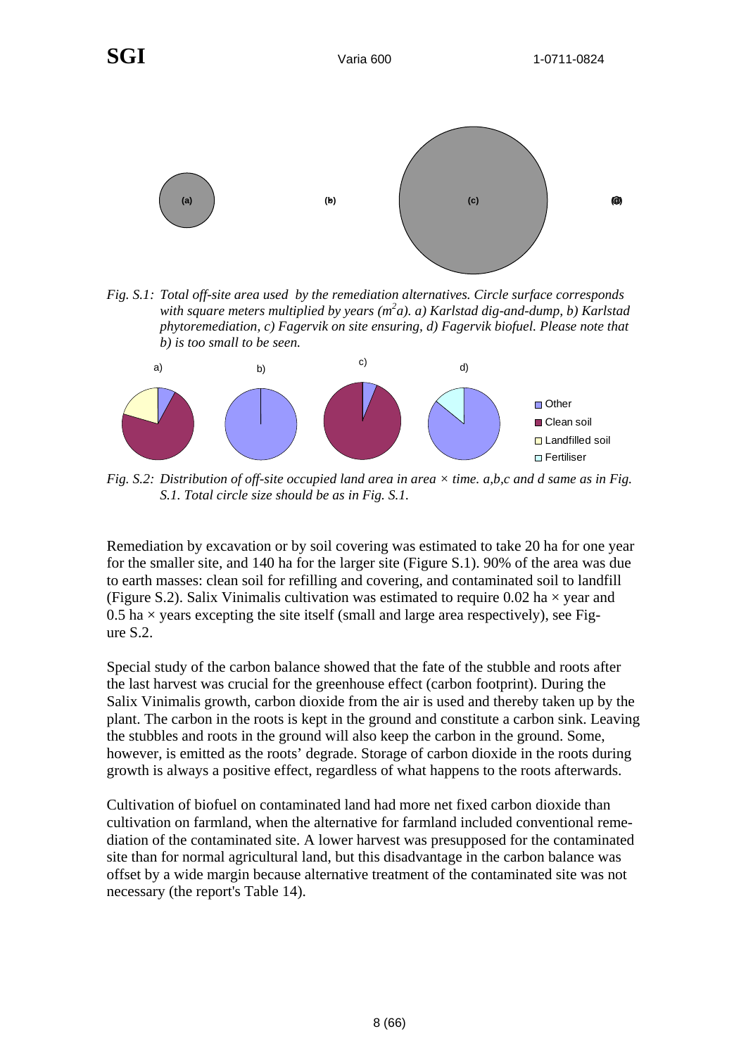*Fig. S.1: Total off-site area used by the remediation alternatives. Circle surface corresponds with square meters multiplied by years ($m^2a$). a) Karlstad dig-and-dump, b) Karlstad phytoremediation, c) Fagervik on site ensuring, d) Fagervik biofuel. Please note that b) is too small to be seen.*

*Fig. S.2: Distribution of off-site occupied land area in area × time. a,b,c and d same as in Fig. S.1. Total circle size should be as in Fig. S.1.*

Remediation by excavation or by soil covering was estimated to take 20 ha for one year for the smaller site, and 140 ha for the larger site (Figure S.1). 90% of the area was due to earth masses: clean soil for refilling and covering, and contaminated soil to landfill (Figure S.2). Salix Vinimalis cultivation was estimated to require 0.02 ha × year and 0.5 ha × years excepting the site itself (small and large area respectively), see Figure S.2.

Special study of the carbon balance showed that the fate of the stubble and roots after the last harvest was crucial for the greenhouse effect (carbon footprint). During the Salix Vinimalis growth, carbon dioxide from the air is used and thereby taken up by the plant. The carbon in the roots is kept in the ground and constitute a carbon sink. Leaving the stubbles and roots in the ground will also keep the carbon in the ground. Some, however, is emitted as the roots' degrade. Storage of carbon dioxide in the roots during growth is always a positive effect, regardless of what happens to the roots afterwards.

Cultivation of biofuel on contaminated land had more net fixed carbon dioxide than cultivation on farmland, when the alternative for farmland included conventional remediation of the contaminated site. A lower harvest was presupposed for the contaminated site than for normal agricultural land, but this disadvantage in the carbon balance was offset by a wide margin because alternative treatment of the contaminated site was not necessary (the report's Table 14).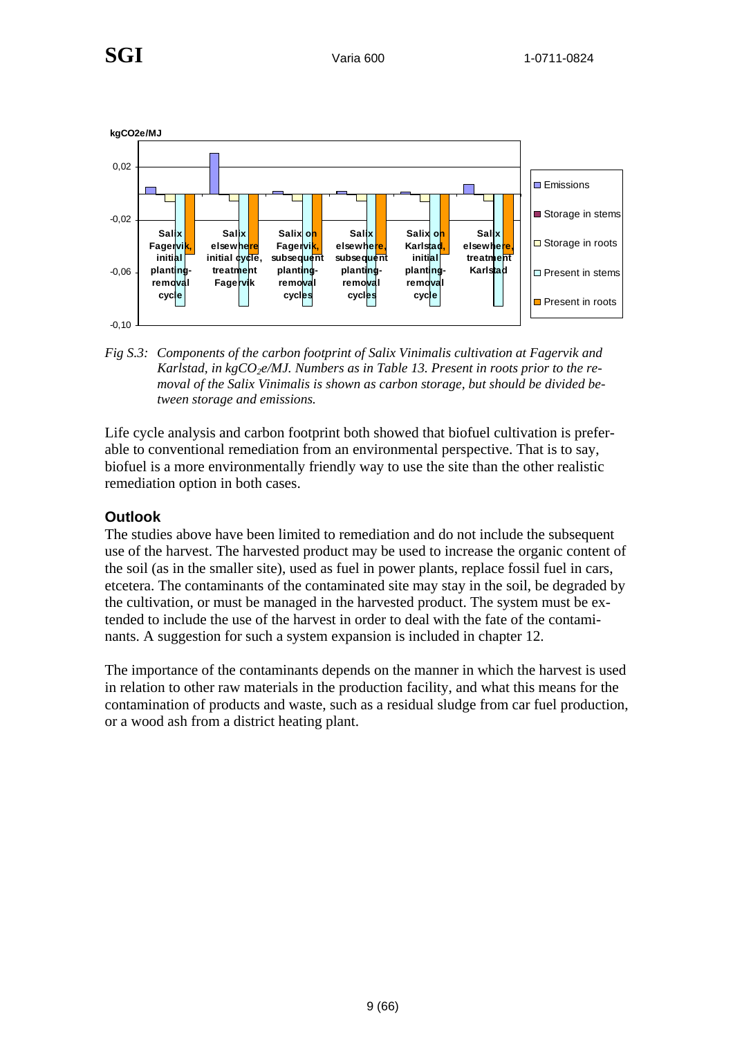Fig S.3: *Components of the carbon footprint of Salix Vinimalis cultivation at Fagervik and Karlstad, in kg$CO_2$e/MJ. Numbers as in Table 13. Present in roots prior to the removal of the Salix Vinimalis is shown as carbon storage, but should be divided between storage and emissions.*

Life cycle analysis and carbon footprint both showed that biofuel cultivation is preferable to conventional remediation from an environmental perspective. That is to say, biofuel is a more environmentally friendly way to use the site than the other realistic remediation option in both cases.

## Outlook

The studies above have been limited to remediation and do not include the subsequent use of the harvest. The harvested product may be used to increase the organic content of the soil (as in the smaller site), used as fuel in power plants, replace fossil fuel in cars, etcetera. The contaminants of the contaminated site may stay in the soil, be degraded by the cultivation, or must be managed in the harvested product. The system must be extended to include the use of the harvest in order to deal with the fate of the contaminants. A suggestion for such a system expansion is included in chapter 12.

The importance of the contaminants depends on the manner in which the harvest is used in relation to other raw materials in the production facility, and what this means for the contamination of products and waste, such as a residual sludge from car fuel production, or a wood ash from a district heating plant.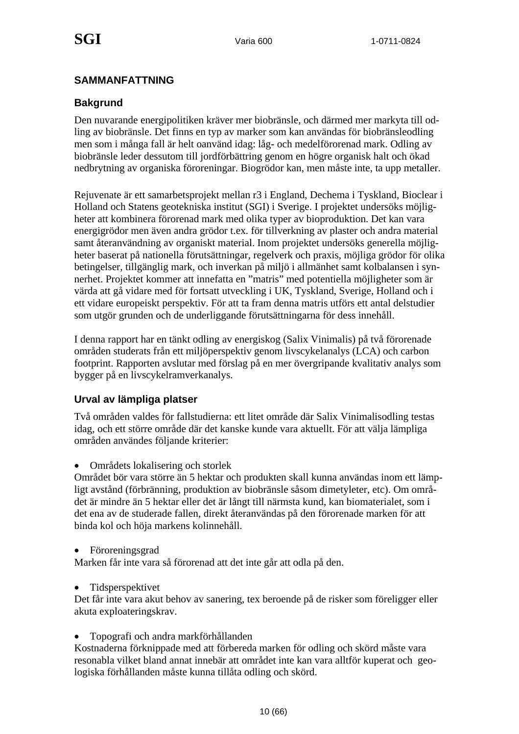## SAMMANFATTNING

### Bakgrund

Den nuvarande energipolitiken kräver mer biobränsle, och därmed mer markyta till odling av biobränsle. Det finns en typ av marker som kan användas för biobränsleodling men som i många fall är helt oanvänd idag: låg- och medelförorenad mark. Odling av biobränsle leder dessutom till jordförbättring genom en högre organisk halt och ökad nedbrytning av organiska föroreningar. Biogrödor kan, men måste inte, ta upp metaller.

Rejuvenate är ett samarbetsprojekt mellan r3 i England, Dechema i Tyskland, Bioclear i Holland och Statens geotekniska institut (SGI) i Sverige. I projektet undersöks möjligheter att kombinera förorenad mark med olika typer av bioproduktion. Det kan vara energigrödor men även andra grödor t.ex. för tillverkning av plaster och andra material samt återanvändning av organiskt material. Inom projektet undersöks generella möjligheter baserat på nationella förutsättningar, regelverk och praxis, möjliga grödor för olika betingelser, tillgänglig mark, och inverkan på miljö i allmänhet samt kolbalansen i synnerhet. Projektet kommer att innefatta en "matris" med potentiella möjligheter som är värda att gå vidare med för fortsatt utveckling i UK, Tyskland, Sverige, Holland och i ett vidare europeiskt perspektiv. För att ta fram denna matris utförs ett antal delstudier som utgör grunden och de underliggande förutsättningarna för dess innehåll.

I denna rapport har en tänkt odling av energiskog (Salix Vinimalis) på två förorenade områden studerats från ett miljöperspektiv genom livscykelanalys (LCA) och carbon footprint. Rapporten avslutar med förslag på en mer övergripande kvalitativ analys som bygger på en livscykelramverkanalys.

### Urval av lämpliga platser

Två områden valdes för fallstudierna: ett litet område där Salix Vinimalisodling testas idag, och ett större område där det kanske kunde vara aktuellt. För att välja lämpliga områden användes följande kriterier:

- Områdets lokalisering och storlek

Området bör vara större än 5 hektar och produkten skall kunna användas inom ett lämpligt avstånd (förbränning, produktion av biobränsle såsom dimetyleter, etc). Om området är mindre än 5 hektar eller det är långt till närmsta kund, kan biomaterialet, som i det ena av de studerade fallen, direkt återanvändas på den förorenade marken för att binda kol och höja markens kolinnehåll.

- Föroreningsgrad

Marken får inte vara så förorenad att det inte går att odla på den.

- Tidsperspektivet

Det får inte vara akut behov av sanering, tex beroende på de risker som föreligger eller akuta exploateringskrav.

- Topografi och andra markförhållanden

Kostnaderna förknippade med att förbereda marken för odling och skörd måste vara resonabla vilket bland annat innebär att området inte kan vara alltför kuperat och geologiska förhållanden måste kunna tillåta odling och skörd.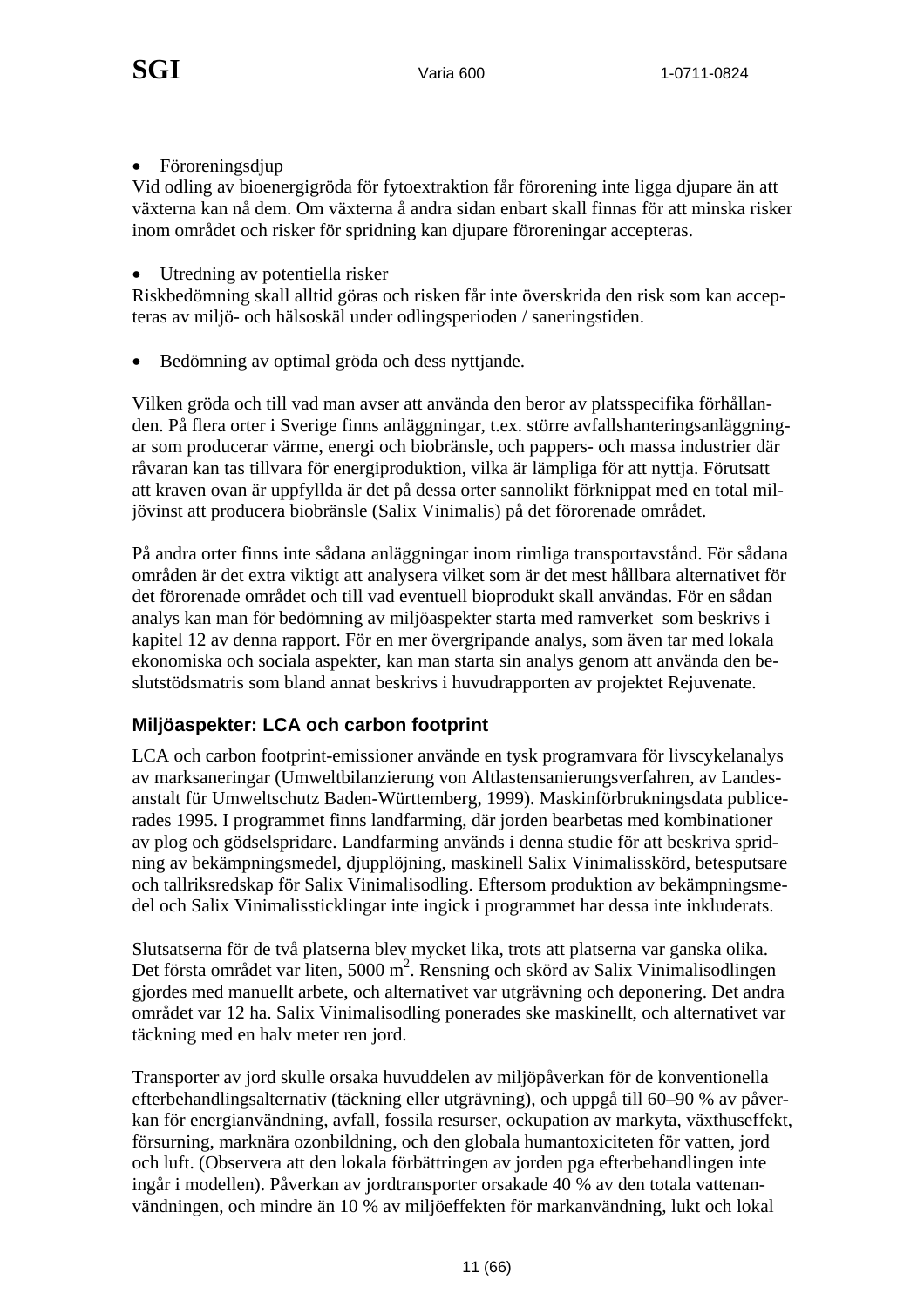- Föroreningsdjup

Vid odling av bioenergigröda för fytoextraktion får förorening inte ligga djupare än att växterna kan nå dem. Om växterna å andra sidan enbart skall finnas för att minska risker inom området och risker för spridning kan djupare föroreningar accepteras.

- Utredning av potentiella risker

Riskbedömning skall alltid göras och risken får inte överskrida den risk som kan accepteras av miljö- och hälsoskäl under odlingsperioden / saneringstiden.

- Bedömning av optimal gröda och dess nyttjande.

Vilken gröda och till vad man avser att använda den beror av platsspecifika förhållanden. På flera orter i Sverige finns anläggningar, t.ex. större avfallshanteringsanläggningar som producerar värme, energi och biobränsle, och pappers- och massa industrier där råvaran kan tas tillvara för energiproduktion, vilka är lämpliga för att nyttja. Förutsatt att kraven ovan är uppfyllda är det på dessa orter sannolikt förknippat med en total miljövinst att producera biobränsle (Salix Vinimalis) på det förorenade området.

På andra orter finns inte sådana anläggningar inom rimliga transportavstånd. För sådana områden är det extra viktigt att analysera vilket som är det mest hållbara alternativet för det förorenade området och till vad eventuell bioprodukt skall användas. För en sådan analys kan man för bedömning av miljöaspekter starta med ramverket som beskrivs i kapitel 12 av denna rapport. För en mer övergripande analys, som även tar med lokala ekonomiska och sociala aspekter, kan man starta sin analys genom att använda den beslutstödsmatris som bland annat beskrivs i huvudrapporten av projektet Rejuvenate.

### Miljöaspekter: LCA och carbon footprint

LCA och carbon footprint-emissioner använde en tysk programvara för livscykelanalys av marksaneringar (Umweltbilanzierung von Altlastensanierungsverfahren, av Landesanstalt für Umweltschutz Baden-Württemberg, 1999). Maskinförbrukningsdata publicerades 1995. I programmet finns landfarming, där jorden bearbetas med kombinationer av plog och gödselspridare. Landfarming används i denna studie för att beskriva spridning av bekämpningsmedel, djupplöjning, maskinell Salix Vinimalisskörd, betesputsare och tallriksredskap för Salix Vinimalisodling. Eftersom produktion av bekämpningsmedel och Salix Vinimalissticklingar inte ingick i programmet har dessa inte inkluderats.

Slutsatserna för de två platserna blev mycket lika, trots att platserna var ganska olika. Det första området var liten, 5000 m$^2$. Rensning och skörd av Salix Vinimalisodlingen gjordes med manuellt arbete, och alternativet var utgrävning och deponering. Det andra området var 12 ha. Salix Vinimalisodling ponerades ske maskinellt, och alternativet var täckning med en halv meter ren jord.

Transporter av jord skulle orsaka huvuddelen av miljöpåverkan för de konventionella efterbehandlingsalternativ (täckning eller utgrävning), och uppgå till 60–90 % av påverkan för energianvändning, avfall, fossila resurser, ockupation av markyta, växthuseffekt, försurning, marknära ozonbildning, och den globala humantoxiciteten för vatten, jord och luft. (Observera att den lokala förbättringen av jorden pga efterbehandlingen inte ingår i modellen). Påverkan av jordtransporter orsakade 40 % av den totala vattenanvändningen, och mindre än 10 % av miljöeffekten för markanvändning, lukt och lokal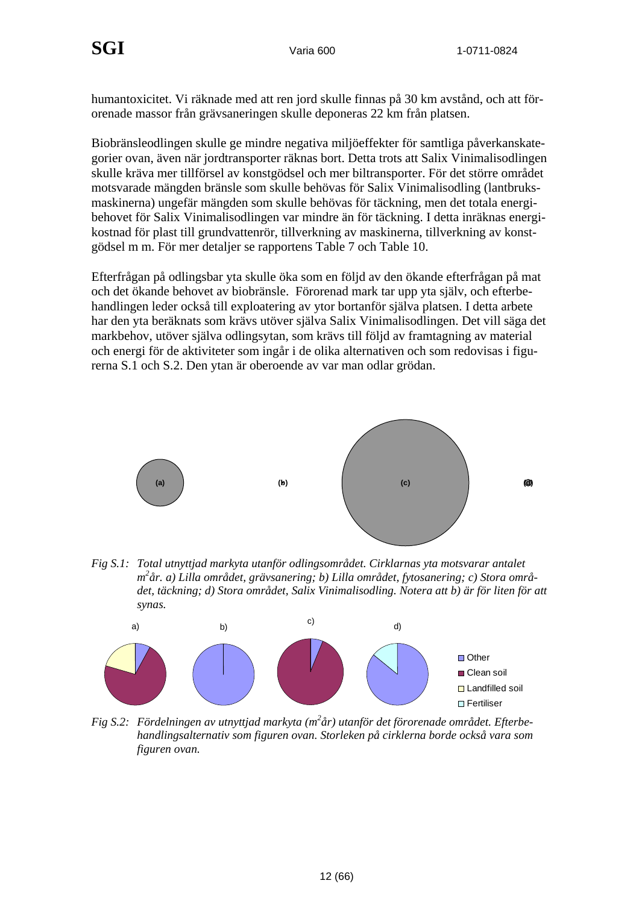humantoxicitet. Vi räknade med att ren jord skulle finnas på 30 km avstånd, och att förorenade massor från grävsaneringen skulle deponeras 22 km från platsen.

Biobränsleodlingen skulle ge mindre negativa miljöeffekter för samtliga påverkanskategorier ovan, även när jordtransporter räknas bort. Detta trots att Salix Vinimalisodlingen skulle kräva mer tillförsel av konstgödsel och mer biltransporter. För det större området motsvarade mängden bränsle som skulle behövas för Salix Vinimalisodling (lantbruksmaskinerna) ungefär mängden som skulle behövas för täckning, men det totala energibehovet för Salix Vinimalisodlingen var mindre än för täckning. I detta inräknas energikostnad för plast till grundvattenrör, tillverkning av maskinerna, tillverkning av konstgödsel m m. För mer detaljer se rapportens Table 7 och Table 10.

Efterfrågan på odlingsbar yta skulle öka som en följd av den ökande efterfrågan på mat och det ökande behovet av biobränsle. Förorenad mark tar upp yta själv, och efterbehandlingen leder också till exploatering av ytor bortanför själva platsen. I detta arbete har den yta beräknats som krävs utöver själva Salix Vinimalisodlingen. Det vill säga det markbehov, utöver själva odlingsytan, som krävs till följd av framtagning av material och energi för de aktiviteter som ingår i de olika alternativen och som redovisas i figurerna S.1 och S.2. Den ytan är oberoende av var man odlar grödan.

*Fig S.1: Total utnyttjad markyta utanför odlingsområdet. Cirklarnas yta motsvarar antalet $m^2$år. a) Lilla området, grävsanering; b) Lilla området, fytosanering; c) Stora området, täckning; d) Stora området, Salix Vinimalisodling. Notera att b) är för liten för att synas.*

*Fig S.2: Fördelningen av utnyttjad markyta ($m^2$år) utanför det förorenade området. Efterbehandlingsalternativ som figuren ovan. Storleken på cirklerna borde också vara som figuren ovan.*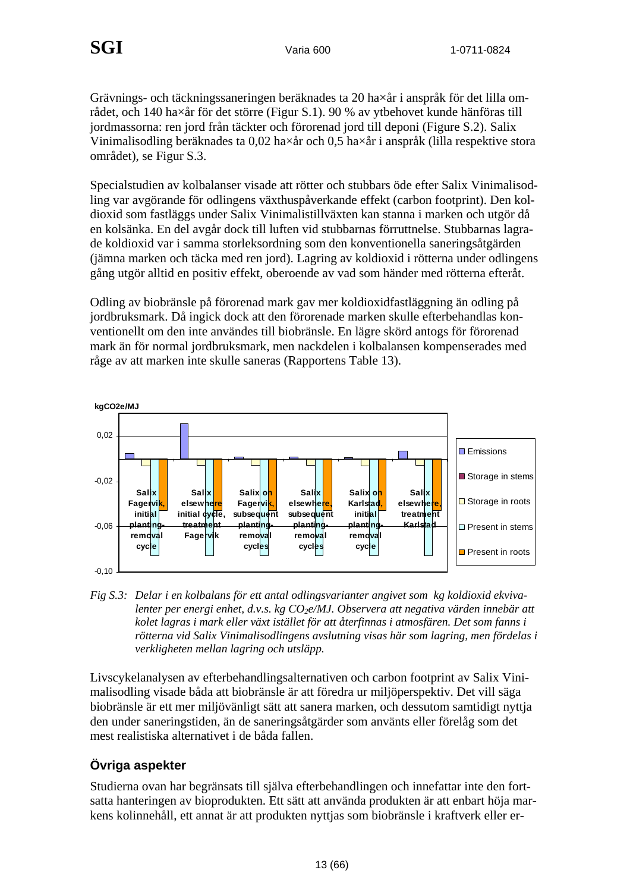Grävnings- och täckningssaneringen beräknades ta 20 ha×år i anspråk för det lilla området, och 140 ha×år för det större (Figur S.1). 90 % av ytbehovet kunde hänföras till jordmassorna: ren jord från täckter och förorenad jord till deponi (Figure S.2). Salix Vinimalisodling beräknades ta 0,02 ha×år och 0,5 ha×år i anspråk (lilla respektive stora området), se Figur S.3.

Specialstudien av kolbalanser visade att rötter och stubbars öde efter Salix Vinimalisodling var avgörande för odlingens växthuspåverkande effekt (carbon footprint). Den koldioxid som fastläggs under Salix Vinimalistillväxten kan stanna i marken och utgör då en kolsänka. En del avgår dock till luften vid stubbarnas förruttnelse. Stubbarnas lagrade koldioxid var i samma storleksordning som den konventionella saneringsåtgärden (jämna marken och täcka med ren jord). Lagring av koldioxid i rötterna under odlingens gång utgör alltid en positiv effekt, oberoende av vad som händer med rötterna efteråt.

Odling av biobränsle på förorenad mark gav mer koldioxidfastläggning än odling på jordbruksmark. Då ingick dock att den förorenade marken skulle efterbehandlas konventionellt om den inte användes till biobränsle. En lägre skörd antogs för förorenad mark än för normal jordbruksmark, men nackdelen i kolbalansen kompenserades med råge av att marken inte skulle saneras (Rapportens Table 13).

*Fig S.3: Delar i en kolbalans för ett antal odlingsvarianter angivet som kg koldioxid ekvivalenter per energi enhet, d.v.s. kg $CO_2e$/MJ. Observera att negativa värden innebär att kolet lagras i mark eller växt istället för att återfinnas i atmosfären. Det som fanns i rötterna vid Salix Vinimalisodlingens avslutning visas här som lagring, men fördelas i verkligheten mellan lagring och utsläpp.*

Livscykelanalysen av efterbehandlingsalternativen och carbon footprint av Salix Vinimalisodling visade båda att biobränsle är att föredra ur miljöperspektiv. Det vill säga biobränsle är ett mer miljövänligt sätt att sanera marken, och dessutom samtidigt nyttja den under saneringstiden, än de saneringsåtgärder som använts eller förelåg som det mest realistiska alternativet i de båda fallen.

## Övriga aspekter

Studierna ovan har begränsats till själva efterbehandlingen och innefattar inte den fortsatta hanteringen av bioprodukten. Ett sätt att använda produkten är att enbart höja markens kolinnehåll, ett annat är att produkten nyttjas som biobränsle i kraftverk eller er-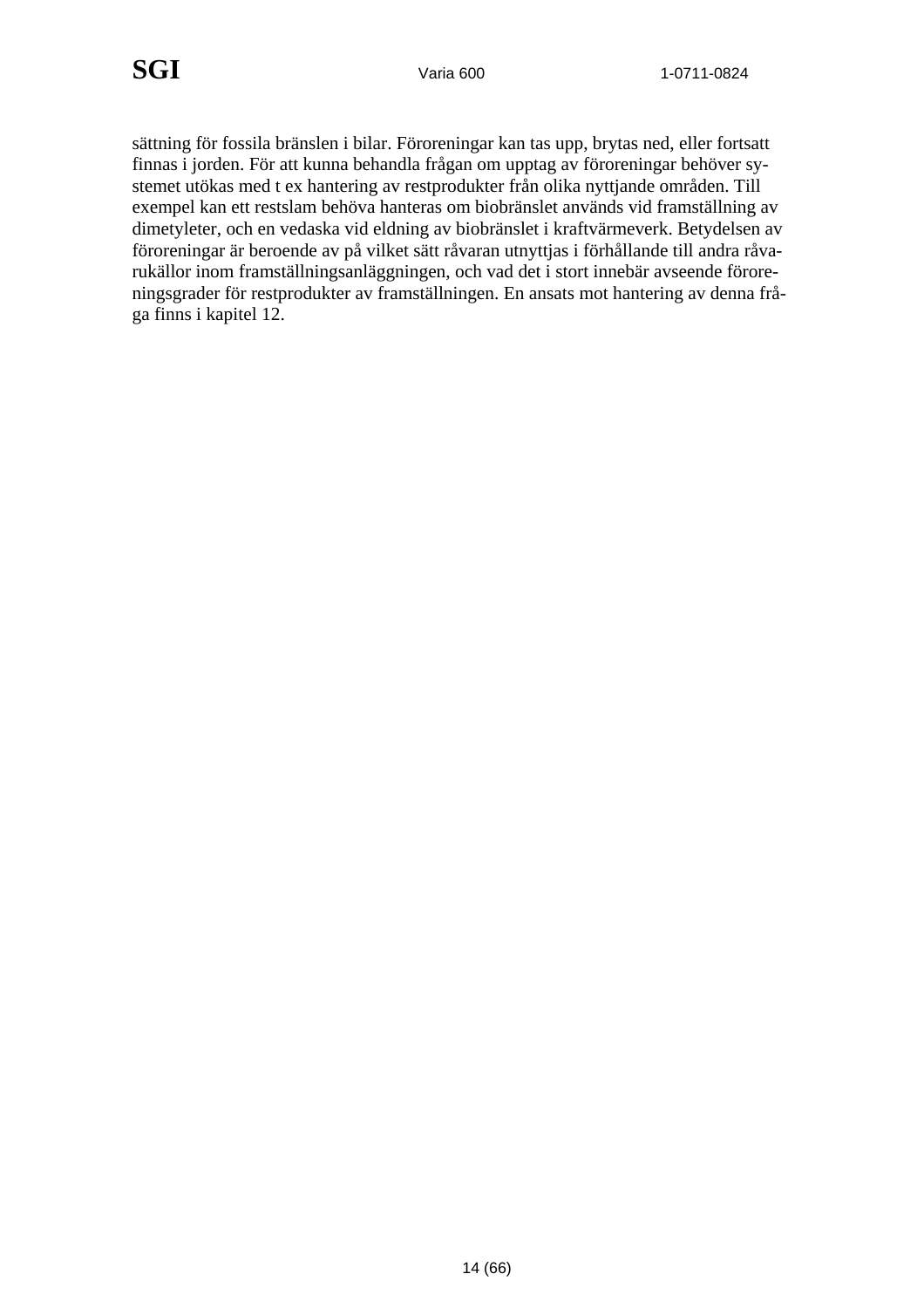sättning för fossila bränslen i bilar. Föroreningar kan tas upp, brytas ned, eller fortsatt finnas i jorden. För att kunna behandla frågan om upptag av föroreningar behöver systemet utökas med t ex hantering av restprodukter från olika nyttjande områden. Till exempel kan ett restslam behöva hanteras om biobränslet används vid framställning av dimetyleter, och en vedaska vid eldning av biobränslet i kraftvärmeverk. Betydelsen av föroreningar är beroende av på vilket sätt råvaran utnyttjas i förhållande till andra råvarukällor inom framställningsanläggningen, och vad det i stort innebär avseende föroreningsgrader för restprodukter av framställningen. En ansats mot hantering av denna fråga finns i kapitel 12.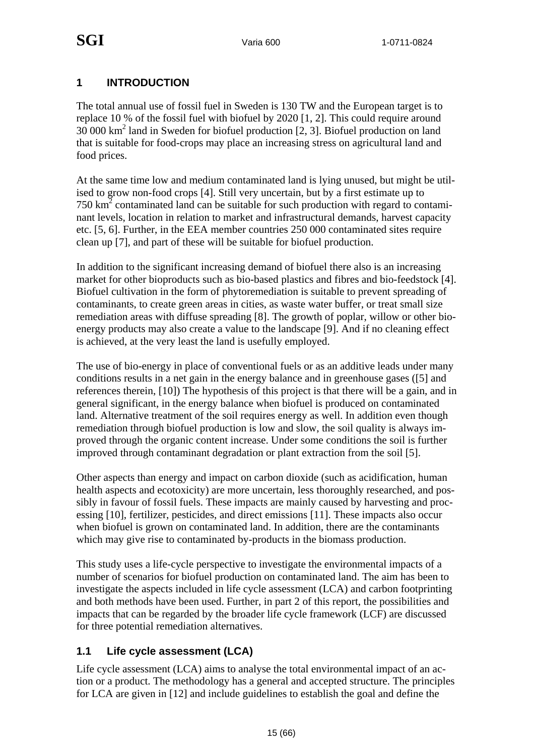# 1 INTRODUCTION

The total annual use of fossil fuel in Sweden is 130 TW and the European target is to replace 10 % of the fossil fuel with biofuel by 2020 [1, 2]. This could require around 30 000 $km^2$ land in Sweden for biofuel production [2, 3]. Biofuel production on land that is suitable for food-crops may place an increasing stress on agricultural land and food prices.

At the same time low and medium contaminated land is lying unused, but might be utilised to grow non-food crops [4]. Still very uncertain, but by a first estimate up to 750 $km^2$ contaminated land can be suitable for such production with regard to contaminant levels, location in relation to market and infrastructural demands, harvest capacity etc. [5, 6]. Further, in the EEA member countries 250 000 contaminated sites require clean up [7], and part of these will be suitable for biofuel production.

In addition to the significant increasing demand of biofuel there also is an increasing market for other bioproducts such as bio-based plastics and fibres and bio-feedstock [4]. Biofuel cultivation in the form of phytoremediation is suitable to prevent spreading of contaminants, to create green areas in cities, as waste water buffer, or treat small size remediation areas with diffuse spreading [8]. The growth of poplar, willow or other bioenergy products may also create a value to the landscape [9]. And if no cleaning effect is achieved, at the very least the land is usefully employed.

The use of bio-energy in place of conventional fuels or as an additive leads under many conditions results in a net gain in the energy balance and in greenhouse gases ([5] and references therein, [10]) The hypothesis of this project is that there will be a gain, and in general significant, in the energy balance when biofuel is produced on contaminated land. Alternative treatment of the soil requires energy as well. In addition even though remediation through biofuel production is low and slow, the soil quality is always improved through the organic content increase. Under some conditions the soil is further improved through contaminant degradation or plant extraction from the soil [5].

Other aspects than energy and impact on carbon dioxide (such as acidification, human health aspects and ecotoxicity) are more uncertain, less thoroughly researched, and possibly in favour of fossil fuels. These impacts are mainly caused by harvesting and processing [10], fertilizer, pesticides, and direct emissions [11]. These impacts also occur when biofuel is grown on contaminated land. In addition, there are the contaminants which may give rise to contaminated by-products in the biomass production.

This study uses a life-cycle perspective to investigate the environmental impacts of a number of scenarios for biofuel production on contaminated land. The aim has been to investigate the aspects included in life cycle assessment (LCA) and carbon footprinting and both methods have been used. Further, in part 2 of this report, the possibilities and impacts that can be regarded by the broader life cycle framework (LCF) are discussed for three potential remediation alternatives.

## 1.1 Life cycle assessment (LCA)

Life cycle assessment (LCA) aims to analyse the total environmental impact of an action or a product. The methodology has a general and accepted structure. The principles for LCA are given in [12] and include guidelines to establish the goal and define the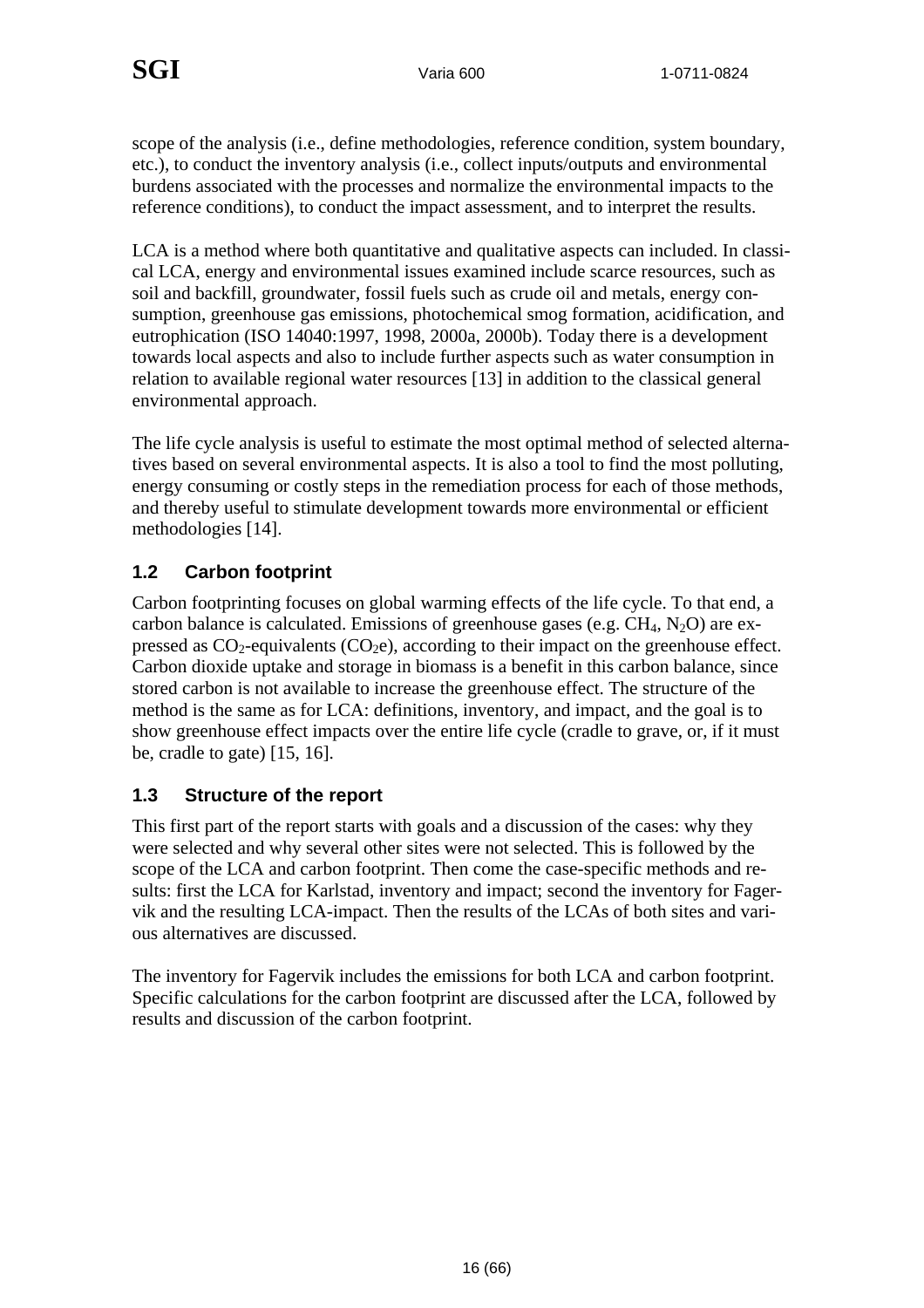scope of the analysis (i.e., define methodologies, reference condition, system boundary, etc.), to conduct the inventory analysis (i.e., collect inputs/outputs and environmental burdens associated with the processes and normalize the environmental impacts to the reference conditions), to conduct the impact assessment, and to interpret the results.

LCA is a method where both quantitative and qualitative aspects can included. In classical LCA, energy and environmental issues examined include scarce resources, such as soil and backfill, groundwater, fossil fuels such as crude oil and metals, energy consumption, greenhouse gas emissions, photochemical smog formation, acidification, and eutrophication (ISO 14040:1997, 1998, 2000a, 2000b). Today there is a development towards local aspects and also to include further aspects such as water consumption in relation to available regional water resources [13] in addition to the classical general environmental approach.

The life cycle analysis is useful to estimate the most optimal method of selected alternatives based on several environmental aspects. It is also a tool to find the most polluting, energy consuming or costly steps in the remediation process for each of those methods, and thereby useful to stimulate development towards more environmental or efficient methodologies [14].

## 1.2 Carbon footprint

Carbon footprinting focuses on global warming effects of the life cycle. To that end, a carbon balance is calculated. Emissions of greenhouse gases (e.g. $CH_4$, $N_2O$) are expressed as $CO_2$-equivalents ($CO_2e$), according to their impact on the greenhouse effect. Carbon dioxide uptake and storage in biomass is a benefit in this carbon balance, since stored carbon is not available to increase the greenhouse effect. The structure of the method is the same as for LCA: definitions, inventory, and impact, and the goal is to show greenhouse effect impacts over the entire life cycle (cradle to grave, or, if it must be, cradle to gate) [15, 16].

## 1.3 Structure of the report

This first part of the report starts with goals and a discussion of the cases: why they were selected and why several other sites were not selected. This is followed by the scope of the LCA and carbon footprint. Then come the case-specific methods and results: first the LCA for Karlstad, inventory and impact; second the inventory for Fagervik and the resulting LCA-impact. Then the results of the LCAs of both sites and various alternatives are discussed.

The inventory for Fagervik includes the emissions for both LCA and carbon footprint. Specific calculations for the carbon footprint are discussed after the LCA, followed by results and discussion of the carbon footprint.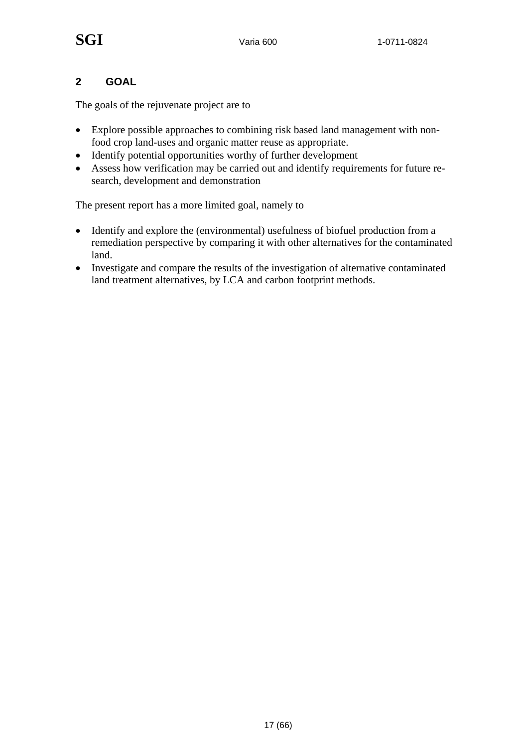## 2 GOAL

The goals of the rejuvenate project are to

- Explore possible approaches to combining risk based land management with non-food crop land-uses and organic matter reuse as appropriate.
- Identify potential opportunities worthy of further development
- Assess how verification may be carried out and identify requirements for future research, development and demonstration

The present report has a more limited goal, namely to

- Identify and explore the (environmental) usefulness of biofuel production from a remediation perspective by comparing it with other alternatives for the contaminated land.
- Investigate and compare the results of the investigation of alternative contaminated land treatment alternatives, by LCA and carbon footprint methods.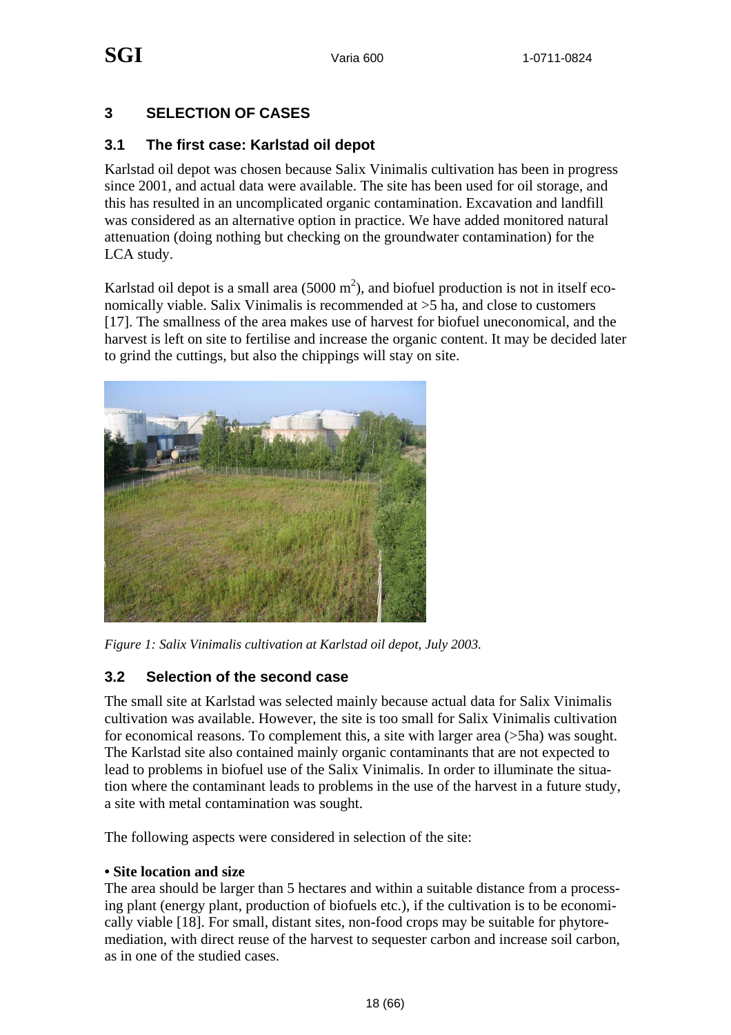## 3 SELECTION OF CASES

### 3.1 The first case: Karlstad oil depot

Karlstad oil depot was chosen because Salix Vinimalis cultivation has been in progress since 2001, and actual data were available. The site has been used for oil storage, and this has resulted in an uncomplicated organic contamination. Excavation and landfill was considered as an alternative option in practice. We have added monitored natural attenuation (doing nothing but checking on the groundwater contamination) for the LCA study.

Karlstad oil depot is a small area (5000 $m^2$), and biofuel production is not in itself economically viable. Salix Vinimalis is recommended at >5 ha, and close to customers [17]. The smallness of the area makes use of harvest for biofuel uneconomical, and the harvest is left on site to fertilise and increase the organic content. It may be decided later to grind the cuttings, but also the chippings will stay on site.

*Figure 1: Salix Vinimalis cultivation at Karlstad oil depot, July 2003.*

### 3.2 Selection of the second case

The small site at Karlstad was selected mainly because actual data for Salix Vinimalis cultivation was available. However, the site is too small for Salix Vinimalis cultivation for economical reasons. To complement this, a site with larger area (>5ha) was sought. The Karlstad site also contained mainly organic contaminants that are not expected to lead to problems in biofuel use of the Salix Vinimalis. In order to illuminate the situation where the contaminant leads to problems in the use of the harvest in a future study, a site with metal contamination was sought.

The following aspects were considered in selection of the site:

**• Site location and size**
The area should be larger than 5 hectares and within a suitable distance from a processing plant (energy plant, production of biofuels etc.), if the cultivation is to be economically viable [18]. For small, distant sites, non-food crops may be suitable for phytoremediation, with direct reuse of the harvest to sequester carbon and increase soil carbon, as in one of the studied cases.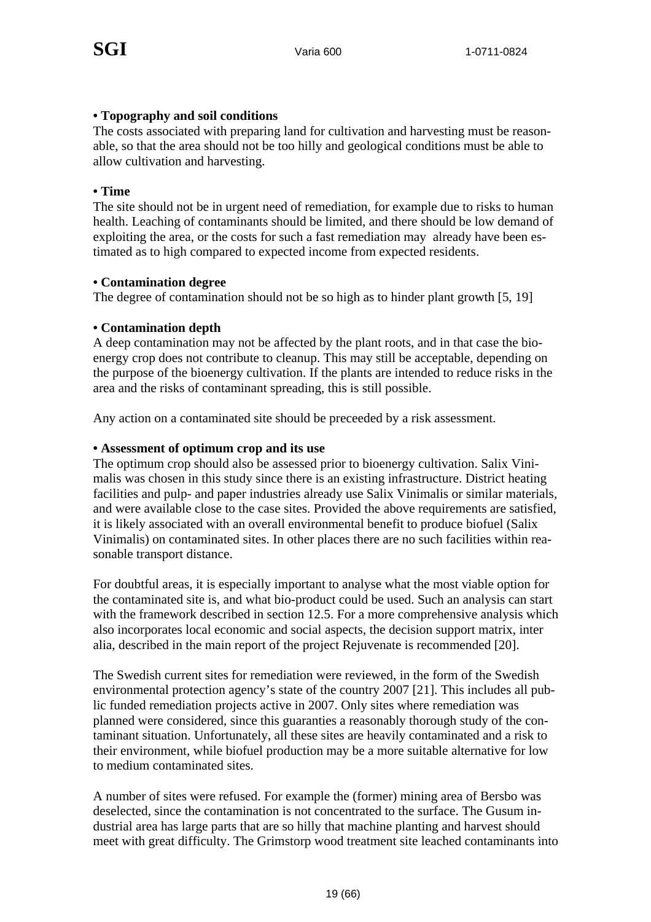**• Topography and soil conditions**
The costs associated with preparing land for cultivation and harvesting must be reasonable, so that the area should not be too hilly and geological conditions must be able to allow cultivation and harvesting.

**• Time**
The site should not be in urgent need of remediation, for example due to risks to human health. Leaching of contaminants should be limited, and there should be low demand of exploiting the area, or the costs for such a fast remediation may already have been estimated as to high compared to expected income from expected residents.

**• Contamination degree**
The degree of contamination should not be so high as to hinder plant growth [5, 19]

**• Contamination depth**
A deep contamination may not be affected by the plant roots, and in that case the bioenergy crop does not contribute to cleanup. This may still be acceptable, depending on the purpose of the bioenergy cultivation. If the plants are intended to reduce risks in the area and the risks of contaminant spreading, this is still possible.

Any action on a contaminated site should be preceeded by a risk assessment.

**• Assessment of optimum crop and its use**
The optimum crop should also be assessed prior to bioenergy cultivation. Salix Vinimalis was chosen in this study since there is an existing infrastructure. District heating facilities and pulp- and paper industries already use Salix Vinimalis or similar materials, and were available close to the case sites. Provided the above requirements are satisfied, it is likely associated with an overall environmental benefit to produce biofuel (Salix Vinimalis) on contaminated sites. In other places there are no such facilities within reasonable transport distance.

For doubtful areas, it is especially important to analyse what the most viable option for the contaminated site is, and what bio-product could be used. Such an analysis can start with the framework described in section 12.5. For a more comprehensive analysis which also incorporates local economic and social aspects, the decision support matrix, inter alia, described in the main report of the project Rejuvenate is recommended [20].

The Swedish current sites for remediation were reviewed, in the form of the Swedish environmental protection agency's state of the country 2007 [21]. This includes all public funded remediation projects active in 2007. Only sites where remediation was planned were considered, since this guaranties a reasonably thorough study of the contaminant situation. Unfortunately, all these sites are heavily contaminated and a risk to their environment, while biofuel production may be a more suitable alternative for low to medium contaminated sites.

A number of sites were refused. For example the (former) mining area of Bersbo was deselected, since the contamination is not concentrated to the surface. The Gusum industrial area has large parts that are so hilly that machine planting and harvest should meet with great difficulty. The Grimstorp wood treatment site leached contaminants into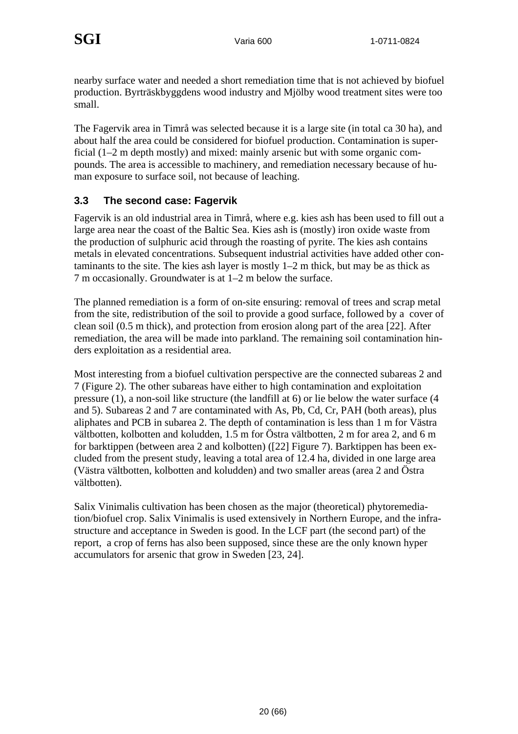nearby surface water and needed a short remediation time that is not achieved by biofuel production. Byrträskbyggdens wood industry and Mjölby wood treatment sites were too small.

The Fagervik area in Timrå was selected because it is a large site (in total ca 30 ha), and about half the area could be considered for biofuel production. Contamination is superficial (1–2 m depth mostly) and mixed: mainly arsenic but with some organic compounds. The area is accessible to machinery, and remediation necessary because of human exposure to surface soil, not because of leaching.

### 3.3 The second case: Fagervik

Fagervik is an old industrial area in Timrå, where e.g. kies ash has been used to fill out a large area near the coast of the Baltic Sea. Kies ash is (mostly) iron oxide waste from the production of sulphuric acid through the roasting of pyrite. The kies ash contains metals in elevated concentrations. Subsequent industrial activities have added other contaminants to the site. The kies ash layer is mostly 1–2 m thick, but may be as thick as 7 m occasionally. Groundwater is at 1–2 m below the surface.

The planned remediation is a form of on-site ensuring: removal of trees and scrap metal from the site, redistribution of the soil to provide a good surface, followed by a cover of clean soil (0.5 m thick), and protection from erosion along part of the area [22]. After remediation, the area will be made into parkland. The remaining soil contamination hinders exploitation as a residential area.

Most interesting from a biofuel cultivation perspective are the connected subareas 2 and 7 (Figure 2). The other subareas have either to high contamination and exploitation pressure (1), a non-soil like structure (the landfill at 6) or lie below the water surface (4 and 5). Subareas 2 and 7 are contaminated with As, Pb, Cd, Cr, PAH (both areas), plus aliphates and PCB in subarea 2. The depth of contamination is less than 1 m for Västra vältbotten, kolbotten and koludden, 1.5 m for Östra vältbotten, 2 m for area 2, and 6 m for barktippen (between area 2 and kolbotten) ([22] Figure 7). Barktippen has been excluded from the present study, leaving a total area of 12.4 ha, divided in one large area (Västra vältbotten, kolbotten and koludden) and two smaller areas (area 2 and Östra vältbotten).

Salix Vinimalis cultivation has been chosen as the major (theoretical) phytoremediation/biofuel crop. Salix Vinimalis is used extensively in Northern Europe, and the infrastructure and acceptance in Sweden is good. In the LCF part (the second part) of the report, a crop of ferns has also been supposed, since these are the only known hyper accumulators for arsenic that grow in Sweden [23, 24].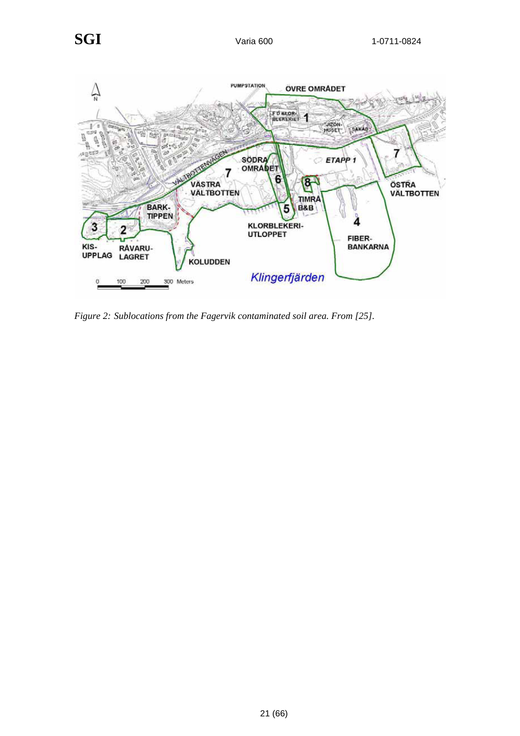*Figure 2: Sublocations from the Fagervik contaminated soil area. From [25].*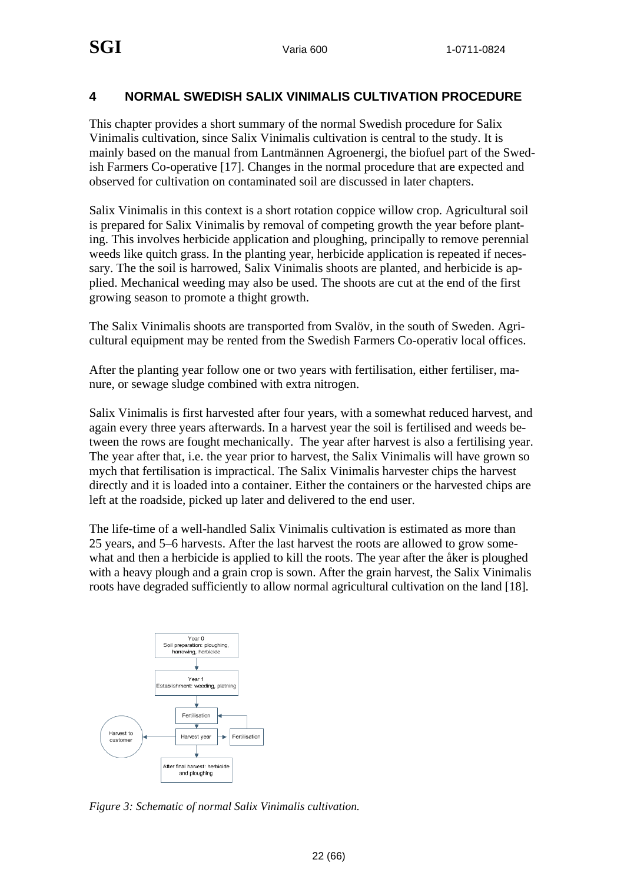# 4 NORMAL SWEDISH SALIX VINIMALIS CULTIVATION PROCEDURE

This chapter provides a short summary of the normal Swedish procedure for Salix Vinimalis cultivation, since Salix Vinimalis cultivation is central to the study. It is mainly based on the manual from Lantmännen Agroenergi, the biofuel part of the Swedish Farmers Co-operative [17]. Changes in the normal procedure that are expected and observed for cultivation on contaminated soil are discussed in later chapters.

Salix Vinimalis in this context is a short rotation coppice willow crop. Agricultural soil is prepared for Salix Vinimalis by removal of competing growth the year before planting. This involves herbicide application and ploughing, principally to remove perennial weeds like quitch grass. In the planting year, herbicide application is repeated if necessary. The the soil is harrowed, Salix Vinimalis shoots are planted, and herbicide is applied. Mechanical weeding may also be used. The shoots are cut at the end of the first growing season to promote a thight growth.

The Salix Vinimalis shoots are transported from Svalöv, in the south of Sweden. Agricultural equipment may be rented from the Swedish Farmers Co-operativ local offices.

After the planting year follow one or two years with fertilisation, either fertiliser, manure, or sewage sludge combined with extra nitrogen.

Salix Vinimalis is first harvested after four years, with a somewhat reduced harvest, and again every three years afterwards. In a harvest year the soil is fertilised and weeds between the rows are fought mechanically. The year after harvest is also a fertilising year. The year after that, i.e. the year prior to harvest, the Salix Vinimalis will have grown so mych that fertilisation is impractical. The Salix Vinimalis harvester chips the harvest directly and it is loaded into a container. Either the containers or the harvested chips are left at the roadside, picked up later and delivered to the end user.

The life-time of a well-handled Salix Vinimalis cultivation is estimated as more than 25 years, and 5–6 harvests. After the last harvest the roots are allowed to grow somewhat and then a herbicide is applied to kill the roots. The year after the åker is ploughed with a heavy plough and a grain crop is sown. After the grain harvest, the Salix Vinimalis roots have degraded sufficiently to allow normal agricultural cultivation on the land [18].

Year 0
Soil preparation: ploughing, harrowing, herbicide

Year 1
Establishment: weeding, platning

Fertilisation

Harvest year → Fertilisation

Harvest to customer

After final harvest: herbicide and ploughing

*Figure 3: Schematic of normal Salix Vinimalis cultivation.*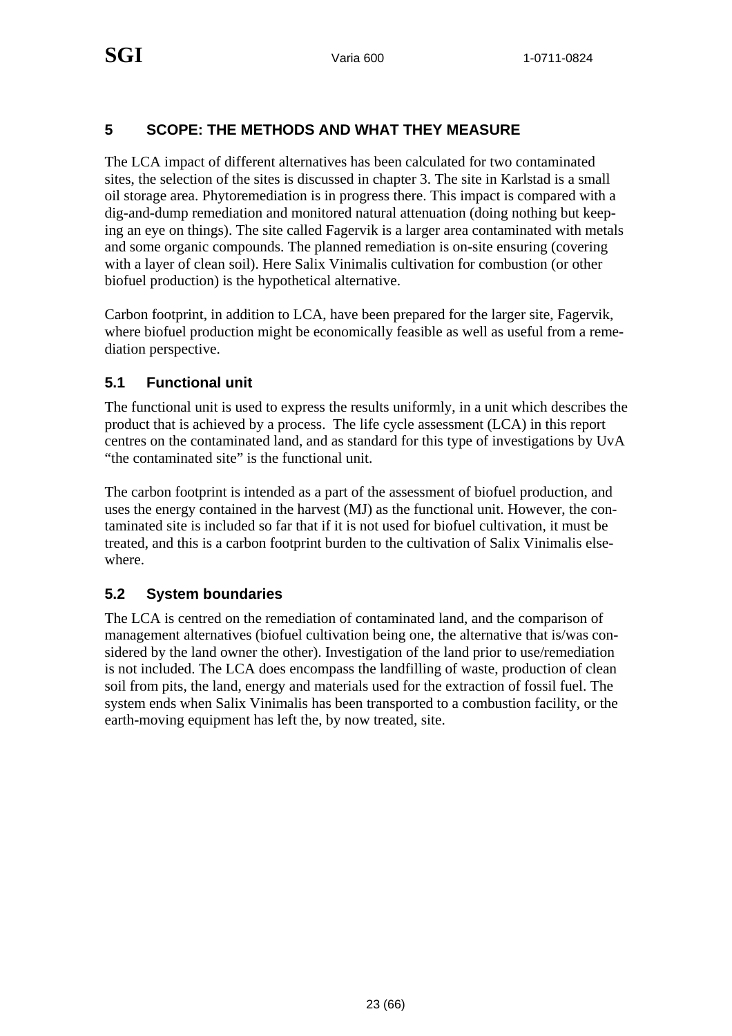## 5 SCOPE: THE METHODS AND WHAT THEY MEASURE

The LCA impact of different alternatives has been calculated for two contaminated sites, the selection of the sites is discussed in chapter 3. The site in Karlstad is a small oil storage area. Phytoremediation is in progress there. This impact is compared with a dig-and-dump remediation and monitored natural attenuation (doing nothing but keeping an eye on things). The site called Fagervik is a larger area contaminated with metals and some organic compounds. The planned remediation is on-site ensuring (covering with a layer of clean soil). Here Salix Vinimalis cultivation for combustion (or other biofuel production) is the hypothetical alternative.

Carbon footprint, in addition to LCA, have been prepared for the larger site, Fagervik, where biofuel production might be economically feasible as well as useful from a remediation perspective.

### 5.1 Functional unit

The functional unit is used to express the results uniformly, in a unit which describes the product that is achieved by a process. The life cycle assessment (LCA) in this report centres on the contaminated land, and as standard for this type of investigations by UvA "the contaminated site" is the functional unit.

The carbon footprint is intended as a part of the assessment of biofuel production, and uses the energy contained in the harvest (MJ) as the functional unit. However, the contaminated site is included so far that if it is not used for biofuel cultivation, it must be treated, and this is a carbon footprint burden to the cultivation of Salix Vinimalis elsewhere.

### 5.2 System boundaries

The LCA is centred on the remediation of contaminated land, and the comparison of management alternatives (biofuel cultivation being one, the alternative that is/was considered by the land owner the other). Investigation of the land prior to use/remediation is not included. The LCA does encompass the landfilling of waste, production of clean soil from pits, the land, energy and materials used for the extraction of fossil fuel. The system ends when Salix Vinimalis has been transported to a combustion facility, or the earth-moving equipment has left the, by now treated, site.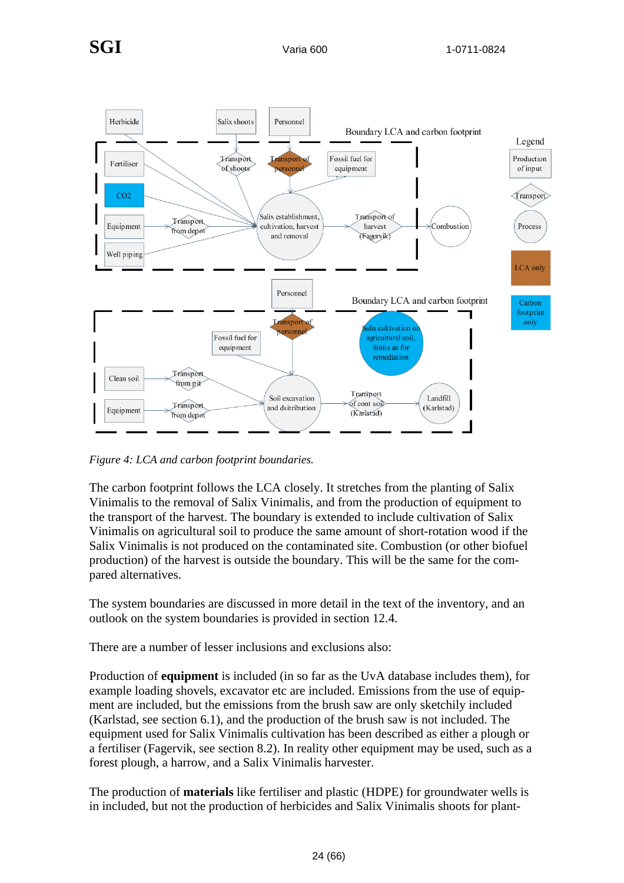*Figure 4: LCA and carbon footprint boundaries.*

The carbon footprint follows the LCA closely. It stretches from the planting of Salix Vinimalis to the removal of Salix Vinimalis, and from the production of equipment to the transport of the harvest. The boundary is extended to include cultivation of Salix Vinimalis on agricultural soil to produce the same amount of short-rotation wood if the Salix Vinimalis is not produced on the contaminated site. Combustion (or other biofuel production) of the harvest is outside the boundary. This will be the same for the compared alternatives.

The system boundaries are discussed in more detail in the text of the inventory, and an outlook on the system boundaries is provided in section 12.4.

There are a number of lesser inclusions and exclusions also:

Production of **equipment** is included (in so far as the UvA database includes them), for example loading shovels, excavator etc are included. Emissions from the use of equipment are included, but the emissions from the brush saw are only sketchily included (Karlstad, see section 6.1), and the production of the brush saw is not included. The equipment used for Salix Vinimalis cultivation has been described as either a plough or a fertiliser (Fagervik, see section 8.2). In reality other equipment may be used, such as a forest plough, a harrow, and a Salix Vinimalis harvester.

The production of **materials** like fertiliser and plastic (HDPE) for groundwater wells is in included, but not the production of herbicides and Salix Vinimalis shoots for plant-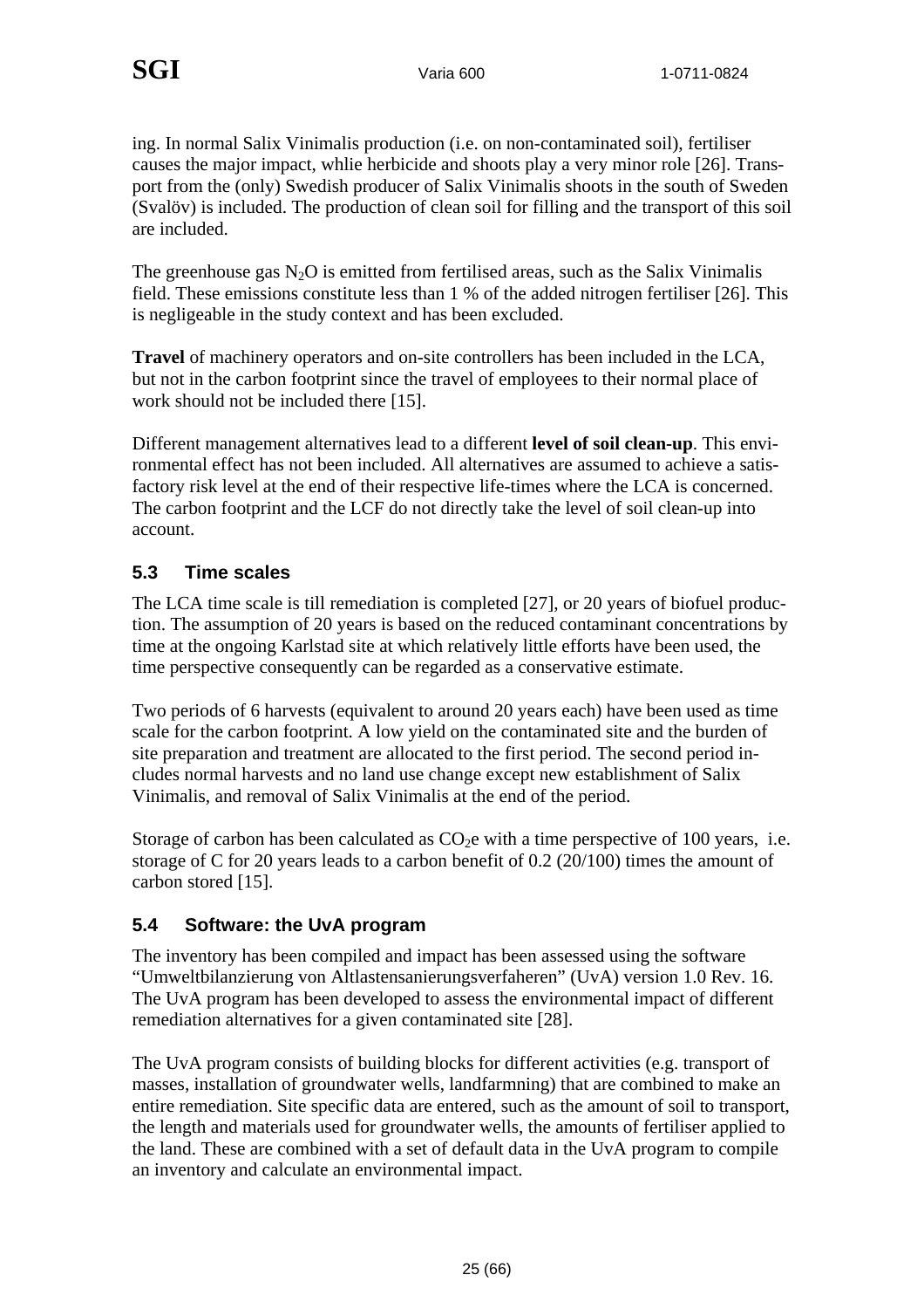ing. In normal Salix Vinimalis production (i.e. on non-contaminated soil), fertiliser causes the major impact, whlie herbicide and shoots play a very minor role [26]. Transport from the (only) Swedish producer of Salix Vinimalis shoots in the south of Sweden (Svalöv) is included. The production of clean soil for filling and the transport of this soil are included.

The greenhouse gas $N_2O$ is emitted from fertilised areas, such as the Salix Vinimalis field. These emissions constitute less than 1 % of the added nitrogen fertiliser [26]. This is negligeable in the study context and has been excluded.

**Travel** of machinery operators and on-site controllers has been included in the LCA, but not in the carbon footprint since the travel of employees to their normal place of work should not be included there [15].

Different management alternatives lead to a different **level of soil clean-up**. This environmental effect has not been included. All alternatives are assumed to achieve a satisfactory risk level at the end of their respective life-times where the LCA is concerned. The carbon footprint and the LCF do not directly take the level of soil clean-up into account.

## 5.3 Time scales

The LCA time scale is till remediation is completed [27], or 20 years of biofuel production. The assumption of 20 years is based on the reduced contaminant concentrations by time at the ongoing Karlstad site at which relatively little efforts have been used, the time perspective consequently can be regarded as a conservative estimate.

Two periods of 6 harvests (equivalent to around 20 years each) have been used as time scale for the carbon footprint. A low yield on the contaminated site and the burden of site preparation and treatment are allocated to the first period. The second period includes normal harvests and no land use change except new establishment of Salix Vinimalis, and removal of Salix Vinimalis at the end of the period.

Storage of carbon has been calculated as $CO_2e$ with a time perspective of 100 years, i.e. storage of C for 20 years leads to a carbon benefit of 0.2 (20/100) times the amount of carbon stored [15].

## 5.4 Software: the UvA program

The inventory has been compiled and impact has been assessed using the software "Umweltbilanzierung von Altlastensanierungsverfaheren" (UvA) version 1.0 Rev. 16. The UvA program has been developed to assess the environmental impact of different remediation alternatives for a given contaminated site [28].

The UvA program consists of building blocks for different activities (e.g. transport of masses, installation of groundwater wells, landfarmning) that are combined to make an entire remediation. Site specific data are entered, such as the amount of soil to transport, the length and materials used for groundwater wells, the amounts of fertiliser applied to the land. These are combined with a set of default data in the UvA program to compile an inventory and calculate an environmental impact.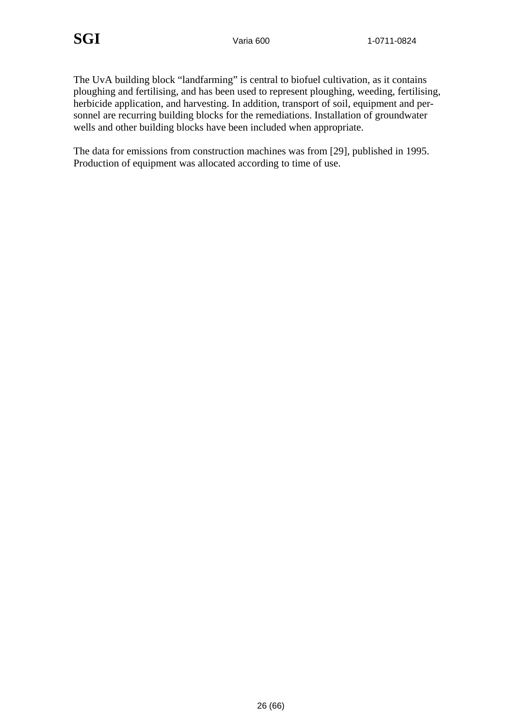The UvA building block "landfarming" is central to biofuel cultivation, as it contains ploughing and fertilising, and has been used to represent ploughing, weeding, fertilising, herbicide application, and harvesting. In addition, transport of soil, equipment and personnel are recurring building blocks for the remediations. Installation of groundwater wells and other building blocks have been included when appropriate.

The data for emissions from construction machines was from [29], published in 1995. Production of equipment was allocated according to time of use.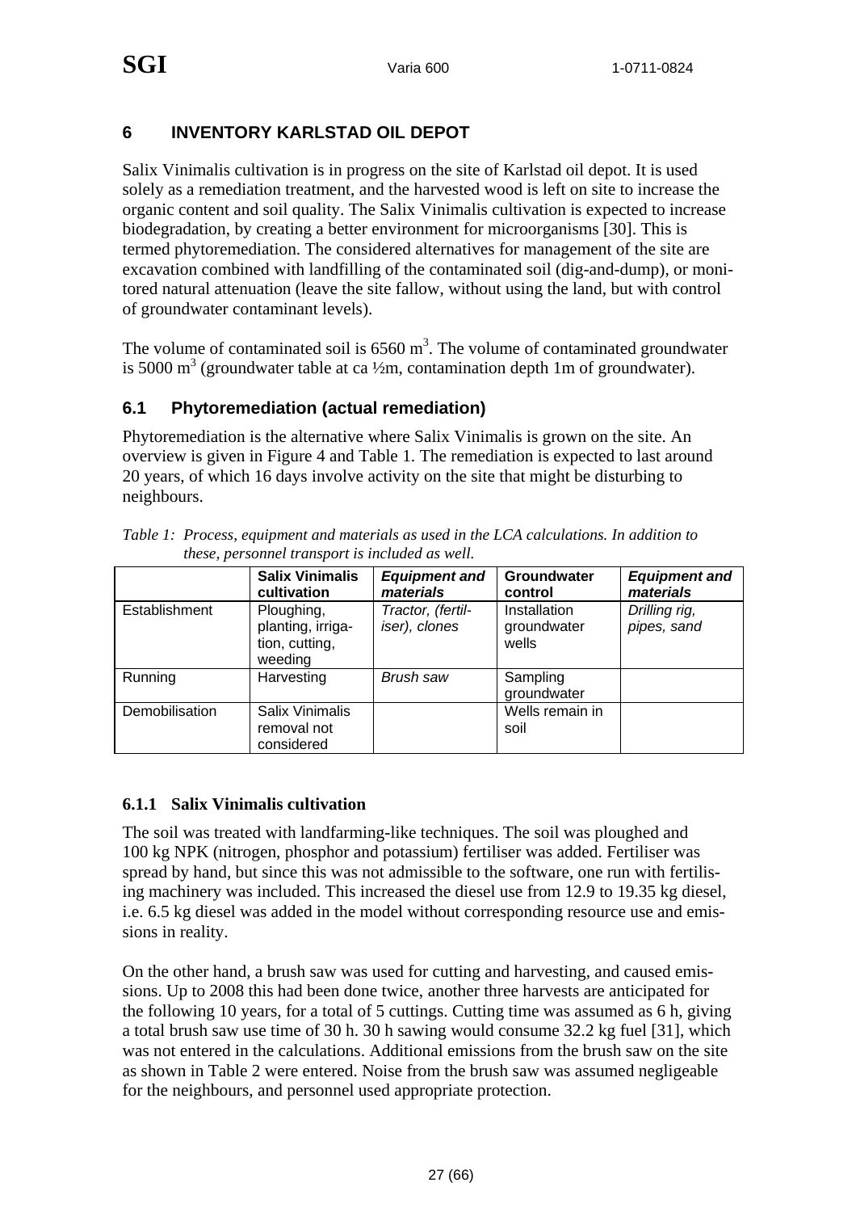# 6 INVENTORY KARLSTAD OIL DEPOT

Salix Vinimalis cultivation is in progress on the site of Karlstad oil depot. It is used solely as a remediation treatment, and the harvested wood is left on site to increase the organic content and soil quality. The Salix Vinimalis cultivation is expected to increase biodegradation, by creating a better environment for microorganisms [30]. This is termed phytoremediation. The considered alternatives for management of the site are excavation combined with landfilling of the contaminated soil (dig-and-dump), or monitored natural attenuation (leave the site fallow, without using the land, but with control of groundwater contaminant levels).

The volume of contaminated soil is 6560 $m^3$. The volume of contaminated groundwater is 5000 $m^3$ (groundwater table at ca ½m, contamination depth 1m of groundwater).

## 6.1 Phytoremediation (actual remediation)

Phytoremediation is the alternative where Salix Vinimalis is grown on the site. An overview is given in Figure 4 and Table 1. The remediation is expected to last around 20 years, of which 16 days involve activity on the site that might be disturbing to neighbours.

*Table 1: Process, equipment and materials as used in the LCA calculations. In addition to these, personnel transport is included as well.*

| | **Salix Vinimalis cultivation** | ***Equipment and materials*** | **Groundwater control** | ***Equipment and materials*** |
|---|---|---|---|---|
| Establishment | Ploughing, planting, irrigation, cutting, weeding | *Tractor, (fertiliser), clones* | Installation groundwater wells | *Drilling rig, pipes, sand* |
| Running | Harvesting | *Brush saw* | Sampling groundwater | |
| Demobilisation | Salix Vinimalis removal not considered | | Wells remain in soil | |

### 6.1.1 Salix Vinimalis cultivation

The soil was treated with landfarming-like techniques. The soil was ploughed and 100 kg NPK (nitrogen, phosphor and potassium) fertiliser was added. Fertiliser was spread by hand, but since this was not admissible to the software, one run with fertilising machinery was included. This increased the diesel use from 12.9 to 19.35 kg diesel, i.e. 6.5 kg diesel was added in the model without corresponding resource use and emissions in reality.

On the other hand, a brush saw was used for cutting and harvesting, and caused emissions. Up to 2008 this had been done twice, another three harvests are anticipated for the following 10 years, for a total of 5 cuttings. Cutting time was assumed as 6 h, giving a total brush saw use time of 30 h. 30 h sawing would consume 32.2 kg fuel [31], which was not entered in the calculations. Additional emissions from the brush saw on the site as shown in Table 2 were entered. Noise from the brush saw was assumed negligeable for the neighbours, and personnel used appropriate protection.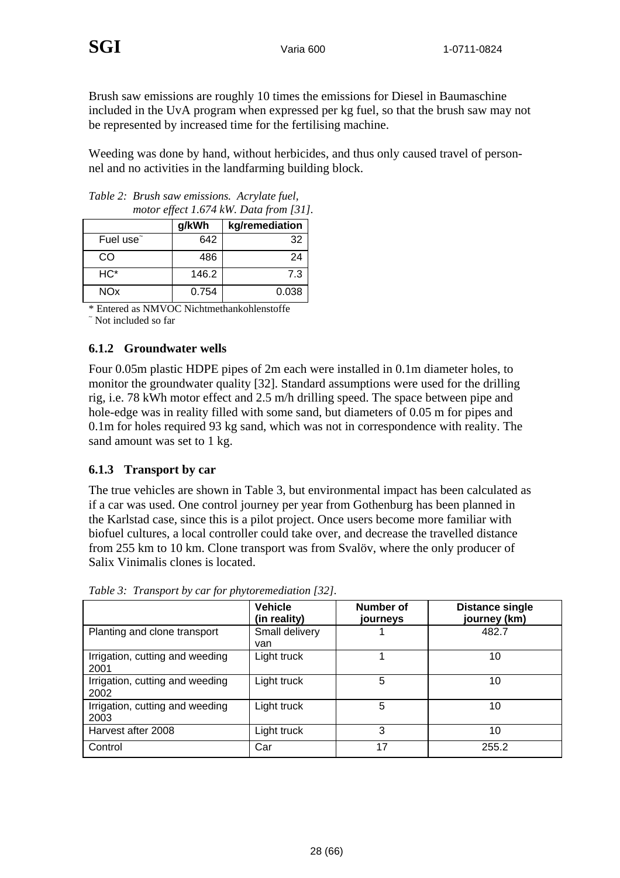Brush saw emissions are roughly 10 times the emissions for Diesel in Baumaschine included in the UvA program when expressed per kg fuel, so that the brush saw may not be represented by increased time for the fertilising machine.

Weeding was done by hand, without herbicides, and thus only caused travel of personnel and no activities in the landfarming building block.

*Table 2: Brush saw emissions. Acrylate fuel, motor effect 1.674 kW. Data from [31].*

| | g/kWh | kg/remediation |
|---|---|---|
| Fuel use˜ | 642 | 32 |
| CO | 486 | 24 |
| HC* | 146.2 | 7.3 |
| NOx | 0.754 | 0.038 |

\* Entered as NMVOC Nichtmethankohlenstoffe
˜ Not included so far

### 6.1.2 Groundwater wells

Four 0.05m plastic HDPE pipes of 2m each were installed in 0.1m diameter holes, to monitor the groundwater quality [32]. Standard assumptions were used for the drilling rig, i.e. 78 kWh motor effect and 2.5 m/h drilling speed. The space between pipe and hole-edge was in reality filled with some sand, but diameters of 0.05 m for pipes and 0.1m for holes required 93 kg sand, which was not in correspondence with reality. The sand amount was set to 1 kg.

### 6.1.3 Transport by car

The true vehicles are shown in Table 3, but environmental impact has been calculated as if a car was used. One control journey per year from Gothenburg has been planned in the Karlstad case, since this is a pilot project. Once users become more familiar with biofuel cultures, a local controller could take over, and decrease the travelled distance from 255 km to 10 km. Clone transport was from Svalöv, where the only producer of Salix Vinimalis clones is located.

*Table 3: Transport by car for phytoremediation [32].*

| | Vehicle (in reality) | Number of journeys | Distance single journey (km) |
|---|---|---|---|
| Planting and clone transport | Small delivery van | 1 | 482.7 |
| Irrigation, cutting and weeding 2001 | Light truck | 1 | 10 |
| Irrigation, cutting and weeding 2002 | Light truck | 5 | 10 |
| Irrigation, cutting and weeding 2003 | Light truck | 5 | 10 |
| Harvest after 2008 | Light truck | 3 | 10 |
| Control | Car | 17 | 255.2 |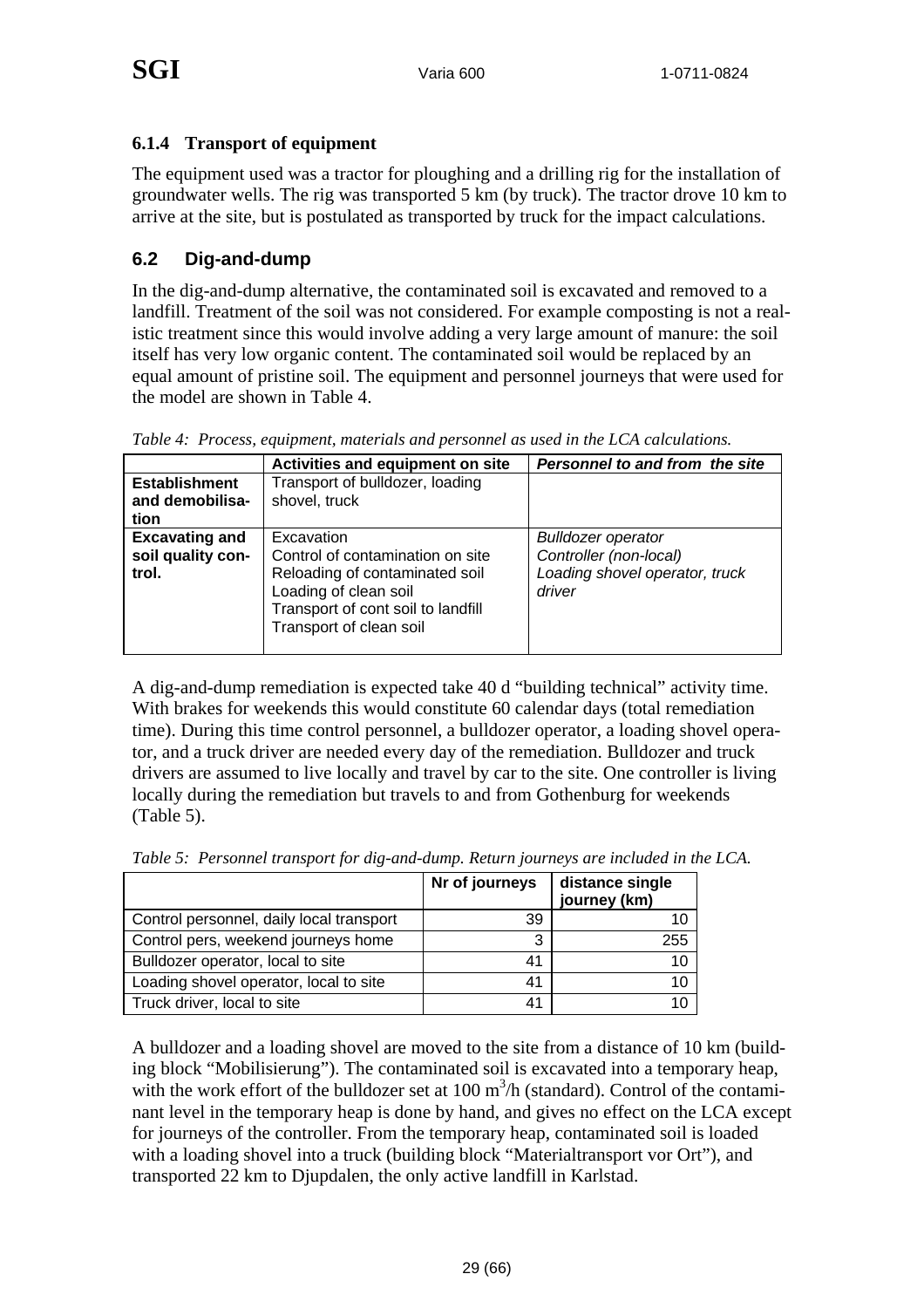### 6.1.4 Transport of equipment

The equipment used was a tractor for ploughing and a drilling rig for the installation of groundwater wells. The rig was transported 5 km (by truck). The tractor drove 10 km to arrive at the site, but is postulated as transported by truck for the impact calculations.

## 6.2 Dig-and-dump

In the dig-and-dump alternative, the contaminated soil is excavated and removed to a landfill. Treatment of the soil was not considered. For example composting is not a realistic treatment since this would involve adding a very large amount of manure: the soil itself has very low organic content. The contaminated soil would be replaced by an equal amount of pristine soil. The equipment and personnel journeys that were used for the model are shown in Table 4.

*Table 4: Process, equipment, materials and personnel as used in the LCA calculations.*

| | **Activities and equipment on site** | ***Personnel to and from the site*** |
|---|---|---|
| **Establishment and demobilisation** | Transport of bulldozer, loading shovel, truck | |
| **Excavating and soil quality control.** | Excavation<br>Control of contamination on site<br>Reloading of contaminated soil<br>Loading of clean soil<br>Transport of cont soil to landfill<br>Transport of clean soil | *Bulldozer operator*<br>*Controller (non-local)*<br>*Loading shovel operator, truck driver* |

A dig-and-dump remediation is expected take 40 d "building technical" activity time. With brakes for weekends this would constitute 60 calendar days (total remediation time). During this time control personnel, a bulldozer operator, a loading shovel operator, and a truck driver are needed every day of the remediation. Bulldozer and truck drivers are assumed to live locally and travel by car to the site. One controller is living locally during the remediation but travels to and from Gothenburg for weekends (Table 5).

*Table 5: Personnel transport for dig-and-dump. Return journeys are included in the LCA.*

| | **Nr of journeys** | **distance single journey (km)** |
|---|---|---|
| Control personnel, daily local transport | 39 | 10 |
| Control pers, weekend journeys home | 3 | 255 |
| Bulldozer operator, local to site | 41 | 10 |
| Loading shovel operator, local to site | 41 | 10 |
| Truck driver, local to site | 41 | 10 |

A bulldozer and a loading shovel are moved to the site from a distance of 10 km (building block "Mobilisierung"). The contaminated soil is excavated into a temporary heap, with the work effort of the bulldozer set at 100 $m^3$/h (standard). Control of the contaminant level in the temporary heap is done by hand, and gives no effect on the LCA except for journeys of the controller. From the temporary heap, contaminated soil is loaded with a loading shovel into a truck (building block "Materialtransport vor Ort"), and transported 22 km to Djupdalen, the only active landfill in Karlstad.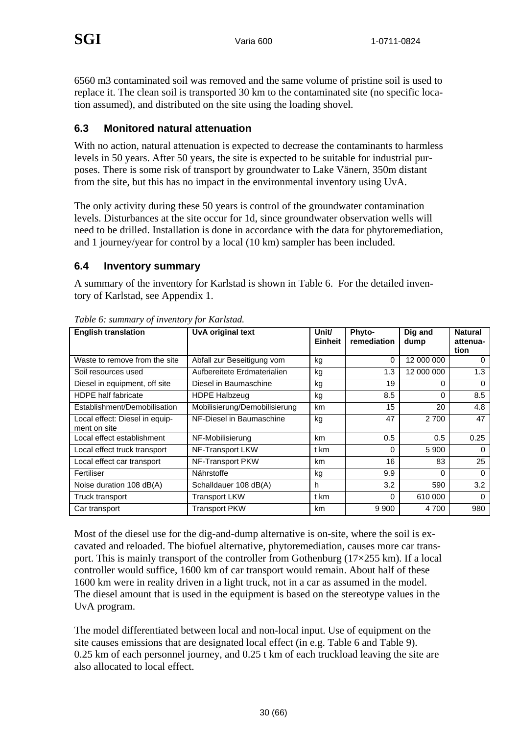6560 m3 contaminated soil was removed and the same volume of pristine soil is used to replace it. The clean soil is transported 30 km to the contaminated site (no specific location assumed), and distributed on the site using the loading shovel.

## 6.3 Monitored natural attenuation

With no action, natural attenuation is expected to decrease the contaminants to harmless levels in 50 years. After 50 years, the site is expected to be suitable for industrial purposes. There is some risk of transport by groundwater to Lake Vänern, 350m distant from the site, but this has no impact in the environmental inventory using UvA.

The only activity during these 50 years is control of the groundwater contamination levels. Disturbances at the site occur for 1d, since groundwater observation wells will need to be drilled. Installation is done in accordance with the data for phytoremediation, and 1 journey/year for control by a local (10 km) sampler has been included.

## 6.4 Inventory summary

A summary of the inventory for Karlstad is shown in Table 6. For the detailed inventory of Karlstad, see Appendix 1.

*Table 6: summary of inventory for Karlstad.*

| English translation | UvA original text | Unit/ Einheit | Phyto-remediation | Dig and dump | Natural attenuation |
|---|---|---|---|---|---|
| Waste to remove from the site | Abfall zur Beseitigung vom | kg | 0 | 12 000 000 | 0 |
| Soil resources used | Aufbereitete Erdmaterialien | kg | 1.3 | 12 000 000 | 1.3 |
| Diesel in equipment, off site | Diesel in Baumaschine | kg | 19 | 0 | 0 |
| HDPE half fabricate | HDPE Halbzeug | kg | 8.5 | 0 | 8.5 |
| Establishment/Demobilisation | Mobilisierung/Demobilisierung | km | 15 | 20 | 4.8 |
| Local effect: Diesel in equipment on site | NF-Diesel in Baumaschine | kg | 47 | 2 700 | 47 |
| Local effect establishment | NF-Mobilisierung | km | 0.5 | 0.5 | 0.25 |
| Local effect truck transport | NF-Transport LKW | t km | 0 | 5 900 | 0 |
| Local effect car transport | NF-Transport PKW | km | 16 | 83 | 25 |
| Fertiliser | Nährstoffe | kg | 9.9 | 0 | 0 |
| Noise duration 108 dB(A) | Schalldauer 108 dB(A) | h | 3.2 | 590 | 3.2 |
| Truck transport | Transport LKW | t km | 0 | 610 000 | 0 |
| Car transport | Transport PKW | km | 9 900 | 4 700 | 980 |

Most of the diesel use for the dig-and-dump alternative is on-site, where the soil is excavated and reloaded. The biofuel alternative, phytoremediation, causes more car transport. This is mainly transport of the controller from Gothenburg (17×255 km). If a local controller would suffice, 1600 km of car transport would remain. About half of these 1600 km were in reality driven in a light truck, not in a car as assumed in the model. The diesel amount that is used in the equipment is based on the stereotype values in the UvA program.

The model differentiated between local and non-local input. Use of equipment on the site causes emissions that are designated local effect (in e.g. Table 6 and Table 9). 0.25 km of each personnel journey, and 0.25 t km of each truckload leaving the site are also allocated to local effect.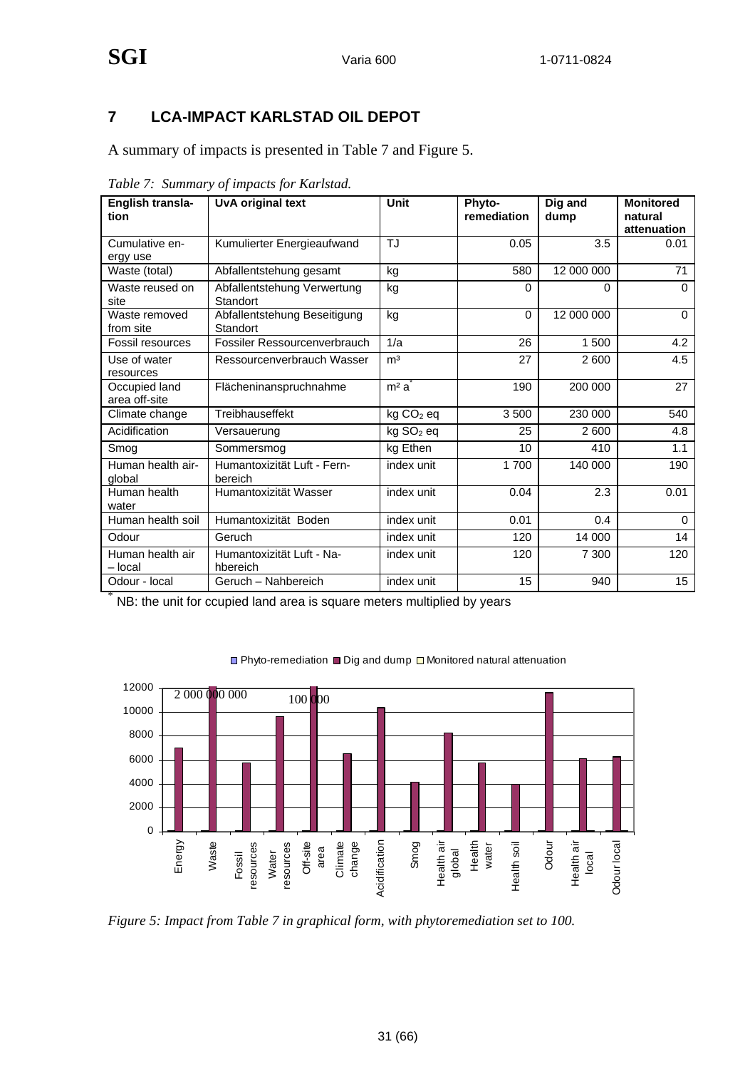## 7 LCA-IMPACT KARLSTAD OIL DEPOT

A summary of impacts is presented in Table 7 and Figure 5.

*Table 7: Summary of impacts for Karlstad.*

| English translation | UvA original text | Unit | Phyto-remediation | Dig and dump | Monitored natural attenuation |
|---|---|---|---|---|---|
| Cumulative energy use | Kumulierter Energieaufwand | TJ | 0.05 | 3.5 | 0.01 |
| Waste (total) | Abfallentstehung gesamt | kg | 580 | 12 000 000 | 71 |
| Waste reused on site | Abfallentstehung Verwertung Standort | kg | 0 | 0 | 0 |
| Waste removed from site | Abfallentstehung Beseitigung Standort | kg | 0 | 12 000 000 | 0 |
| Fossil resources | Fossiler Ressourcenverbrauch | 1/a | 26 | 1 500 | 4.2 |
| Use of water resources | Ressourcenverbrauch Wasser | m³ | 27 | 2 600 | 4.5 |
| Occupied land area off-site | Flächeninanspruchnahme | m² a* | 190 | 200 000 | 27 |
| Climate change | Treibhauseffekt | kg $CO_2$ eq | 3 500 | 230 000 | 540 |
| Acidification | Versauerung | kg $SO_2$ eq | 25 | 2 600 | 4.8 |
| Smog | Sommersmog | kg Ethen | 10 | 410 | 1.1 |
| Human health air-global | Humantoxizität Luft - Fernbereich | index unit | 1 700 | 140 000 | 190 |
| Human health water | Humantoxizität Wasser | index unit | 0.04 | 2.3 | 0.01 |
| Human health soil | Humantoxizität Boden | index unit | 0.01 | 0.4 | 0 |
| Odour | Geruch | index unit | 120 | 14 000 | 14 |
| Human health air – local | Humantoxizität Luft - Nahbereich | index unit | 120 | 7 300 | 120 |
| Odour - local | Geruch – Nahbereich | index unit | 15 | 940 | 15 |

* NB: the unit for ccupied land area is square meters multiplied by years

*Figure 5: Impact from Table 7 in graphical form, with phytoremediation set to 100.*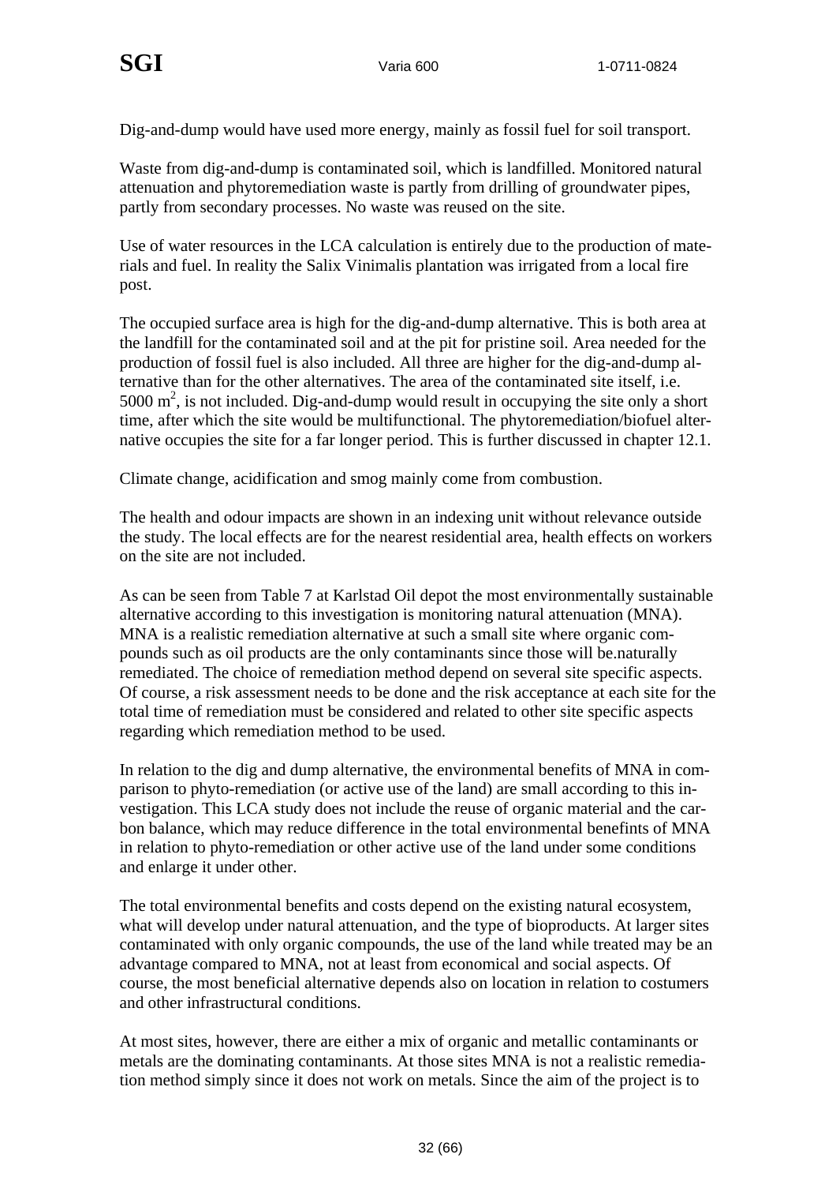Dig-and-dump would have used more energy, mainly as fossil fuel for soil transport.

Waste from dig-and-dump is contaminated soil, which is landfilled. Monitored natural attenuation and phytoremediation waste is partly from drilling of groundwater pipes, partly from secondary processes. No waste was reused on the site.

Use of water resources in the LCA calculation is entirely due to the production of materials and fuel. In reality the Salix Vinimalis plantation was irrigated from a local fire post.

The occupied surface area is high for the dig-and-dump alternative. This is both area at the landfill for the contaminated soil and at the pit for pristine soil. Area needed for the production of fossil fuel is also included. All three are higher for the dig-and-dump alternative than for the other alternatives. The area of the contaminated site itself, i.e. 5000 $m^2$, is not included. Dig-and-dump would result in occupying the site only a short time, after which the site would be multifunctional. The phytoremediation/biofuel alternative occupies the site for a far longer period. This is further discussed in chapter 12.1.

Climate change, acidification and smog mainly come from combustion.

The health and odour impacts are shown in an indexing unit without relevance outside the study. The local effects are for the nearest residential area, health effects on workers on the site are not included.

As can be seen from Table 7 at Karlstad Oil depot the most environmentally sustainable alternative according to this investigation is monitoring natural attenuation (MNA). MNA is a realistic remediation alternative at such a small site where organic compounds such as oil products are the only contaminants since those will be.naturally remediated. The choice of remediation method depend on several site specific aspects. Of course, a risk assessment needs to be done and the risk acceptance at each site for the total time of remediation must be considered and related to other site specific aspects regarding which remediation method to be used.

In relation to the dig and dump alternative, the environmental benefits of MNA in comparison to phyto-remediation (or active use of the land) are small according to this investigation. This LCA study does not include the reuse of organic material and the carbon balance, which may reduce difference in the total environmental benefints of MNA in relation to phyto-remediation or other active use of the land under some conditions and enlarge it under other.

The total environmental benefits and costs depend on the existing natural ecosystem, what will develop under natural attenuation, and the type of bioproducts. At larger sites contaminated with only organic compounds, the use of the land while treated may be an advantage compared to MNA, not at least from economical and social aspects. Of course, the most beneficial alternative depends also on location in relation to costumers and other infrastructural conditions.

At most sites, however, there are either a mix of organic and metallic contaminants or metals are the dominating contaminants. At those sites MNA is not a realistic remediation method simply since it does not work on metals. Since the aim of the project is to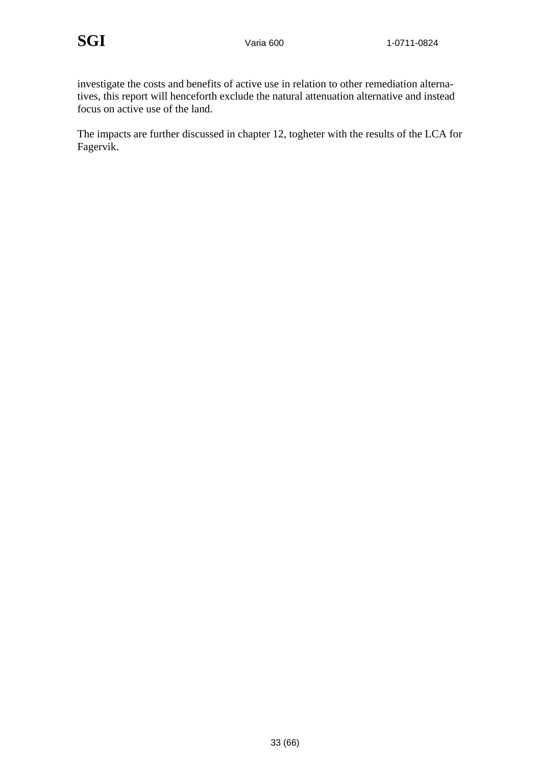investigate the costs and benefits of active use in relation to other remediation alternatives, this report will henceforth exclude the natural attenuation alternative and instead focus on active use of the land.

The impacts are further discussed in chapter 12, togheter with the results of the LCA for Fagervik.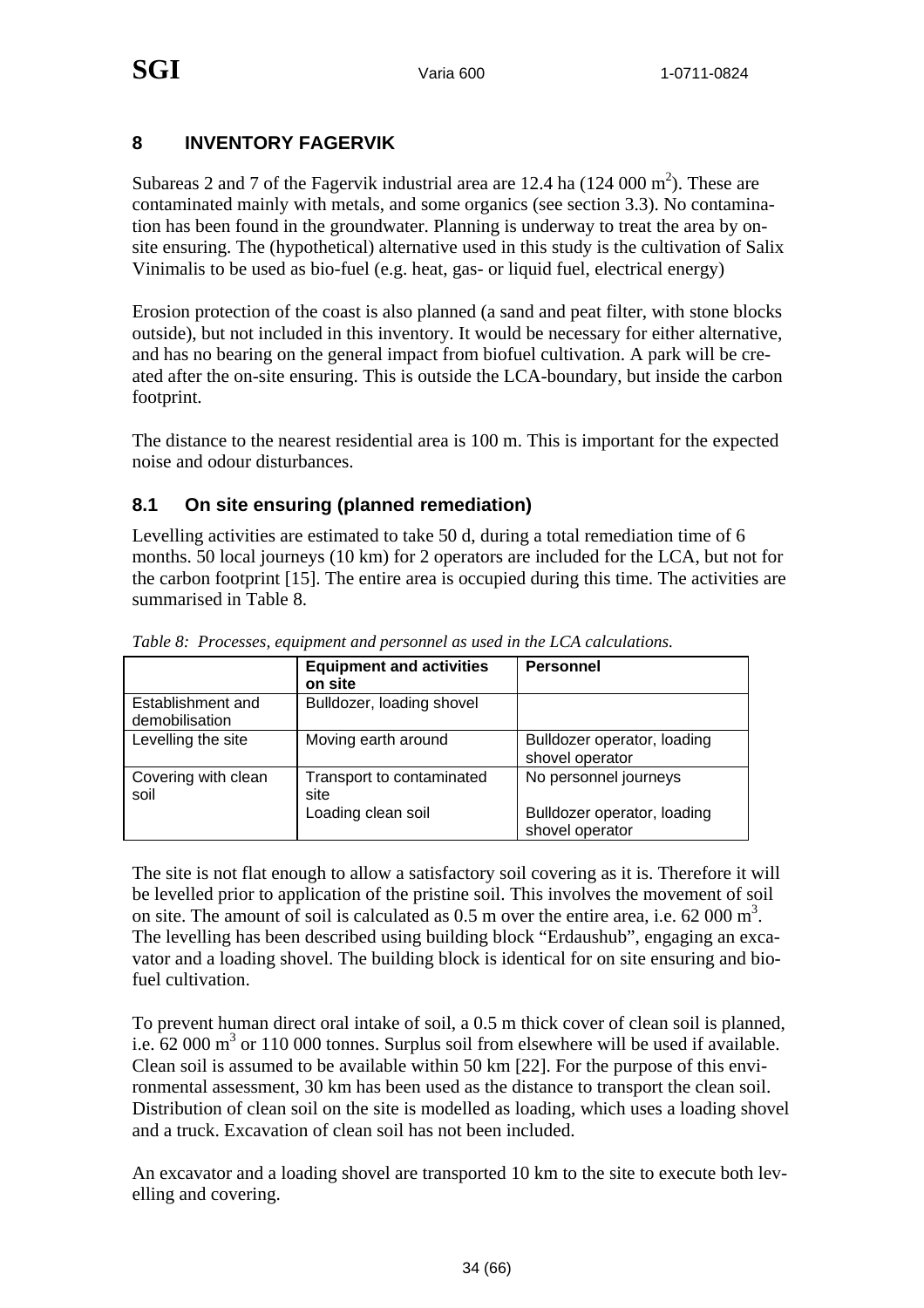## 8 INVENTORY FAGERVIK

Subareas 2 and 7 of the Fagervik industrial area are 12.4 ha (124 000 $m^2$). These are contaminated mainly with metals, and some organics (see section 3.3). No contamination has been found in the groundwater. Planning is underway to treat the area by on-site ensuring. The (hypothetical) alternative used in this study is the cultivation of Salix Vinimalis to be used as bio-fuel (e.g. heat, gas- or liquid fuel, electrical energy)

Erosion protection of the coast is also planned (a sand and peat filter, with stone blocks outside), but not included in this inventory. It would be necessary for either alternative, and has no bearing on the general impact from biofuel cultivation. A park will be created after the on-site ensuring. This is outside the LCA-boundary, but inside the carbon footprint.

The distance to the nearest residential area is 100 m. This is important for the expected noise and odour disturbances.

### 8.1 On site ensuring (planned remediation)

Levelling activities are estimated to take 50 d, during a total remediation time of 6 months. 50 local journeys (10 km) for 2 operators are included for the LCA, but not for the carbon footprint [15]. The entire area is occupied during this time. The activities are summarised in Table 8.

*Table 8: Processes, equipment and personnel as used in the LCA calculations.*

| | Equipment and activities on site | Personnel |
|---|---|---|
| Establishment and demobilisation | Bulldozer, loading shovel | |
| Levelling the site | Moving earth around | Bulldozer operator, loading shovel operator |
| Covering with clean soil | Transport to contaminated site<br>Loading clean soil | No personnel journeys<br>Bulldozer operator, loading shovel operator |

The site is not flat enough to allow a satisfactory soil covering as it is. Therefore it will be levelled prior to application of the pristine soil. This involves the movement of soil on site. The amount of soil is calculated as 0.5 m over the entire area, i.e. 62 000 $m^3$. The levelling has been described using building block "Erdaushub", engaging an excavator and a loading shovel. The building block is identical for on site ensuring and biofuel cultivation.

To prevent human direct oral intake of soil, a 0.5 m thick cover of clean soil is planned, i.e. 62 000 $m^3$ or 110 000 tonnes. Surplus soil from elsewhere will be used if available. Clean soil is assumed to be available within 50 km [22]. For the purpose of this environmental assessment, 30 km has been used as the distance to transport the clean soil. Distribution of clean soil on the site is modelled as loading, which uses a loading shovel and a truck. Excavation of clean soil has not been included.

An excavator and a loading shovel are transported 10 km to the site to execute both levelling and covering.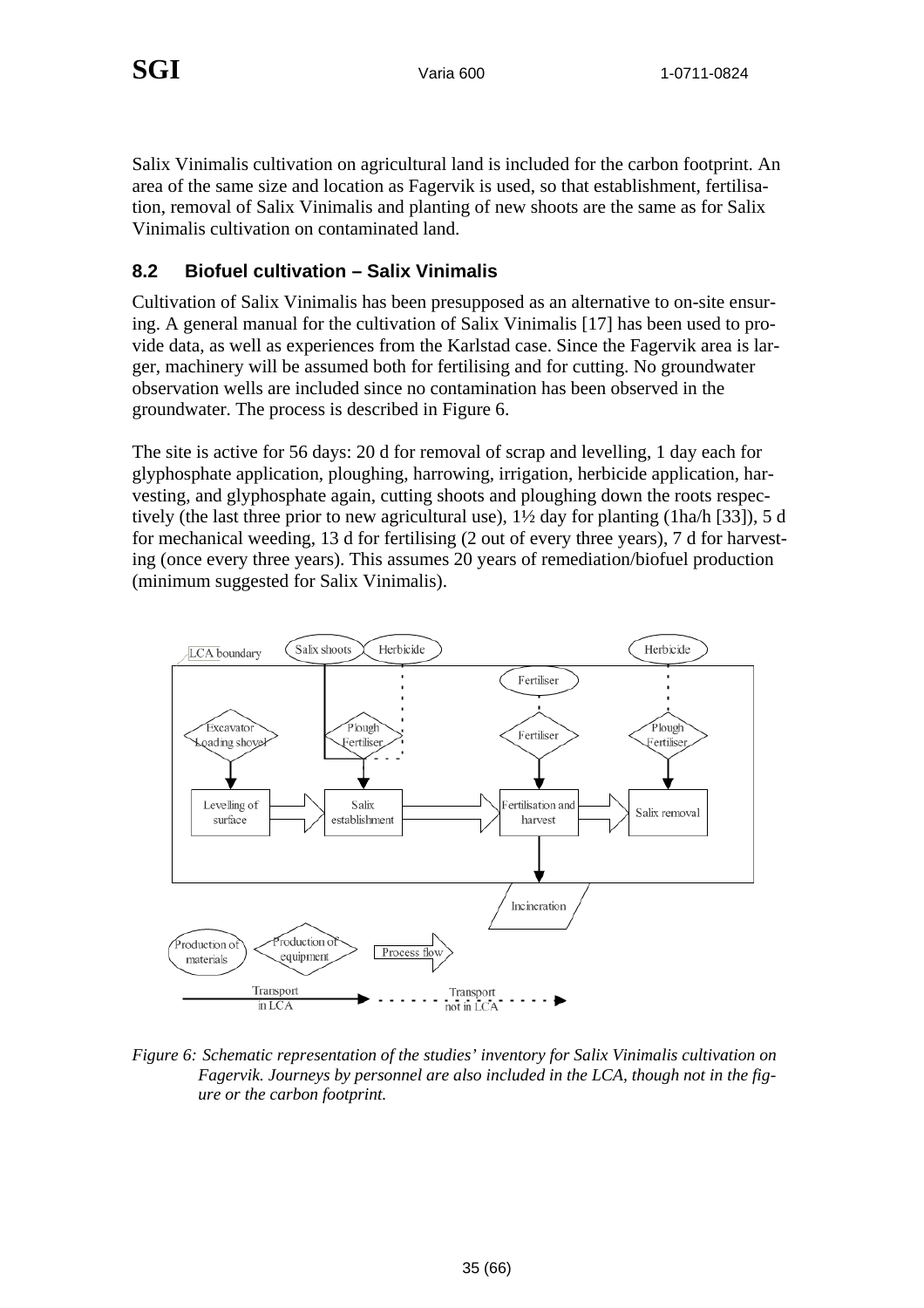Salix Vinimalis cultivation on agricultural land is included for the carbon footprint. An area of the same size and location as Fagervik is used, so that establishment, fertilisation, removal of Salix Vinimalis and planting of new shoots are the same as for Salix Vinimalis cultivation on contaminated land.

## 8.2 Biofuel cultivation – Salix Vinimalis

Cultivation of Salix Vinimalis has been presupposed as an alternative to on-site ensuring. A general manual for the cultivation of Salix Vinimalis [17] has been used to provide data, as well as experiences from the Karlstad case. Since the Fagervik area is larger, machinery will be assumed both for fertilising and for cutting. No groundwater observation wells are included since no contamination has been observed in the groundwater. The process is described in Figure 6.

The site is active for 56 days: 20 d for removal of scrap and levelling, 1 day each for glyphosphate application, ploughing, harrowing, irrigation, herbicide application, harvesting, and glyphosphate again, cutting shoots and ploughing down the roots respectively (the last three prior to new agricultural use), 1½ day for planting (1ha/h [33]), 5 d for mechanical weeding, 13 d for fertilising (2 out of every three years), 7 d for harvesting (once every three years). This assumes 20 years of remediation/biofuel production (minimum suggested for Salix Vinimalis).

*Figure 6: Schematic representation of the studies' inventory for Salix Vinimalis cultivation on Fagervik. Journeys by personnel are also included in the LCA, though not in the figure or the carbon footprint.*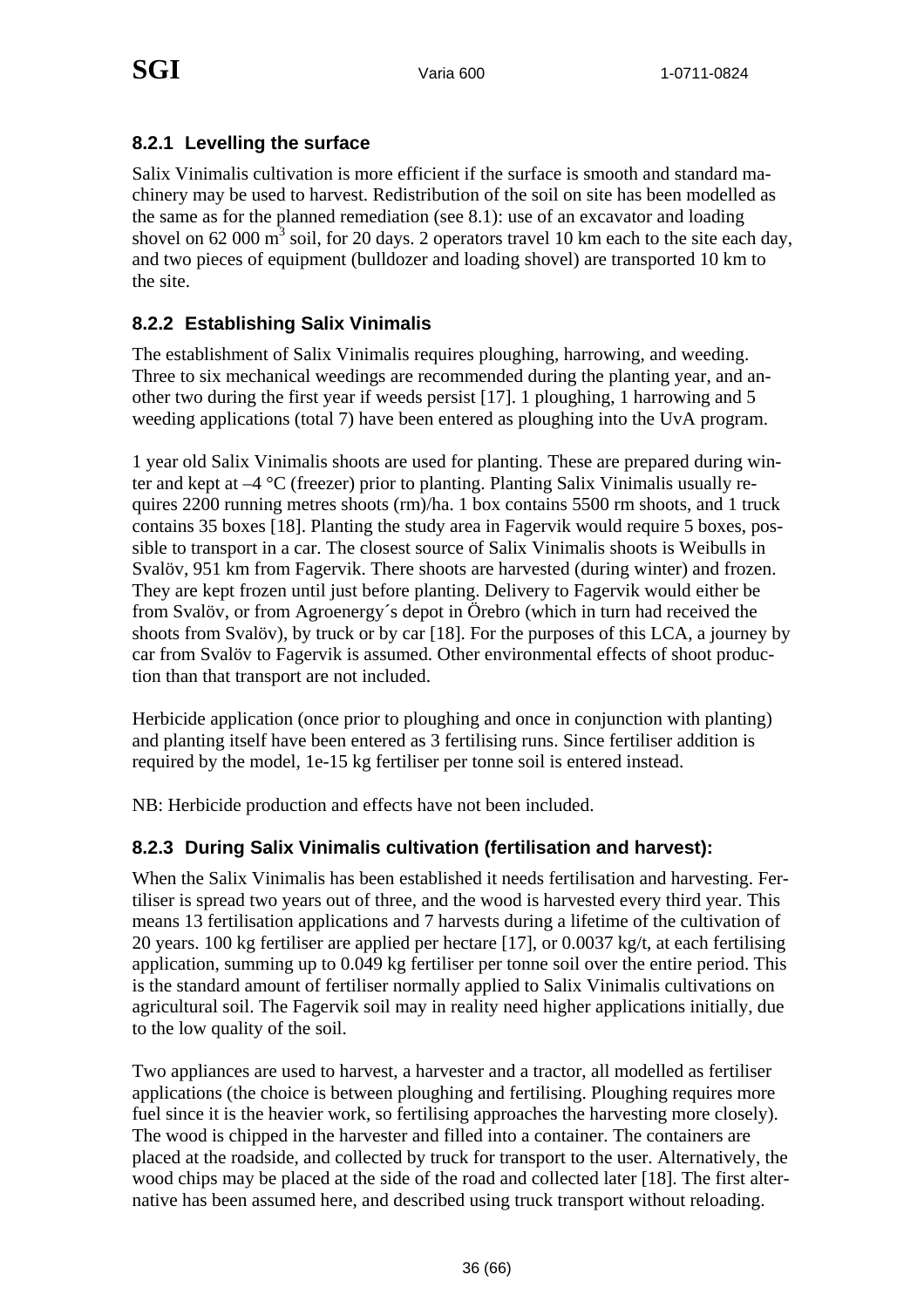### 8.2.1 Levelling the surface

Salix Vinimalis cultivation is more efficient if the surface is smooth and standard machinery may be used to harvest. Redistribution of the soil on site has been modelled as the same as for the planned remediation (see 8.1): use of an excavator and loading shovel on 62 000 $m^3$ soil, for 20 days. 2 operators travel 10 km each to the site each day, and two pieces of equipment (bulldozer and loading shovel) are transported 10 km to the site.

### 8.2.2 Establishing Salix Vinimalis

The establishment of Salix Vinimalis requires ploughing, harrowing, and weeding. Three to six mechanical weedings are recommended during the planting year, and another two during the first year if weeds persist [17]. 1 ploughing, 1 harrowing and 5 weeding applications (total 7) have been entered as ploughing into the UvA program.

1 year old Salix Vinimalis shoots are used for planting. These are prepared during winter and kept at –4 °C (freezer) prior to planting. Planting Salix Vinimalis usually requires 2200 running metres shoots (rm)/ha. 1 box contains 5500 rm shoots, and 1 truck contains 35 boxes [18]. Planting the study area in Fagervik would require 5 boxes, possible to transport in a car. The closest source of Salix Vinimalis shoots is Weibulls in Svalöv, 951 km from Fagervik. There shoots are harvested (during winter) and frozen. They are kept frozen until just before planting. Delivery to Fagervik would either be from Svalöv, or from Agroenergy´s depot in Örebro (which in turn had received the shoots from Svalöv), by truck or by car [18]. For the purposes of this LCA, a journey by car from Svalöv to Fagervik is assumed. Other environmental effects of shoot production than that transport are not included.

Herbicide application (once prior to ploughing and once in conjunction with planting) and planting itself have been entered as 3 fertilising runs. Since fertiliser addition is required by the model, 1e-15 kg fertiliser per tonne soil is entered instead.

NB: Herbicide production and effects have not been included.

### 8.2.3 During Salix Vinimalis cultivation (fertilisation and harvest):

When the Salix Vinimalis has been established it needs fertilisation and harvesting. Fertiliser is spread two years out of three, and the wood is harvested every third year. This means 13 fertilisation applications and 7 harvests during a lifetime of the cultivation of 20 years. 100 kg fertiliser are applied per hectare [17], or 0.0037 kg/t, at each fertilising application, summing up to 0.049 kg fertiliser per tonne soil over the entire period. This is the standard amount of fertiliser normally applied to Salix Vinimalis cultivations on agricultural soil. The Fagervik soil may in reality need higher applications initially, due to the low quality of the soil.

Two appliances are used to harvest, a harvester and a tractor, all modelled as fertiliser applications (the choice is between ploughing and fertilising. Ploughing requires more fuel since it is the heavier work, so fertilising approaches the harvesting more closely). The wood is chipped in the harvester and filled into a container. The containers are placed at the roadside, and collected by truck for transport to the user. Alternatively, the wood chips may be placed at the side of the road and collected later [18]. The first alternative has been assumed here, and described using truck transport without reloading.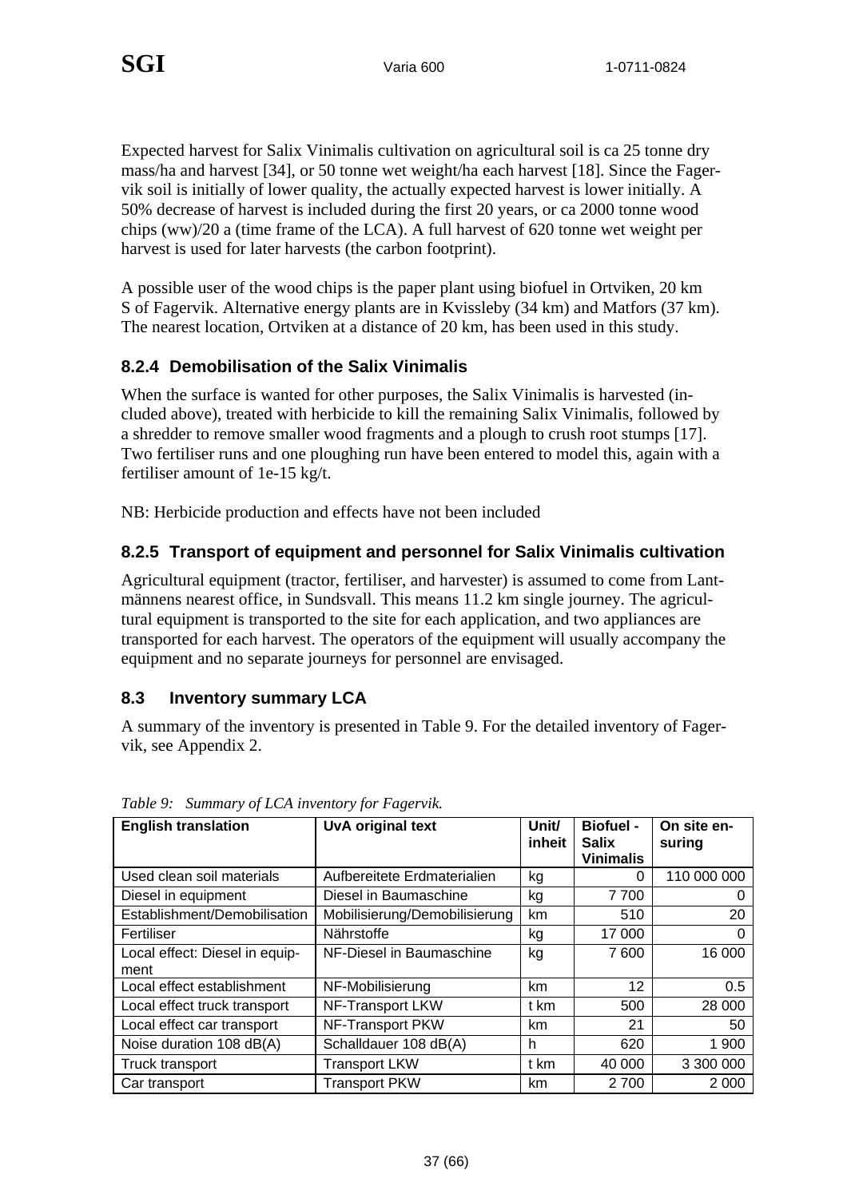Expected harvest for Salix Vinimalis cultivation on agricultural soil is ca 25 tonne dry mass/ha and harvest [34], or 50 tonne wet weight/ha each harvest [18]. Since the Fagervik soil is initially of lower quality, the actually expected harvest is lower initially. A 50% decrease of harvest is included during the first 20 years, or ca 2000 tonne wood chips (ww)/20 a (time frame of the LCA). A full harvest of 620 tonne wet weight per harvest is used for later harvests (the carbon footprint).

A possible user of the wood chips is the paper plant using biofuel in Ortviken, 20 km S of Fagervik. Alternative energy plants are in Kvissleby (34 km) and Matfors (37 km). The nearest location, Ortviken at a distance of 20 km, has been used in this study.

### 8.2.4 Demobilisation of the Salix Vinimalis

When the surface is wanted for other purposes, the Salix Vinimalis is harvested (included above), treated with herbicide to kill the remaining Salix Vinimalis, followed by a shredder to remove smaller wood fragments and a plough to crush root stumps [17]. Two fertiliser runs and one ploughing run have been entered to model this, again with a fertiliser amount of 1e-15 kg/t.

NB: Herbicide production and effects have not been included

### 8.2.5 Transport of equipment and personnel for Salix Vinimalis cultivation

Agricultural equipment (tractor, fertiliser, and harvester) is assumed to come from Lantmännens nearest office, in Sundsvall. This means 11.2 km single journey. The agricultural equipment is transported to the site for each application, and two appliances are transported for each harvest. The operators of the equipment will usually accompany the equipment and no separate journeys for personnel are envisaged.

## 8.3 Inventory summary LCA

A summary of the inventory is presented in Table 9. For the detailed inventory of Fagervik, see Appendix 2.

*Table 9: Summary of LCA inventory for Fagervik.*

| English translation | UvA original text | Unit/ inheit | Biofuel - Salix Vinimalis | On site ensuring |
|---|---|---|---|---|
| Used clean soil materials | Aufbereitete Erdmaterialien | kg | 0 | 110 000 000 |
| Diesel in equipment | Diesel in Baumaschine | kg | 7 700 | 0 |
| Establishment/Demobilisation | Mobilisierung/Demobilisierung | km | 510 | 20 |
| Fertiliser | Nährstoffe | kg | 17 000 | 0 |
| Local effect: Diesel in equipment | NF-Diesel in Baumaschine | kg | 7 600 | 16 000 |
| Local effect establishment | NF-Mobilisierung | km | 12 | 0.5 |
| Local effect truck transport | NF-Transport LKW | t km | 500 | 28 000 |
| Local effect car transport | NF-Transport PKW | km | 21 | 50 |
| Noise duration 108 dB(A) | Schalldauer 108 dB(A) | h | 620 | 1 900 |
| Truck transport | Transport LKW | t km | 40 000 | 3 300 000 |
| Car transport | Transport PKW | km | 2 700 | 2 000 |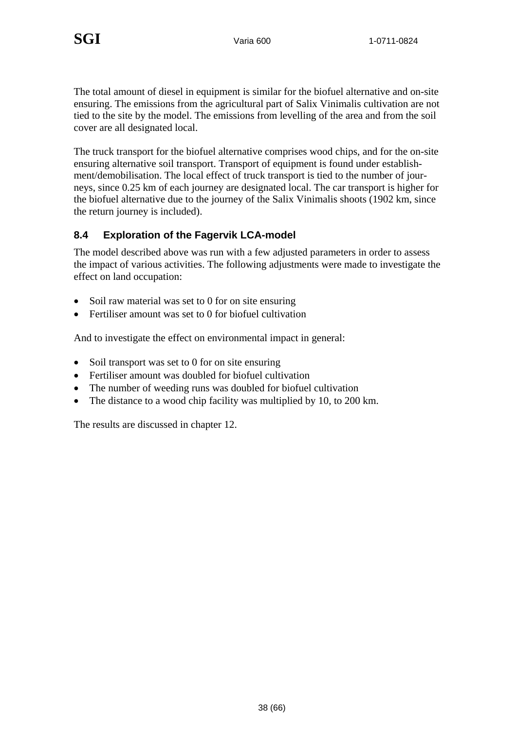The total amount of diesel in equipment is similar for the biofuel alternative and on-site ensuring. The emissions from the agricultural part of Salix Vinimalis cultivation are not tied to the site by the model. The emissions from levelling of the area and from the soil cover are all designated local.

The truck transport for the biofuel alternative comprises wood chips, and for the on-site ensuring alternative soil transport. Transport of equipment is found under establishment/demobilisation. The local effect of truck transport is tied to the number of journeys, since 0.25 km of each journey are designated local. The car transport is higher for the biofuel alternative due to the journey of the Salix Vinimalis shoots (1902 km, since the return journey is included).

### 8.4 Exploration of the Fagervik LCA-model

The model described above was run with a few adjusted parameters in order to assess the impact of various activities. The following adjustments were made to investigate the effect on land occupation:

- Soil raw material was set to 0 for on site ensuring
- Fertiliser amount was set to 0 for biofuel cultivation

And to investigate the effect on environmental impact in general:

- Soil transport was set to 0 for on site ensuring
- Fertiliser amount was doubled for biofuel cultivation
- The number of weeding runs was doubled for biofuel cultivation
- The distance to a wood chip facility was multiplied by 10, to 200 km.

The results are discussed in chapter 12.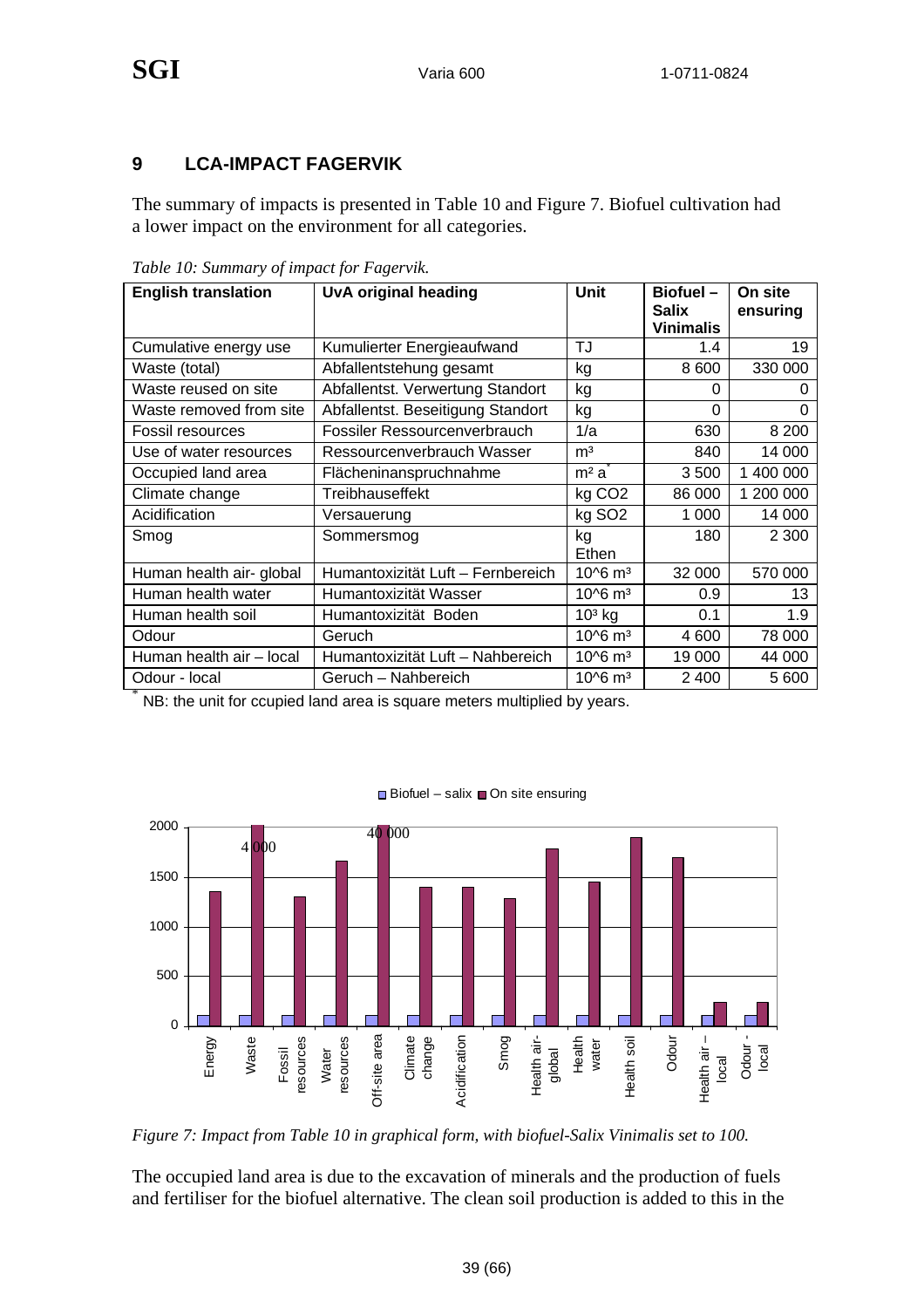## 9 LCA-IMPACT FAGERVIK

The summary of impacts is presented in Table 10 and Figure 7. Biofuel cultivation had a lower impact on the environment for all categories.

*Table 10: Summary of impact for Fagervik.*

| English translation | UvA original heading | Unit | Biofuel – Salix Vinimalis | On site ensuring |
|---|---|---|---|---|
| Cumulative energy use | Kumulierter Energieaufwand | TJ | 1.4 | 19 |
| Waste (total) | Abfallentstehung gesamt | kg | 8 600 | 330 000 |
| Waste reused on site | Abfallentst. Verwertung Standort | kg | 0 | 0 |
| Waste removed from site | Abfallentst. Beseitigung Standort | kg | 0 | 0 |
| Fossil resources | Fossiler Ressourcenverbrauch | 1/a | 630 | 8 200 |
| Use of water resources | Ressourcenverbrauch Wasser | m³ | 840 | 14 000 |
| Occupied land area | Flächeninanspruchnahme | m² a* | 3 500 | 1 400 000 |
| Climate change | Treibhauseffekt | kg $CO_2$ | 86 000 | 1 200 000 |
| Acidification | Versauerung | kg $SO_2$ | 1 000 | 14 000 |
| Smog | Sommersmog | kg Ethen | 180 | 2 300 |
| Human health air- global | Humantoxizität Luft – Fernbereich | 10^6 m³ | 32 000 | 570 000 |
| Human health water | Humantoxizität Wasser | 10^6 m³ | 0.9 | 13 |
| Human health soil | Humantoxizität Boden | 10³ kg | 0.1 | 1.9 |
| Odour | Geruch | 10^6 m³ | 4 600 | 78 000 |
| Human health air – local | Humantoxizität Luft – Nahbereich | 10^6 m³ | 19 000 | 44 000 |
| Odour - local | Geruch – Nahbereich | 10^6 m³ | 2 400 | 5 600 |

\* NB: the unit for ccupied land area is square meters multiplied by years.

*Figure 7: Impact from Table 10 in graphical form, with biofuel-Salix Vinimalis set to 100.*

The occupied land area is due to the excavation of minerals and the production of fuels and fertiliser for the biofuel alternative. The clean soil production is added to this in the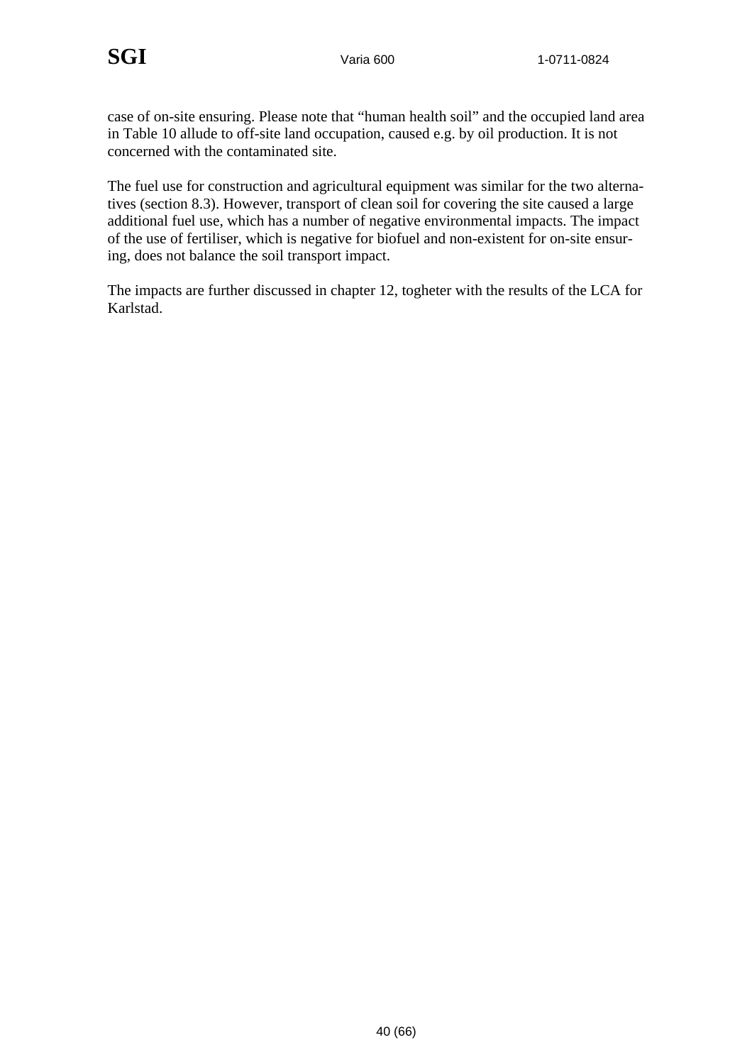case of on-site ensuring. Please note that “human health soil” and the occupied land area in Table 10 allude to off-site land occupation, caused e.g. by oil production. It is not concerned with the contaminated site.

The fuel use for construction and agricultural equipment was similar for the two alternatives (section 8.3). However, transport of clean soil for covering the site caused a large additional fuel use, which has a number of negative environmental impacts. The impact of the use of fertiliser, which is negative for biofuel and non-existent for on-site ensuring, does not balance the soil transport impact.

The impacts are further discussed in chapter 12, togheter with the results of the LCA for Karlstad.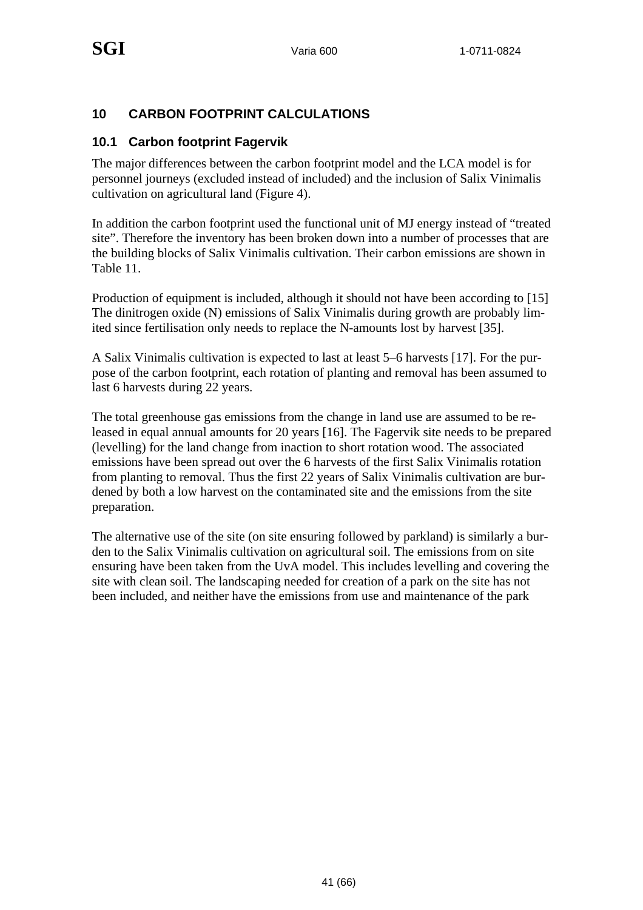## 10 CARBON FOOTPRINT CALCULATIONS

### 10.1 Carbon footprint Fagervik

The major differences between the carbon footprint model and the LCA model is for personnel journeys (excluded instead of included) and the inclusion of Salix Vinimalis cultivation on agricultural land (Figure 4).

In addition the carbon footprint used the functional unit of MJ energy instead of "treated site". Therefore the inventory has been broken down into a number of processes that are the building blocks of Salix Vinimalis cultivation. Their carbon emissions are shown in Table 11.

Production of equipment is included, although it should not have been according to [15] The dinitrogen oxide (N) emissions of Salix Vinimalis during growth are probably limited since fertilisation only needs to replace the N-amounts lost by harvest [35].

A Salix Vinimalis cultivation is expected to last at least 5–6 harvests [17]. For the purpose of the carbon footprint, each rotation of planting and removal has been assumed to last 6 harvests during 22 years.

The total greenhouse gas emissions from the change in land use are assumed to be released in equal annual amounts for 20 years [16]. The Fagervik site needs to be prepared (levelling) for the land change from inaction to short rotation wood. The associated emissions have been spread out over the 6 harvests of the first Salix Vinimalis rotation from planting to removal. Thus the first 22 years of Salix Vinimalis cultivation are burdened by both a low harvest on the contaminated site and the emissions from the site preparation.

The alternative use of the site (on site ensuring followed by parkland) is similarly a burden to the Salix Vinimalis cultivation on agricultural soil. The emissions from on site ensuring have been taken from the UvA model. This includes levelling and covering the site with clean soil. The landscaping needed for creation of a park on the site has not been included, and neither have the emissions from use and maintenance of the park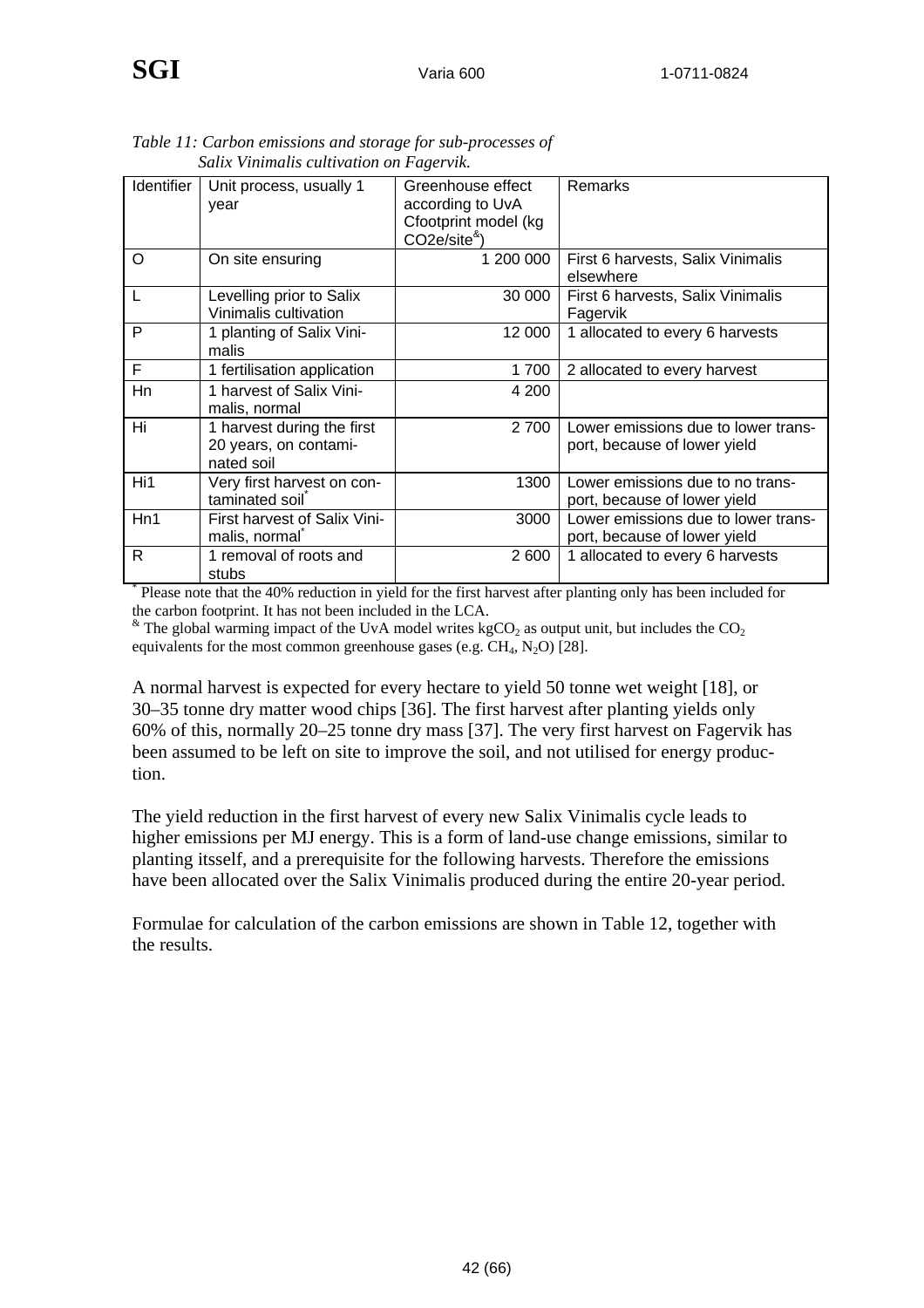*Table 11: Carbon emissions and storage for sub-processes of Salix Vinimalis cultivation on Fagervik.*

| Identifier | Unit process, usually 1 year | Greenhouse effect according to UvA Cfootprint model (kg CO2e/site[&]) | Remarks |
|---|---|---|---|
| O | On site ensuring | 1 200 000 | First 6 harvests, Salix Vinimalis elsewhere |
| L | Levelling prior to Salix Vinimalis cultivation | 30 000 | First 6 harvests, Salix Vinimalis Fagervik |
| P | 1 planting of Salix Vinimalis | 12 000 | 1 allocated to every 6 harvests |
| F | 1 fertilisation application | 1 700 | 2 allocated to every harvest |
| Hn | 1 harvest of Salix Vinimalis, normal | 4 200 | |
| Hi | 1 harvest during the first 20 years, on contaminated soil | 2 700 | Lower emissions due to lower transport, because of lower yield |
| Hi1 | Very first harvest on contaminated soil[*] | 1300 | Lower emissions due to no transport, because of lower yield |
| Hn1 | First harvest of Salix Vinimalis, normal[*] | 3000 | Lower emissions due to lower transport, because of lower yield |
| R | 1 removal of roots and stubs | 2 600 | 1 allocated to every 6 harvests |

[*] Please note that the 40% reduction in yield for the first harvest after planting only has been included for the carbon footprint. It has not been included in the LCA.

[&] The global warming impact of the UvA model writes $kgCO_2$ as output unit, but includes the $CO_2$ equivalents for the most common greenhouse gases (e.g. $CH_4$, $N_2O$) [28].

A normal harvest is expected for every hectare to yield 50 tonne wet weight [18], or 30–35 tonne dry matter wood chips [36]. The first harvest after planting yields only 60% of this, normally 20–25 tonne dry mass [37]. The very first harvest on Fagervik has been assumed to be left on site to improve the soil, and not utilised for energy production.

The yield reduction in the first harvest of every new Salix Vinimalis cycle leads to higher emissions per MJ energy. This is a form of land-use change emissions, similar to planting itsself, and a prerequisite for the following harvests. Therefore the emissions have been allocated over the Salix Vinimalis produced during the entire 20-year period.

Formulae for calculation of the carbon emissions are shown in Table 12, together with the results.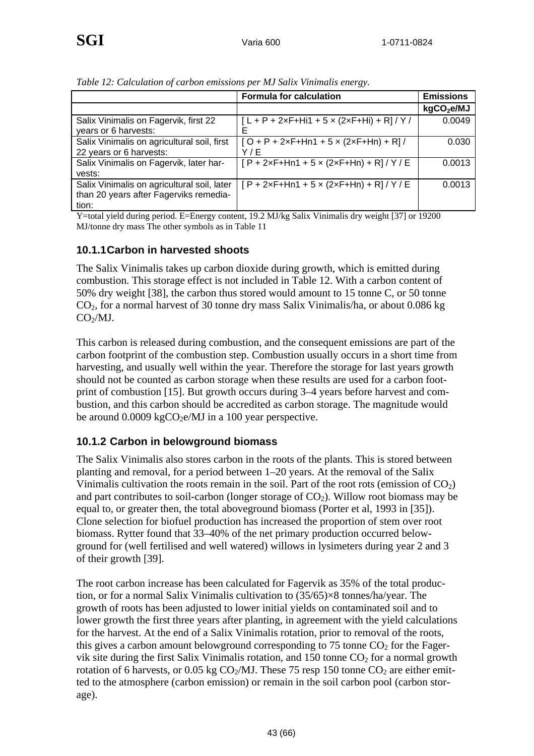*Table 12: Calculation of carbon emissions per MJ Salix Vinimalis energy.*

| | Formula for calculation | Emissions |
|---|---|---|
| | | $kgCO_2e/MJ$ |
| Salix Vinimalis on Fagervik, first 22 years or 6 harvests: | [ L + P + 2×F+Hi1 + 5 × (2×F+Hi) + R] / Y / E | 0.0049 |
| Salix Vinimalis on agricultural soil, first 22 years or 6 harvests: | [ O + P + 2×F+Hn1 + 5 × (2×F+Hn) + R] / Y / E | 0.030 |
| Salix Vinimalis on Fagervik, later harvests: | [ P + 2×F+Hn1 + 5 × (2×F+Hn) + R] / Y / E | 0.0013 |
| Salix Vinimalis on agricultural soil, later than 20 years after Fagerviks remediation: | [ P + 2×F+Hn1 + 5 × (2×F+Hn) + R] / Y / E | 0.0013 |

Y=total yield during period. E=Energy content, 19.2 MJ/kg Salix Vinimalis dry weight [37] or 19200 MJ/tonne dry mass The other symbols as in Table 11

### 10.1.1 Carbon in harvested shoots

The Salix Vinimalis takes up carbon dioxide during growth, which is emitted during combustion. This storage effect is not included in Table 12. With a carbon content of 50% dry weight [38], the carbon thus stored would amount to 15 tonne C, or 50 tonne $CO_2$, for a normal harvest of 30 tonne dry mass Salix Vinimalis/ha, or about 0.086 kg $CO_2$/MJ.

This carbon is released during combustion, and the consequent emissions are part of the carbon footprint of the combustion step. Combustion usually occurs in a short time from harvesting, and usually well within the year. Therefore the storage for last years growth should not be counted as carbon storage when these results are used for a carbon footprint of combustion [15]. But growth occurs during 3–4 years before harvest and combustion, and this carbon should be accredited as carbon storage. The magnitude would be around 0.0009 $kgCO_2e$/MJ in a 100 year perspective.

### 10.1.2 Carbon in belowground biomass

The Salix Vinimalis also stores carbon in the roots of the plants. This is stored between planting and removal, for a period between 1–20 years. At the removal of the Salix Vinimalis cultivation the roots remain in the soil. Part of the root rots (emission of $CO_2$) and part contributes to soil-carbon (longer storage of $CO_2$). Willow root biomass may be equal to, or greater then, the total aboveground biomass (Porter et al, 1993 in [35]). Clone selection for biofuel production has increased the proportion of stem over root biomass. Rytter found that 33–40% of the net primary production occurred belowground for (well fertilised and well watered) willows in lysimeters during year 2 and 3 of their growth [39].

The root carbon increase has been calculated for Fagervik as 35% of the total production, or for a normal Salix Vinimalis cultivation to (35/65)×8 tonnes/ha/year. The growth of roots has been adjusted to lower initial yields on contaminated soil and to lower growth the first three years after planting, in agreement with the yield calculations for the harvest. At the end of a Salix Vinimalis rotation, prior to removal of the roots, this gives a carbon amount belowground corresponding to 75 tonne $CO_2$ for the Fagervik site during the first Salix Vinimalis rotation, and 150 tonne $CO_2$ for a normal growth rotation of 6 harvests, or 0.05 kg $CO_2$/MJ. These 75 resp 150 tonne $CO_2$ are either emitted to the atmosphere (carbon emission) or remain in the soil carbon pool (carbon storage).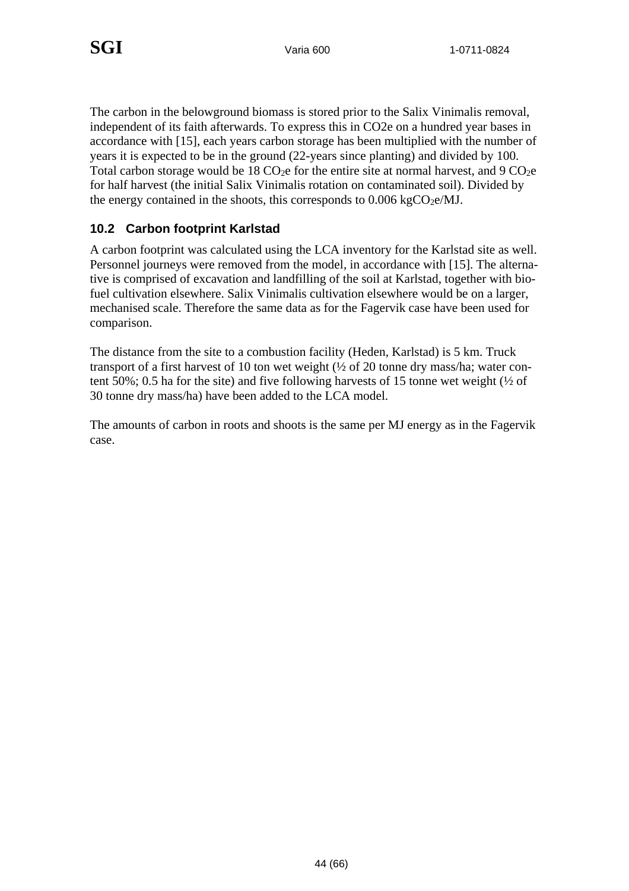The carbon in the belowground biomass is stored prior to the Salix Vinimalis removal, independent of its faith afterwards. To express this in CO2e on a hundred year bases in accordance with [15], each years carbon storage has been multiplied with the number of years it is expected to be in the ground (22-years since planting) and divided by 100. Total carbon storage would be 18 $CO_2e$ for the entire site at normal harvest, and 9 $CO_2e$ for half harvest (the initial Salix Vinimalis rotation on contaminated soil). Divided by the energy contained in the shoots, this corresponds to 0.006 $kgCO_2e/MJ$.

### 10.2 Carbon footprint Karlstad

A carbon footprint was calculated using the LCA inventory for the Karlstad site as well. Personnel journeys were removed from the model, in accordance with [15]. The alternative is comprised of excavation and landfilling of the soil at Karlstad, together with biofuel cultivation elsewhere. Salix Vinimalis cultivation elsewhere would be on a larger, mechanised scale. Therefore the same data as for the Fagervik case have been used for comparison.

The distance from the site to a combustion facility (Heden, Karlstad) is 5 km. Truck transport of a first harvest of 10 ton wet weight (½ of 20 tonne dry mass/ha; water content 50%; 0.5 ha for the site) and five following harvests of 15 tonne wet weight (½ of 30 tonne dry mass/ha) have been added to the LCA model.

The amounts of carbon in roots and shoots is the same per MJ energy as in the Fagervik case.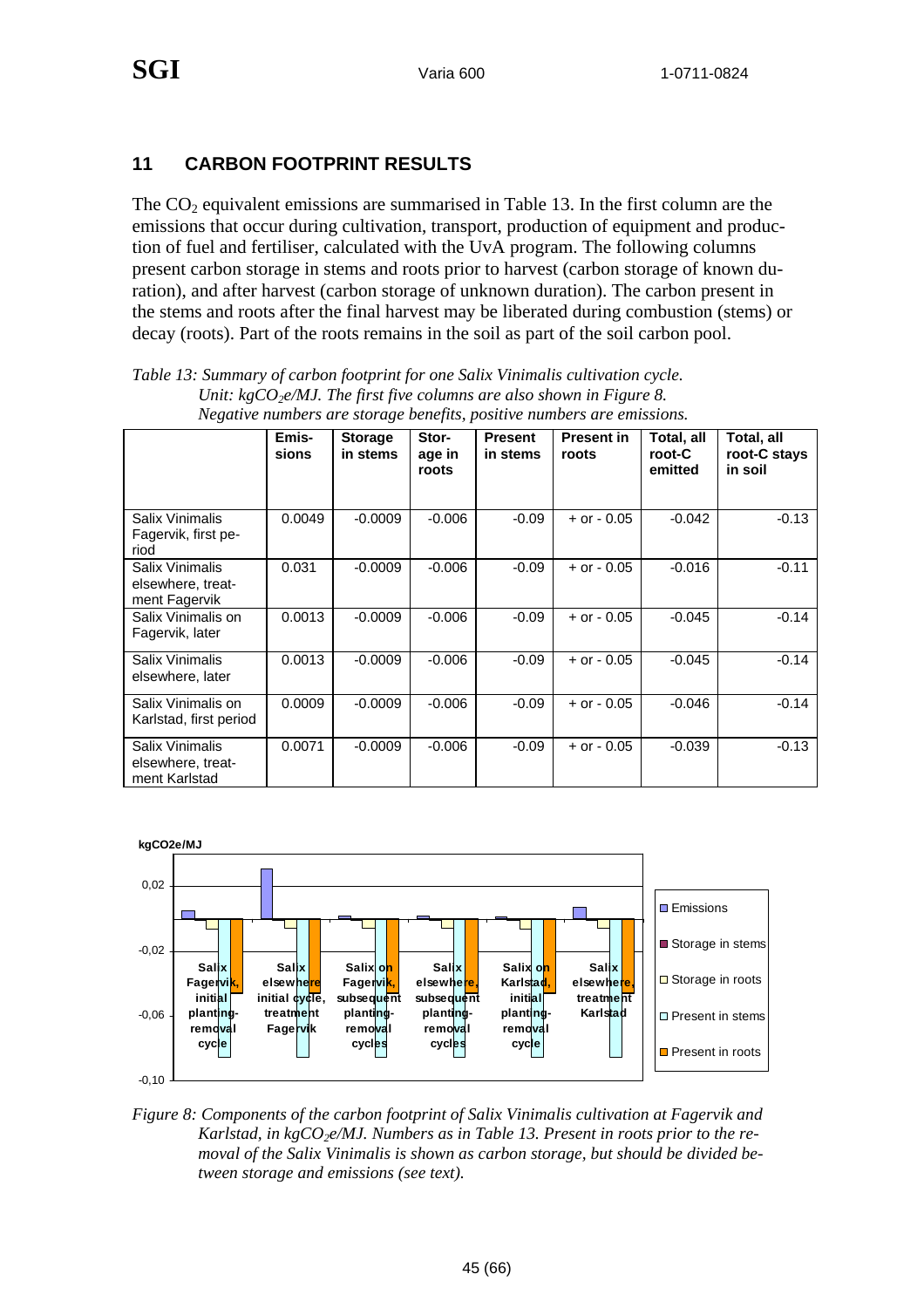## 11 CARBON FOOTPRINT RESULTS

The $CO_2$ equivalent emissions are summarised in Table 13. In the first column are the emissions that occur during cultivation, transport, production of equipment and production of fuel and fertiliser, calculated with the UvA program. The following columns present carbon storage in stems and roots prior to harvest (carbon storage of known duration), and after harvest (carbon storage of unknown duration). The carbon present in the stems and roots after the final harvest may be liberated during combustion (stems) or decay (roots). Part of the roots remains in the soil as part of the soil carbon pool.

*Table 13: Summary of carbon footprint for one Salix Vinimalis cultivation cycle. Unit: $kgCO_2e/MJ$. The first five columns are also shown in Figure 8. Negative numbers are storage benefits, positive numbers are emissions.*

| | Emissions | Storage in stems | Storage in roots | Present in stems | Present in roots | Total, all root-C emitted | Total, all root-C stays in soil |
|---|---|---|---|---|---|---|---|
| Salix Vinimalis Fagervik, first period | 0.0049 | -0.0009 | -0.006 | -0.09 | + or - 0.05 | -0.042 | -0.13 |
| Salix Vinimalis elsewhere, treatment Fagervik | 0.031 | -0.0009 | -0.006 | -0.09 | + or - 0.05 | -0.016 | -0.11 |
| Salix Vinimalis on Fagervik, later | 0.0013 | -0.0009 | -0.006 | -0.09 | + or - 0.05 | -0.045 | -0.14 |
| Salix Vinimalis elsewhere, later | 0.0013 | -0.0009 | -0.006 | -0.09 | + or - 0.05 | -0.045 | -0.14 |
| Salix Vinimalis on Karlstad, first period | 0.0009 | -0.0009 | -0.006 | -0.09 | + or - 0.05 | -0.046 | -0.14 |
| Salix Vinimalis elsewhere, treatment Karlstad | 0.0071 | -0.0009 | -0.006 | -0.09 | + or - 0.05 | -0.039 | -0.13 |

*Figure 8: Components of the carbon footprint of Salix Vinimalis cultivation at Fagervik and Karlstad, in $kgCO_2e/MJ$. Numbers as in Table 13. Present in roots prior to the removal of the Salix Vinimalis is shown as carbon storage, but should be divided between storage and emissions (see text).*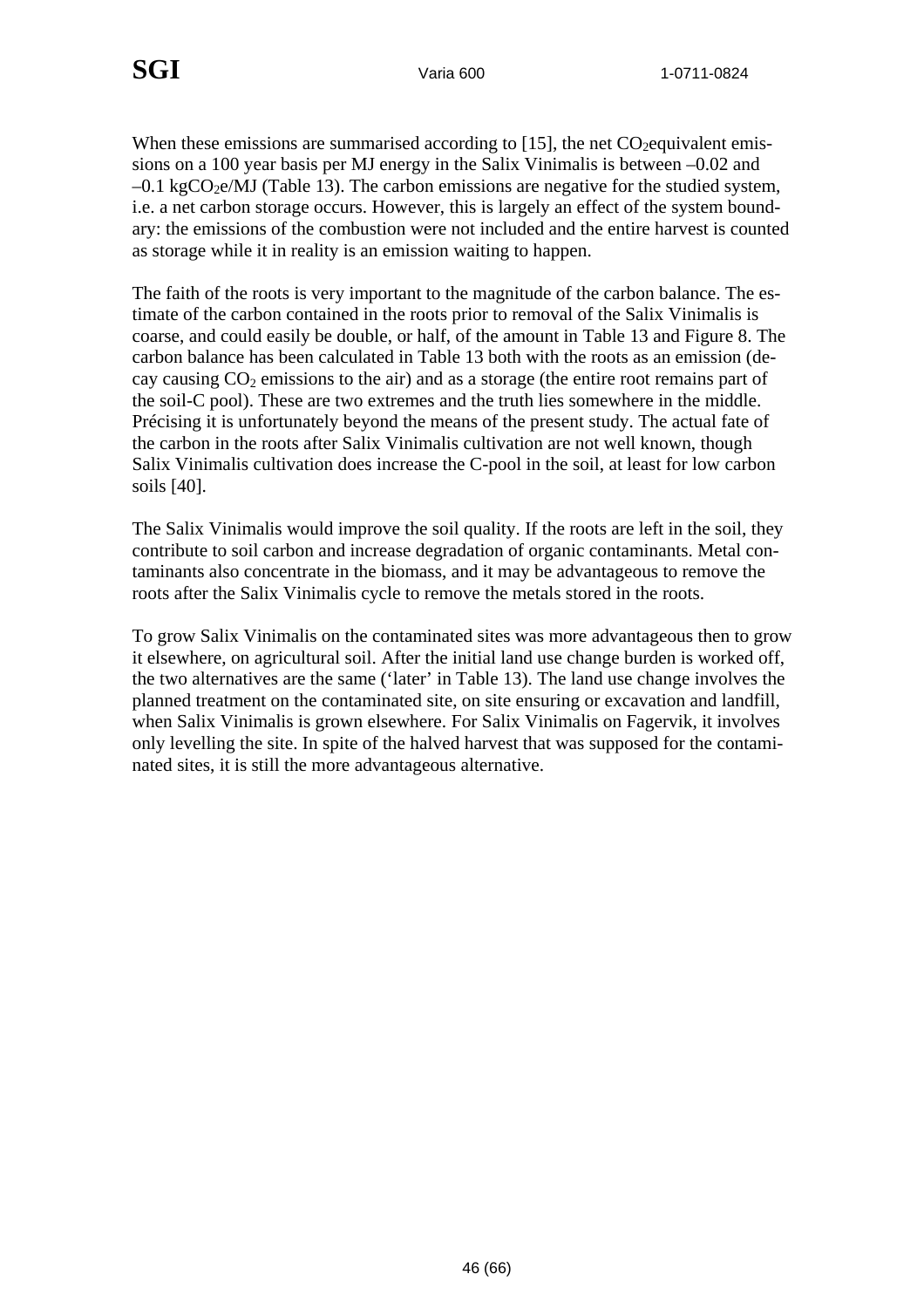When these emissions are summarised according to [15], the net $CO_2$equivalent emissions on a 100 year basis per MJ energy in the Salix Vinimalis is between –0.02 and –0.1 $kgCO_2e/MJ$ (Table 13). The carbon emissions are negative for the studied system, i.e. a net carbon storage occurs. However, this is largely an effect of the system boundary: the emissions of the combustion were not included and the entire harvest is counted as storage while it in reality is an emission waiting to happen.

The faith of the roots is very important to the magnitude of the carbon balance. The estimate of the carbon contained in the roots prior to removal of the Salix Vinimalis is coarse, and could easily be double, or half, of the amount in Table 13 and Figure 8. The carbon balance has been calculated in Table 13 both with the roots as an emission (decay causing $CO_2$ emissions to the air) and as a storage (the entire root remains part of the soil-C pool). These are two extremes and the truth lies somewhere in the middle. Précising it is unfortunately beyond the means of the present study. The actual fate of the carbon in the roots after Salix Vinimalis cultivation are not well known, though Salix Vinimalis cultivation does increase the C-pool in the soil, at least for low carbon soils [40].

The Salix Vinimalis would improve the soil quality. If the roots are left in the soil, they contribute to soil carbon and increase degradation of organic contaminants. Metal contaminants also concentrate in the biomass, and it may be advantageous to remove the roots after the Salix Vinimalis cycle to remove the metals stored in the roots.

To grow Salix Vinimalis on the contaminated sites was more advantageous then to grow it elsewhere, on agricultural soil. After the initial land use change burden is worked off, the two alternatives are the same ('later' in Table 13). The land use change involves the planned treatment on the contaminated site, on site ensuring or excavation and landfill, when Salix Vinimalis is grown elsewhere. For Salix Vinimalis on Fagervik, it involves only levelling the site. In spite of the halved harvest that was supposed for the contaminated sites, it is still the more advantageous alternative.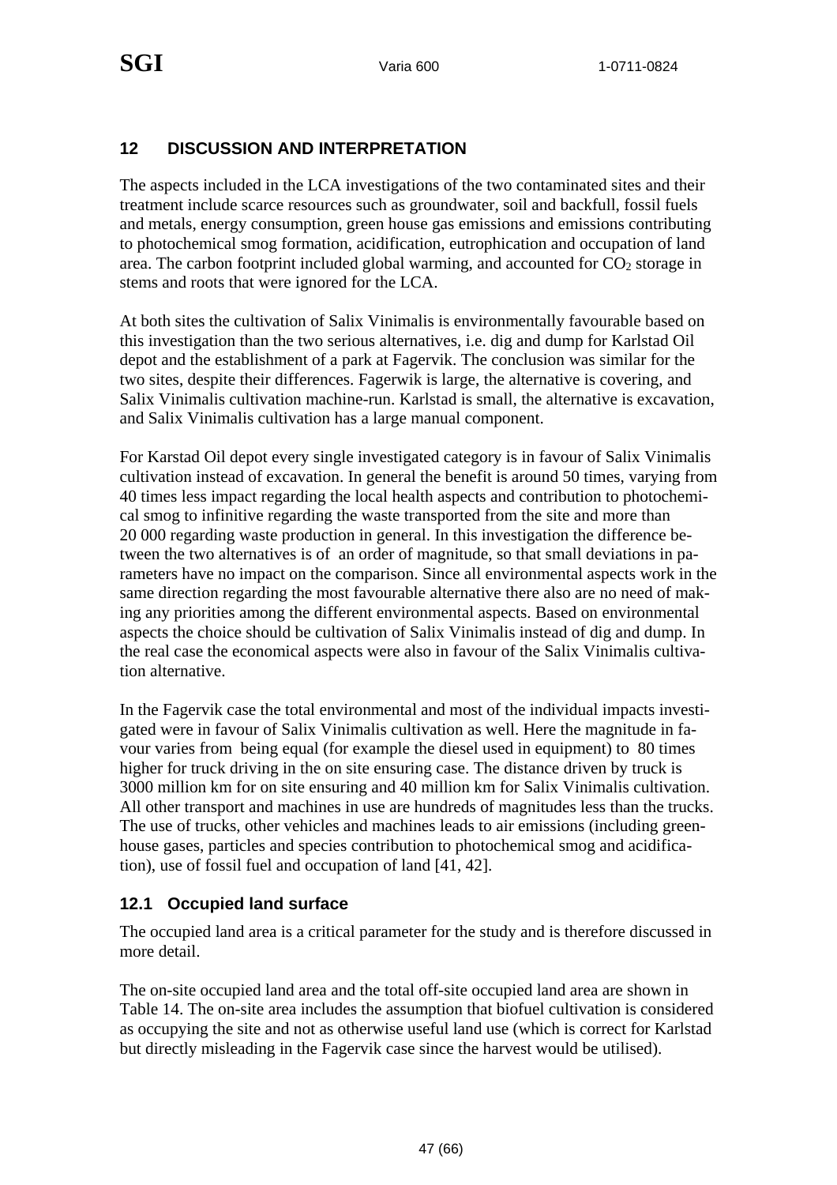## 12 DISCUSSION AND INTERPRETATION

The aspects included in the LCA investigations of the two contaminated sites and their treatment include scarce resources such as groundwater, soil and backfull, fossil fuels and metals, energy consumption, green house gas emissions and emissions contributing to photochemical smog formation, acidification, eutrophication and occupation of land area. The carbon footprint included global warming, and accounted for $CO_2$ storage in stems and roots that were ignored for the LCA.

At both sites the cultivation of Salix Vinimalis is environmentally favourable based on this investigation than the two serious alternatives, i.e. dig and dump for Karlstad Oil depot and the establishment of a park at Fagervik. The conclusion was similar for the two sites, despite their differences. Fagerwik is large, the alternative is covering, and Salix Vinimalis cultivation machine-run. Karlstad is small, the alternative is excavation, and Salix Vinimalis cultivation has a large manual component.

For Karstad Oil depot every single investigated category is in favour of Salix Vinimalis cultivation instead of excavation. In general the benefit is around 50 times, varying from 40 times less impact regarding the local health aspects and contribution to photochemical smog to infinitive regarding the waste transported from the site and more than 20 000 regarding waste production in general. In this investigation the difference between the two alternatives is of an order of magnitude, so that small deviations in parameters have no impact on the comparison. Since all environmental aspects work in the same direction regarding the most favourable alternative there also are no need of making any priorities among the different environmental aspects. Based on environmental aspects the choice should be cultivation of Salix Vinimalis instead of dig and dump. In the real case the economical aspects were also in favour of the Salix Vinimalis cultivation alternative.

In the Fagervik case the total environmental and most of the individual impacts investigated were in favour of Salix Vinimalis cultivation as well. Here the magnitude in favour varies from being equal (for example the diesel used in equipment) to 80 times higher for truck driving in the on site ensuring case. The distance driven by truck is 3000 million km for on site ensuring and 40 million km for Salix Vinimalis cultivation. All other transport and machines in use are hundreds of magnitudes less than the trucks. The use of trucks, other vehicles and machines leads to air emissions (including greenhouse gases, particles and species contribution to photochemical smog and acidification), use of fossil fuel and occupation of land [41, 42].

### 12.1 Occupied land surface

The occupied land area is a critical parameter for the study and is therefore discussed in more detail.

The on-site occupied land area and the total off-site occupied land area are shown in Table 14. The on-site area includes the assumption that biofuel cultivation is considered as occupying the site and not as otherwise useful land use (which is correct for Karlstad but directly misleading in the Fagervik case since the harvest would be utilised).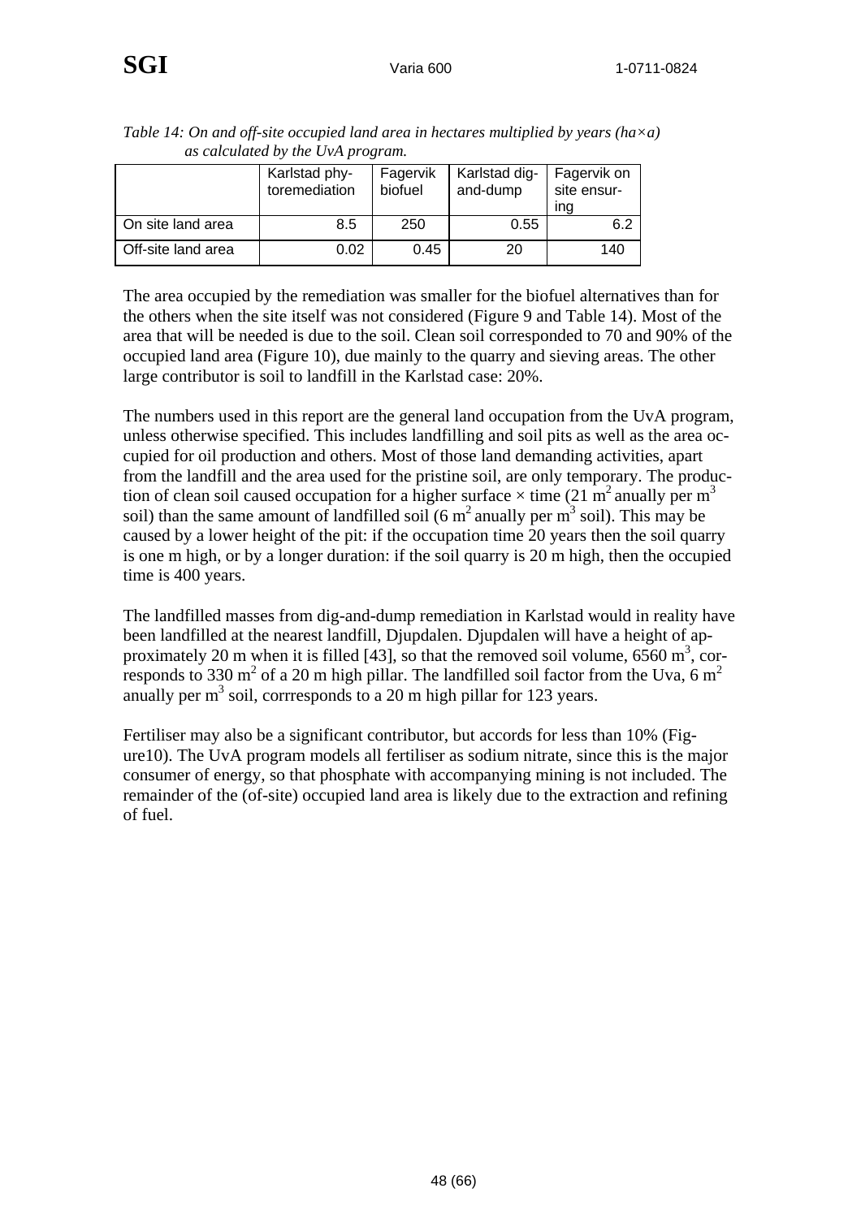*Table 14: On and off-site occupied land area in hectares multiplied by years (ha×a) as calculated by the UvA program.*

| | Karlstad phytoremediation | Fagervik biofuel | Karlstad dig-and-dump | Fagervik on site ensuring |
|---|---|---|---|---|
| On site land area | 8.5 | 250 | 0.55 | 6.2 |
| Off-site land area | 0.02 | 0.45 | 20 | 140 |

The area occupied by the remediation was smaller for the biofuel alternatives than for the others when the site itself was not considered (Figure 9 and Table 14). Most of the area that will be needed is due to the soil. Clean soil corresponded to 70 and 90% of the occupied land area (Figure 10), due mainly to the quarry and sieving areas. The other large contributor is soil to landfill in the Karlstad case: 20%.

The numbers used in this report are the general land occupation from the UvA program, unless otherwise specified. This includes landfilling and soil pits as well as the area occupied for oil production and others. Most of those land demanding activities, apart from the landfill and the area used for the pristine soil, are only temporary. The production of clean soil caused occupation for a higher surface × time (21 $m^2$ anually per $m^3$ soil) than the same amount of landfilled soil (6 $m^2$ anually per $m^3$ soil). This may be caused by a lower height of the pit: if the occupation time 20 years then the soil quarry is one m high, or by a longer duration: if the soil quarry is 20 m high, then the occupied time is 400 years.

The landfilled masses from dig-and-dump remediation in Karlstad would in reality have been landfilled at the nearest landfill, Djupdalen. Djupdalen will have a height of approximately 20 m when it is filled [43], so that the removed soil volume, 6560 $m^3$, corresponds to 330 $m^2$ of a 20 m high pillar. The landfilled soil factor from the Uva, 6 $m^2$ anually per $m^3$ soil, corrresponds to a 20 m high pillar for 123 years.

Fertiliser may also be a significant contributor, but accords for less than 10% (Figure10). The UvA program models all fertiliser as sodium nitrate, since this is the major consumer of energy, so that phosphate with accompanying mining is not included. The remainder of the (of-site) occupied land area is likely due to the extraction and refining of fuel.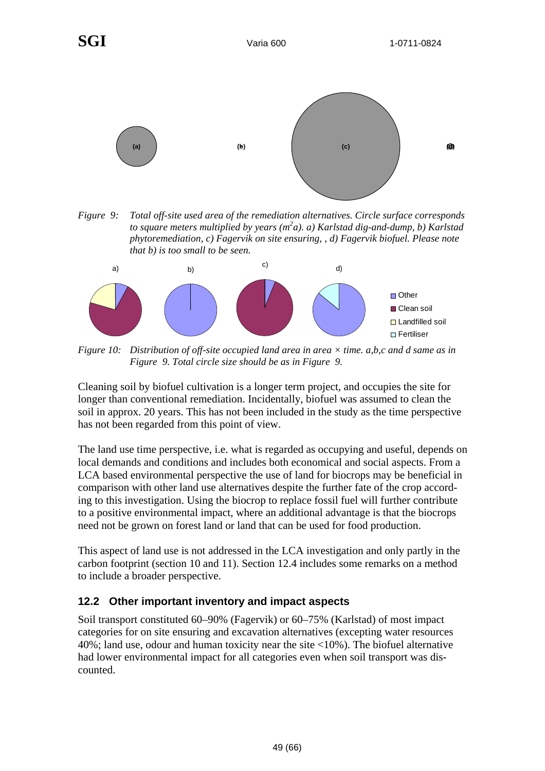Figure 9: Total off-site used area of the remediation alternatives. Circle surface corresponds to square meters multiplied by years ($m^2a$). a) Karlstad dig-and-dump, b) Karlstad phytoremediation, c) Fagervik on site ensuring, , d) Fagervik biofuel. Please note that b) is too small to be seen.

Figure 10: Distribution of off-site occupied land area in area × time. a,b,c and d same as in Figure 9. Total circle size should be as in Figure 9.

Cleaning soil by biofuel cultivation is a longer term project, and occupies the site for longer than conventional remediation. Incidentally, biofuel was assumed to clean the soil in approx. 20 years. This has not been included in the study as the time perspective has not been regarded from this point of view.

The land use time perspective, i.e. what is regarded as occupying and useful, depends on local demands and conditions and includes both economical and social aspects. From a LCA based environmental perspective the use of land for biocrops may be beneficial in comparison with other land use alternatives despite the further fate of the crop according to this investigation. Using the biocrop to replace fossil fuel will further contribute to a positive environmental impact, where an additional advantage is that the biocrops need not be grown on forest land or land that can be used for food production.

This aspect of land use is not addressed in the LCA investigation and only partly in the carbon footprint (section 10 and 11). Section 12.4 includes some remarks on a method to include a broader perspective.

## 12.2 Other important inventory and impact aspects

Soil transport constituted 60–90% (Fagervik) or 60–75% (Karlstad) of most impact categories for on site ensuring and excavation alternatives (excepting water resources 40%; land use, odour and human toxicity near the site <10%). The biofuel alternative had lower environmental impact for all categories even when soil transport was discounted.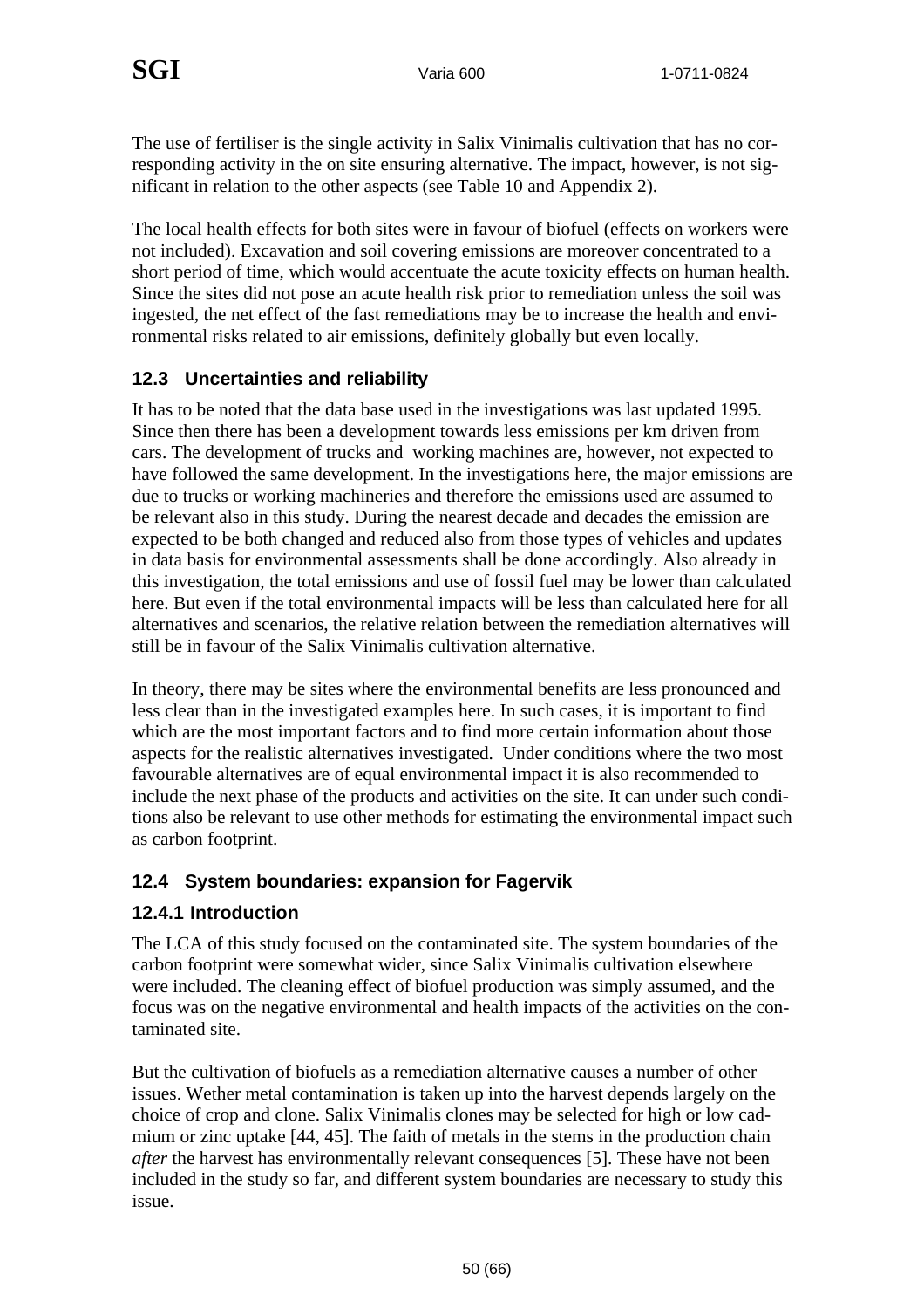The use of fertiliser is the single activity in Salix Vinimalis cultivation that has no corresponding activity in the on site ensuring alternative. The impact, however, is not significant in relation to the other aspects (see Table 10 and Appendix 2).

The local health effects for both sites were in favour of biofuel (effects on workers were not included). Excavation and soil covering emissions are moreover concentrated to a short period of time, which would accentuate the acute toxicity effects on human health. Since the sites did not pose an acute health risk prior to remediation unless the soil was ingested, the net effect of the fast remediations may be to increase the health and environmental risks related to air emissions, definitely globally but even locally.

## 12.3 Uncertainties and reliability

It has to be noted that the data base used in the investigations was last updated 1995. Since then there has been a development towards less emissions per km driven from cars. The development of trucks and working machines are, however, not expected to have followed the same development. In the investigations here, the major emissions are due to trucks or working machineries and therefore the emissions used are assumed to be relevant also in this study. During the nearest decade and decades the emission are expected to be both changed and reduced also from those types of vehicles and updates in data basis for environmental assessments shall be done accordingly. Also already in this investigation, the total emissions and use of fossil fuel may be lower than calculated here. But even if the total environmental impacts will be less than calculated here for all alternatives and scenarios, the relative relation between the remediation alternatives will still be in favour of the Salix Vinimalis cultivation alternative.

In theory, there may be sites where the environmental benefits are less pronounced and less clear than in the investigated examples here. In such cases, it is important to find which are the most important factors and to find more certain information about those aspects for the realistic alternatives investigated. Under conditions where the two most favourable alternatives are of equal environmental impact it is also recommended to include the next phase of the products and activities on the site. It can under such conditions also be relevant to use other methods for estimating the environmental impact such as carbon footprint.

## 12.4 System boundaries: expansion for Fagervik

### 12.4.1 Introduction

The LCA of this study focused on the contaminated site. The system boundaries of the carbon footprint were somewhat wider, since Salix Vinimalis cultivation elsewhere were included. The cleaning effect of biofuel production was simply assumed, and the focus was on the negative environmental and health impacts of the activities on the contaminated site.

But the cultivation of biofuels as a remediation alternative causes a number of other issues. Wether metal contamination is taken up into the harvest depends largely on the choice of crop and clone. Salix Vinimalis clones may be selected for high or low cadmium or zinc uptake [44, 45]. The faith of metals in the stems in the production chain *after* the harvest has environmentally relevant consequences [5]. These have not been included in the study so far, and different system boundaries are necessary to study this issue.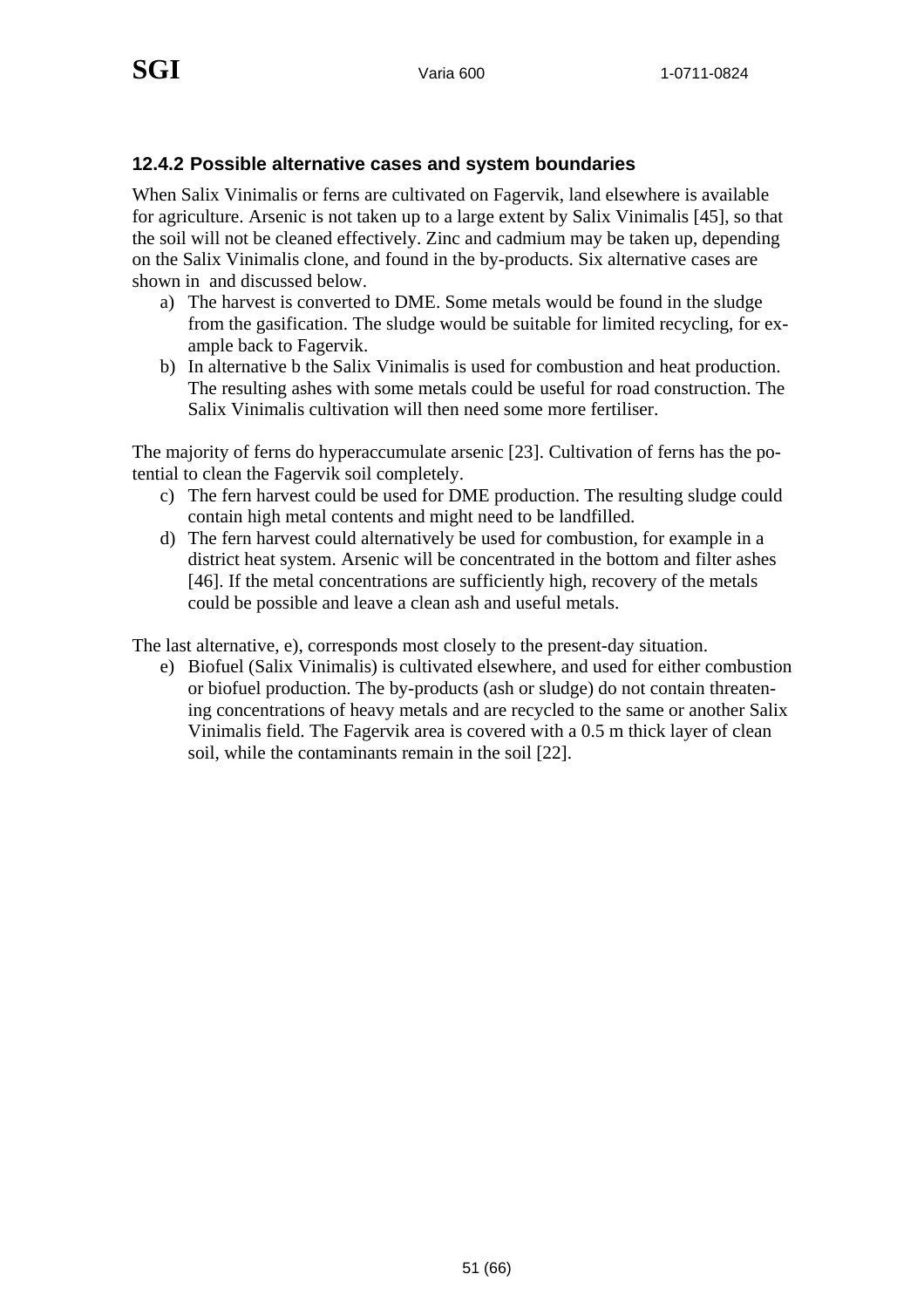### 12.4.2 Possible alternative cases and system boundaries

When Salix Vinimalis or ferns are cultivated on Fagervik, land elsewhere is available for agriculture. Arsenic is not taken up to a large extent by Salix Vinimalis [45], so that the soil will not be cleaned effectively. Zinc and cadmium may be taken up, depending on the Salix Vinimalis clone, and found in the by-products. Six alternative cases are shown in  and discussed below.

a) The harvest is converted to DME. Some metals would be found in the sludge from the gasification. The sludge would be suitable for limited recycling, for example back to Fagervik.
b) In alternative b the Salix Vinimalis is used for combustion and heat production. The resulting ashes with some metals could be useful for road construction. The Salix Vinimalis cultivation will then need some more fertiliser.

The majority of ferns do hyperaccumulate arsenic [23]. Cultivation of ferns has the potential to clean the Fagervik soil completely.

c) The fern harvest could be used for DME production. The resulting sludge could contain high metal contents and might need to be landfilled.
d) The fern harvest could alternatively be used for combustion, for example in a district heat system. Arsenic will be concentrated in the bottom and filter ashes [46]. If the metal concentrations are sufficiently high, recovery of the metals could be possible and leave a clean ash and useful metals.

The last alternative, e), corresponds most closely to the present-day situation.

e) Biofuel (Salix Vinimalis) is cultivated elsewhere, and used for either combustion or biofuel production. The by-products (ash or sludge) do not contain threatening concentrations of heavy metals and are recycled to the same or another Salix Vinimalis field. The Fagervik area is covered with a 0.5 m thick layer of clean soil, while the contaminants remain in the soil [22].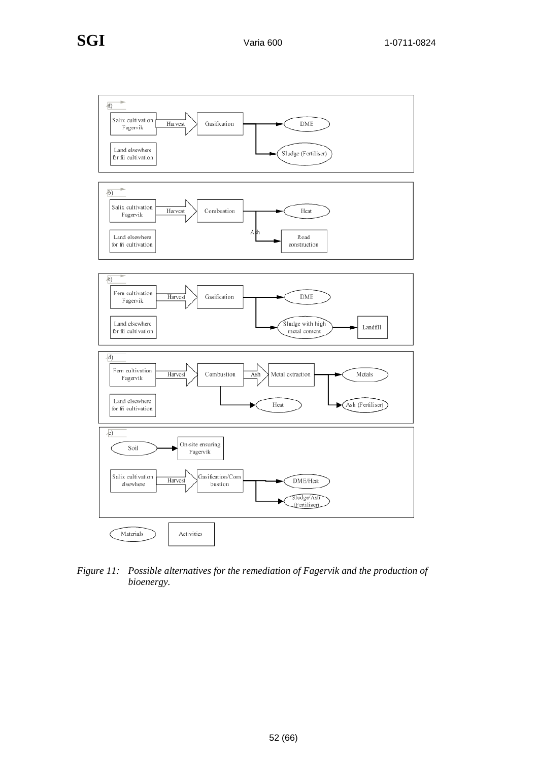Figure 11: *Possible alternatives for the remediation of Fagervik and the production of bioenergy.*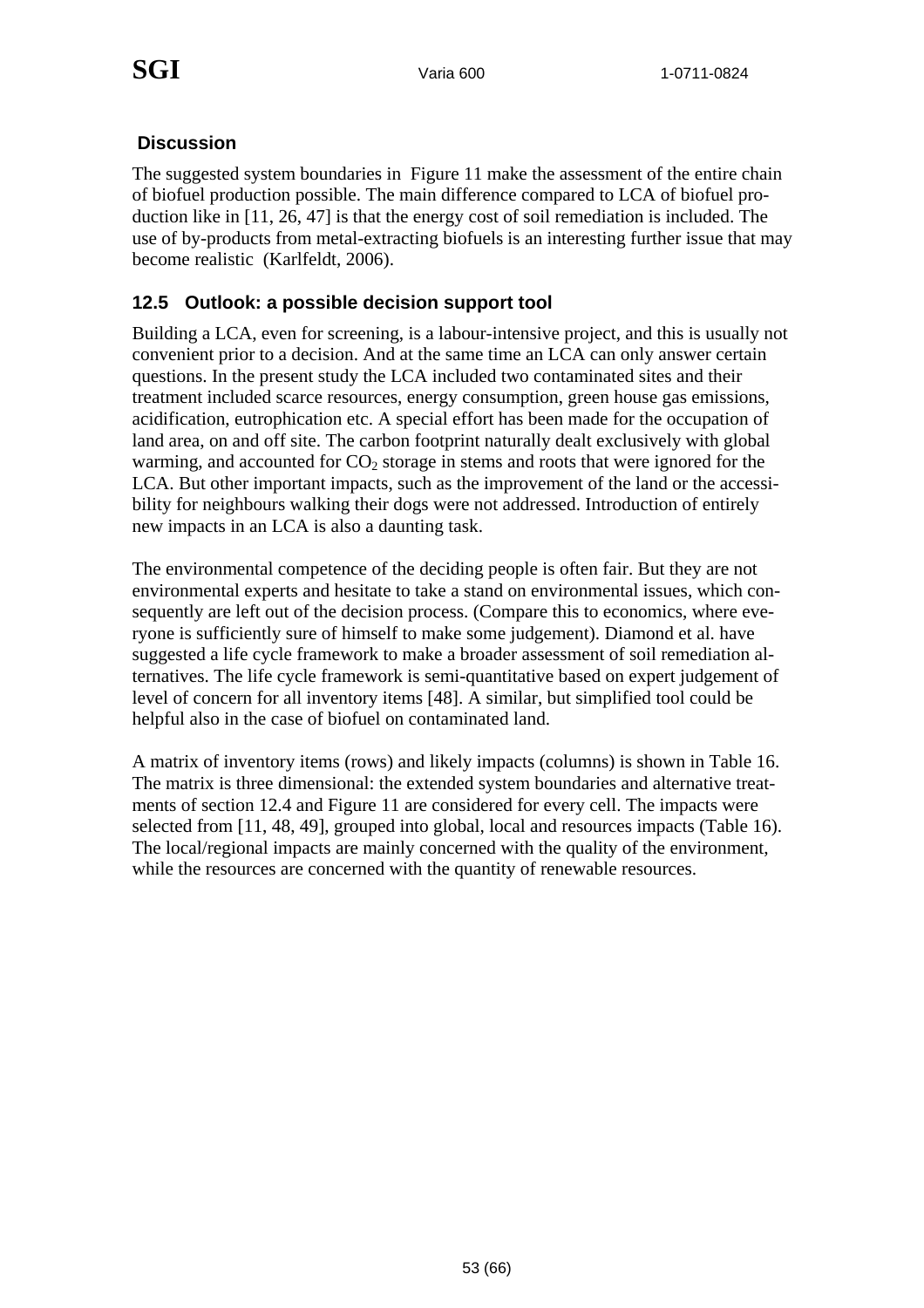### Discussion

The suggested system boundaries in Figure 11 make the assessment of the entire chain of biofuel production possible. The main difference compared to LCA of biofuel production like in [11, 26, 47] is that the energy cost of soil remediation is included. The use of by-products from metal-extracting biofuels is an interesting further issue that may become realistic (Karlfeldt, 2006).

## 12.5 Outlook: a possible decision support tool

Building a LCA, even for screening, is a labour-intensive project, and this is usually not convenient prior to a decision. And at the same time an LCA can only answer certain questions. In the present study the LCA included two contaminated sites and their treatment included scarce resources, energy consumption, green house gas emissions, acidification, eutrophication etc. A special effort has been made for the occupation of land area, on and off site. The carbon footprint naturally dealt exclusively with global warming, and accounted for $CO_2$ storage in stems and roots that were ignored for the LCA. But other important impacts, such as the improvement of the land or the accessibility for neighbours walking their dogs were not addressed. Introduction of entirely new impacts in an LCA is also a daunting task.

The environmental competence of the deciding people is often fair. But they are not environmental experts and hesitate to take a stand on environmental issues, which consequently are left out of the decision process. (Compare this to economics, where everyone is sufficiently sure of himself to make some judgement). Diamond et al. have suggested a life cycle framework to make a broader assessment of soil remediation alternatives. The life cycle framework is semi-quantitative based on expert judgement of level of concern for all inventory items [48]. A similar, but simplified tool could be helpful also in the case of biofuel on contaminated land.

A matrix of inventory items (rows) and likely impacts (columns) is shown in Table 16. The matrix is three dimensional: the extended system boundaries and alternative treatments of section 12.4 and Figure 11 are considered for every cell. The impacts were selected from [11, 48, 49], grouped into global, local and resources impacts (Table 16). The local/regional impacts are mainly concerned with the quality of the environment, while the resources are concerned with the quantity of renewable resources.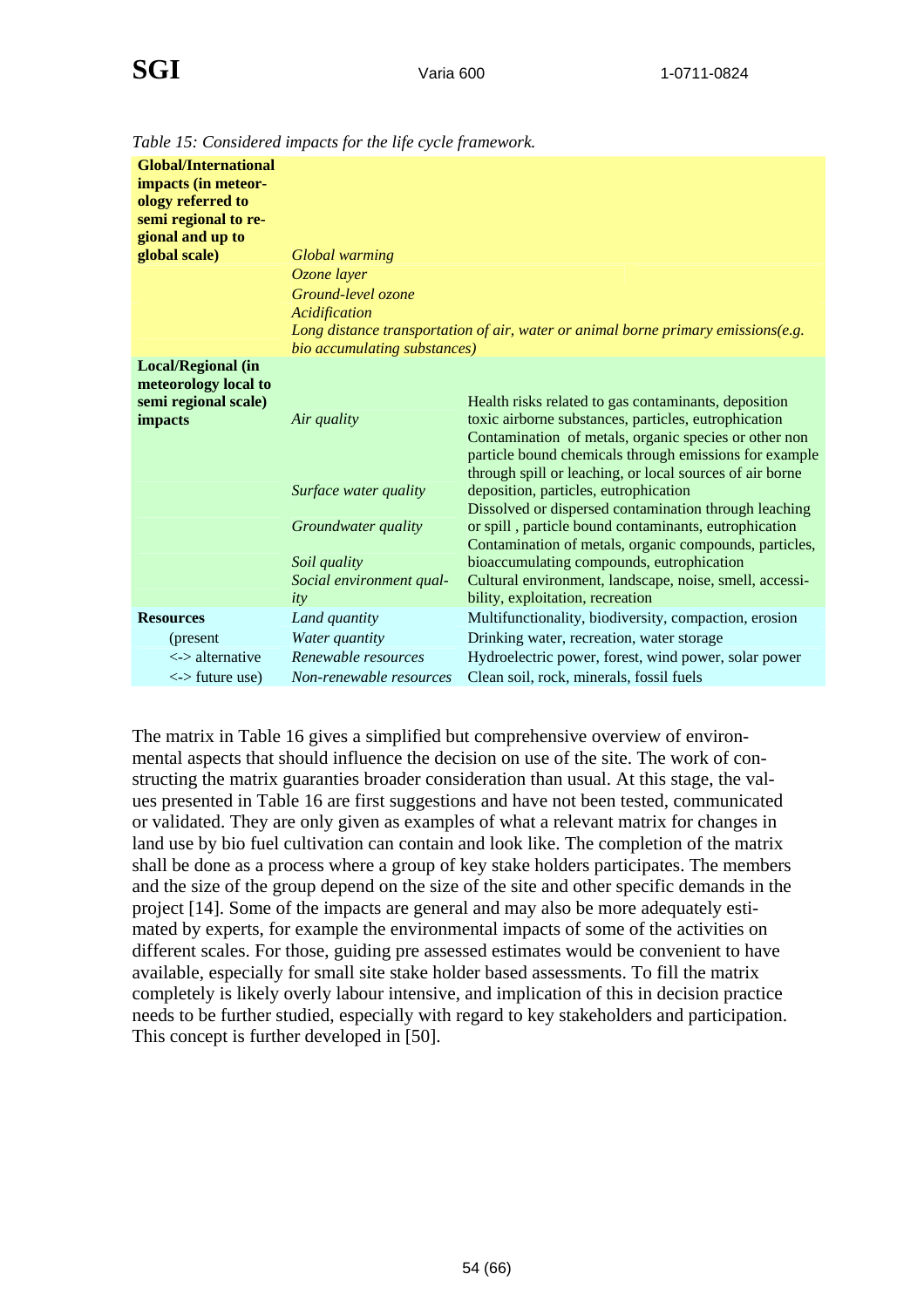*Table 15: Considered impacts for the life cycle framework.*

| | | |
|---|---|---|
| **Global/International impacts (in meteorology referred to semi regional to regional and up to global scale)** | *Global warming* | |
| | *Ozone layer* | |
| | *Ground-level ozone* | |
| | *Acidification* | |
| | *Long distance transportation of air, water or animal borne primary emissions(e.g. bio accumulating substances)* | |
| **Local/Regional (in meteorology local to semi regional scale) impacts** | *Air quality* | Health risks related to gas contaminants, deposition toxic airborne substances, particles, eutrophication |
| | *Surface water quality* | Contamination of metals, organic species or other non particle bound chemicals through emissions for example through spill or leaching, or local sources of air borne deposition, particles, eutrophication |
| | *Groundwater quality* | Dissolved or dispersed contamination through leaching or spill , particle bound contaminants, eutrophication |
| | *Soil quality* | Contamination of metals, organic compounds, particles, bioaccumulating compounds, eutrophication |
| | *Social environment quality* | Cultural environment, landscape, noise, smell, accessibility, exploitation, recreation |
| **Resources** | *Land quantity* | Multifunctionality, biodiversity, compaction, erosion |
| (present | *Water quantity* | Drinking water, recreation, water storage |
| <-> alternative | *Renewable resources* | Hydroelectric power, forest, wind power, solar power |
| <-> future use) | *Non-renewable resources* | Clean soil, rock, minerals, fossil fuels |

The matrix in Table 16 gives a simplified but comprehensive overview of environmental aspects that should influence the decision on use of the site. The work of constructing the matrix guaranties broader consideration than usual. At this stage, the values presented in Table 16 are first suggestions and have not been tested, communicated or validated. They are only given as examples of what a relevant matrix for changes in land use by bio fuel cultivation can contain and look like. The completion of the matrix shall be done as a process where a group of key stake holders participates. The members and the size of the group depend on the size of the site and other specific demands in the project [14]. Some of the impacts are general and may also be more adequately estimated by experts, for example the environmental impacts of some of the activities on different scales. For those, guiding pre assessed estimates would be convenient to have available, especially for small site stake holder based assessments. To fill the matrix completely is likely overly labour intensive, and implication of this in decision practice needs to be further studied, especially with regard to key stakeholders and participation. This concept is further developed in [50].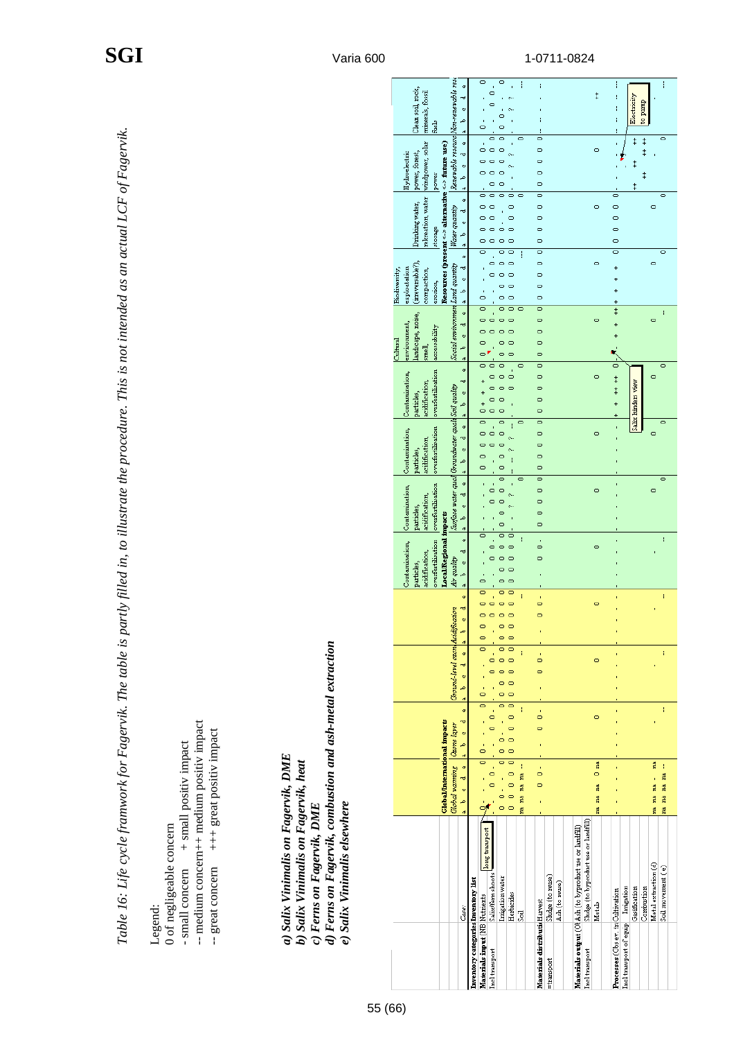*Table 16: Life cycle framwork for Fagervik. The table is partly filled in, to illustrate the procedure. This is not intended as an actual LCF of Fagervik.*

Legend:
0 of negligeable concern
- small concern + small positiv impact
-- medium concern ++ medium positiv impact
--- great concern +++ great positiv impact

***a) Salix Vinimalis on Fagervik, DME***
***b) Salix Vinimalis on Fagervik, heat***
***c) Ferns on Fagervik, DME***
***d) Ferns on Fagervik, combustion and ash-metal extraction***
***e) Salix Vinimalis elsewhere***

| Inventory categories | Inventory list | Global warming (a b c d e) | Ozone layer (a b c d e) | Ground-level ozone (a b c d e) | Acidification (a b c d e) | Air quality (a b c d e) | Surface water quality (a b c d e) | Groundwater quality (a b c d e) | Soil quality (a b c d e) | Social environment (a b c d e) | Land quantity (a b c d e) | Water quantity (a b c d e) | Renewable resource (a b c d e) | Non-renewable resource (a b c d e) |
|---|---|---|---|---|---|---|---|---|---|---|---|---|---|---|
| | | **Global/International impacts** | | | | **Local/Regional impacts** | | | | | **Resources (present <-> alternative <-> future use)** | | | |
| | | | | | | Contamination, particles, acidification, overfertilisation | Contamination, particles, acidification, overfertilisation | Contamination, particles, acidification, overfertilisation | Contamination, particles, acidification, overfertilisation | Cultural environment, landscape, noise, smell, accessibility | Biodiversity, exploitation (irreversible?), compaction, erosion | Drinking water, relaxation water storage | Hydroelectric power, forest, windpower, solar power | Clean soil, rock, minerals, fossil fuels |
| Materials input (NB Nutrients | Nutrients | 0 - - - 0 | 0 - - - 0 | 0 - - - 0 | 0 0 0 0 0 | 0 - - - 0 | - - - - - | 0 0 0 0 0 | 0 + + + 0 | 0 0 - - 0 | 0 - - - 0 | 0 0 0 0 0 | - 0 0 0 - | 0 - - - 0 |
| Incl transport | Salix/fern shoots (long transport) | - 0 - 0 - | - 0 - 0 - | - 0 - 0 - | - 0 - 0 - | - 0 - 0 - | - 0 - 0 - | - 0 - 0 - | 0 0 0 0 0 | - 0 - 0 - | - 0 - 0 - | 0 0 0 0 - | 0 0 0 0 0 | - 0 - 0 - |
| | Irrigation water | 0 - 0 - 0 | 0 - 0 - 0 | 0 0 0 0 0 | 0 0 0 0 0 | 0 0 0 0 0 | 0 0 0 0 0 | 0 0 0 0 0 | 0 0 0 0 0 | 0 0 0 0 0 | 0 0 0 0 0 | 0 - - - 0 | 0 0 0 0 0 | 0 0 - - 0 |
| | Herbicides | 0 0 0 0 0 | 0 0 0 0 0 | 0 0 0 0 0 | 0 0 0 0 0 | 0 0 0 0 0 | 0 - ? ? - | - -- ? ? -- | - - 0 - - | 0 0 0 0 0 | 0 0 0 0 0 | 0 0 0 0 0 | - - ? ? - | - - ? ? - |
| | Soil | na na na na -- | -- | -- | -- | -- | 0 | 0 | 0 | 0 | -- | -- | 0 | --- |
| Materials distribution | Harvest | - - 0 0 - | - - 0 0 - | - - 0 0 - | - - 0 0 - | - - 0 0 - | 0 0 0 0 0 | 0 0 0 0 0 | 0 0 0 0 0 | 0 0 0 0 0 | 0 0 0 0 0 | 0 0 0 0 0 | 0 0 0 0 0 | - - - - - |
| =transport | Sludge (to reuse) | | | | | | | | | | | | | |
| | Ash (to reuse) | | | | | | | | | | | | | |
| Materials output (Of Ash (to byproduct use or landfill) | | | | | | | | | | | | | | |
| Incl transport | Sludge (to byproduct use or landfill) | na na na 0 na | 0 | 0 | 0 | 0 | 0 | 0 | 0 | 0 | 0 | 0 | 0 | ++ |
| | Metals | | | | | | | | | | | | | |
| Processes (Observ. tra | Cultivation | - - - - - | - - - - - | - - - - - | - - - - - | - - - - - | - - - - - | - - - - - | + + ++ ++ 0 | + + + ++ + | + + + + 0 | 0 0 0 0 0 | - - - - - | - - - - - |
| Incl transport of equip | Irrigation | | | | | | | | (Salix hinders view) | | | | ++ ++ | - - (Electricity to pump) |
| | Gasification | | | | | | | | | | | | ++ ++ | |
| | Combustion | | | | | | | | | | | | | |
| | Metal extraction (d) | na na na - na | - | - | - | - | 0 | 0 | 0 | 0 | 0 | 0 | - | - |
| | Soil movement (e) | na na na na -- | -- | -- | -- | -- | 0 | 0 | 0 | - | 0 | 0 | 0 | --- |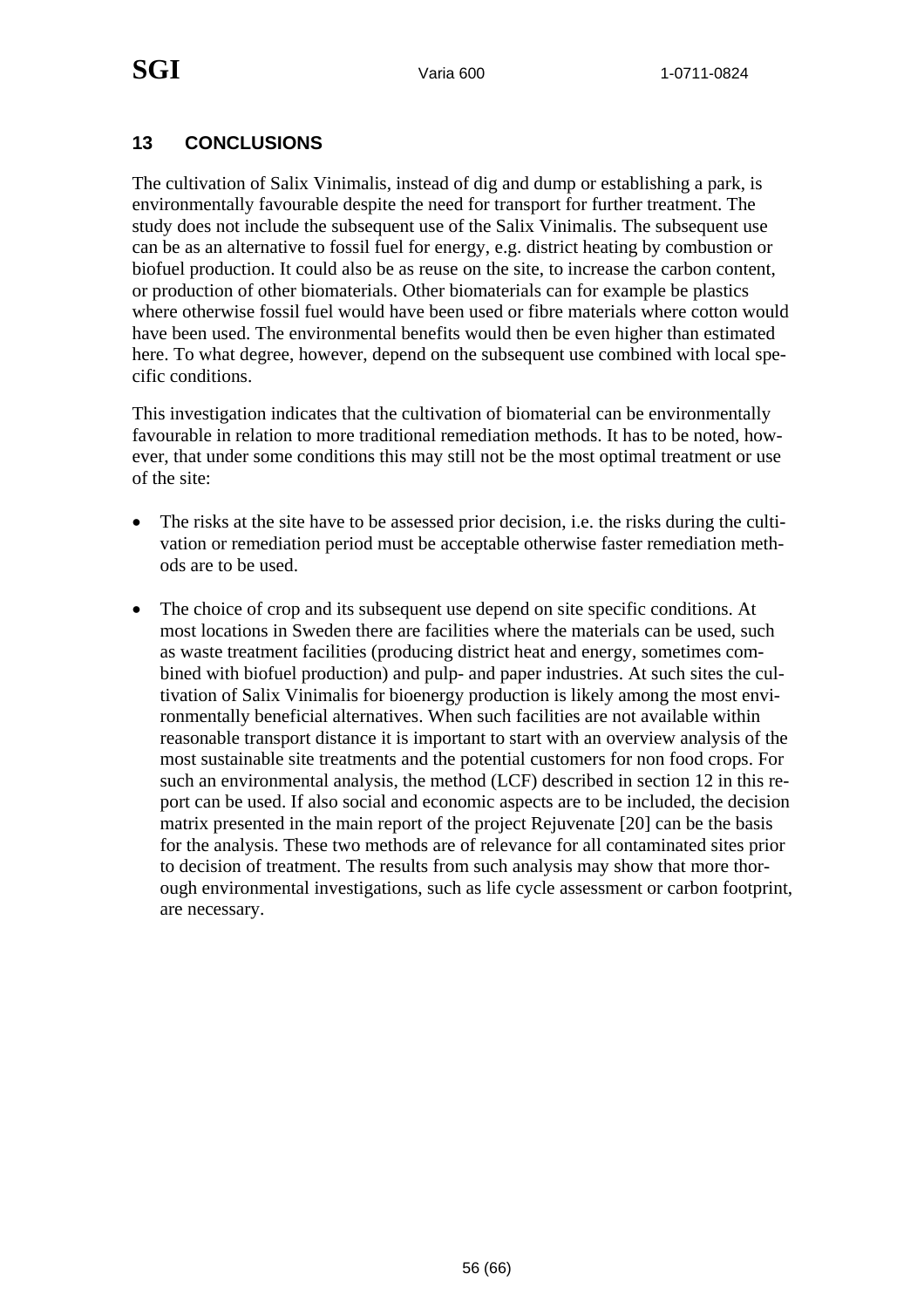## 13 CONCLUSIONS

The cultivation of Salix Vinimalis, instead of dig and dump or establishing a park, is environmentally favourable despite the need for transport for further treatment. The study does not include the subsequent use of the Salix Vinimalis. The subsequent use can be as an alternative to fossil fuel for energy, e.g. district heating by combustion or biofuel production. It could also be as reuse on the site, to increase the carbon content, or production of other biomaterials. Other biomaterials can for example be plastics where otherwise fossil fuel would have been used or fibre materials where cotton would have been used. The environmental benefits would then be even higher than estimated here. To what degree, however, depend on the subsequent use combined with local specific conditions.

This investigation indicates that the cultivation of biomaterial can be environmentally favourable in relation to more traditional remediation methods. It has to be noted, however, that under some conditions this may still not be the most optimal treatment or use of the site:

- The risks at the site have to be assessed prior decision, i.e. the risks during the cultivation or remediation period must be acceptable otherwise faster remediation methods are to be used.
- The choice of crop and its subsequent use depend on site specific conditions. At most locations in Sweden there are facilities where the materials can be used, such as waste treatment facilities (producing district heat and energy, sometimes combined with biofuel production) and pulp- and paper industries. At such sites the cultivation of Salix Vinimalis for bioenergy production is likely among the most environmentally beneficial alternatives. When such facilities are not available within reasonable transport distance it is important to start with an overview analysis of the most sustainable site treatments and the potential customers for non food crops. For such an environmental analysis, the method (LCF) described in section 12 in this report can be used. If also social and economic aspects are to be included, the decision matrix presented in the main report of the project Rejuvenate [20] can be the basis for the analysis. These two methods are of relevance for all contaminated sites prior to decision of treatment. The results from such analysis may show that more thorough environmental investigations, such as life cycle assessment or carbon footprint, are necessary.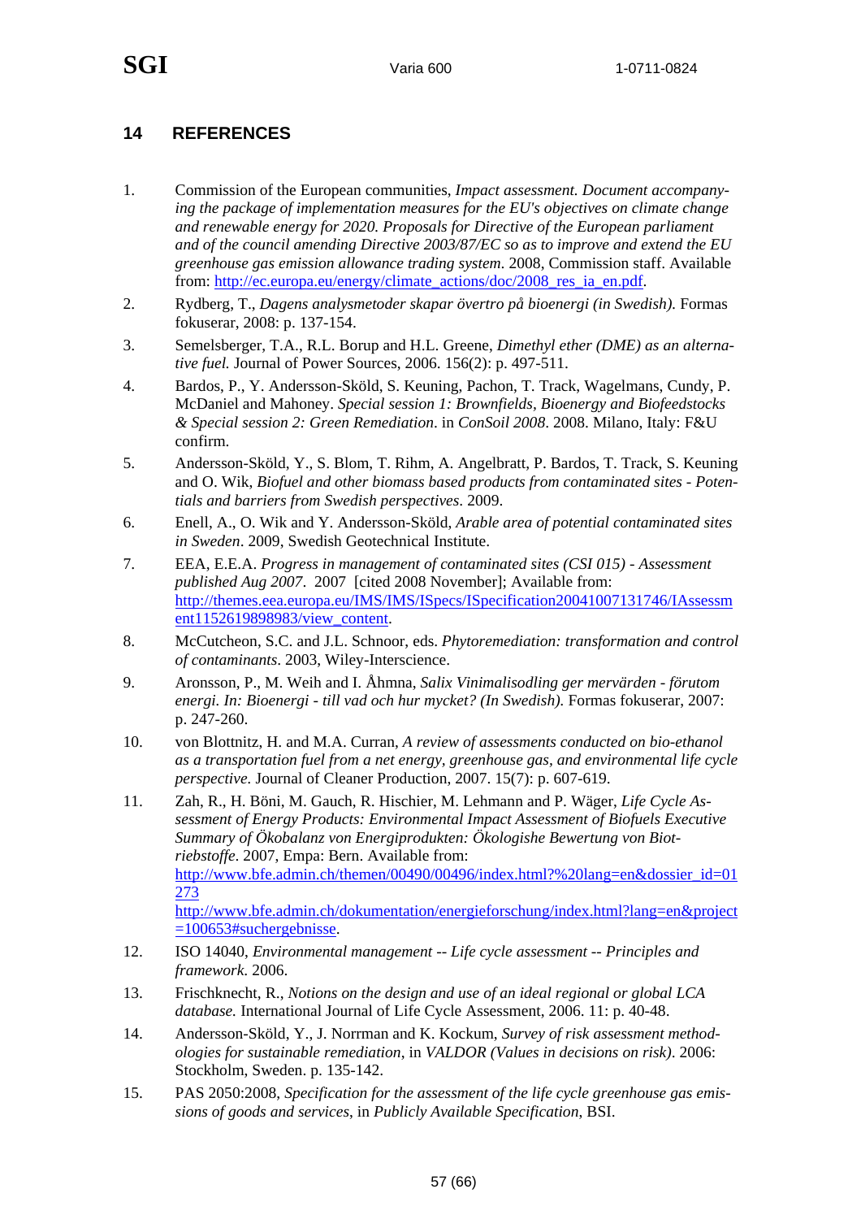## 14 REFERENCES

1. Commission of the European communities, *Impact assessment. Document accompanying the package of implementation measures for the EU's objectives on climate change and renewable energy for 2020. Proposals for Directive of the European parliament and of the council amending Directive 2003/87/EC so as to improve and extend the EU greenhouse gas emission allowance trading system*. 2008, Commission staff. Available from: http://ec.europa.eu/energy/climate_actions/doc/2008_res_ia_en.pdf.
2. Rydberg, T., *Dagens analysmetoder skapar övertro på bioenergi (in Swedish).* Formas fokuserar, 2008: p. 137-154.
3. Semelsberger, T.A., R.L. Borup and H.L. Greene, *Dimethyl ether (DME) as an alternative fuel.* Journal of Power Sources, 2006. 156(2): p. 497-511.
4. Bardos, P., Y. Andersson-Sköld, S. Keuning, Pachon, T. Track, Wagelmans, Cundy, P. McDaniel and Mahoney. *Special session 1: Brownfields, Bioenergy and Biofeedstocks & Special session 2: Green Remediation*. in *ConSoil 2008*. 2008. Milano, Italy: F&U confirm.
5. Andersson-Sköld, Y., S. Blom, T. Rihm, A. Angelbratt, P. Bardos, T. Track, S. Keuning and O. Wik, *Biofuel and other biomass based products from contaminated sites - Potentials and barriers from Swedish perspectives*. 2009.
6. Enell, A., O. Wik and Y. Andersson-Sköld, *Arable area of potential contaminated sites in Sweden*. 2009, Swedish Geotechnical Institute.
7. EEA, E.E.A. *Progress in management of contaminated sites (CSI 015) - Assessment published Aug 2007*. 2007 [cited 2008 November]; Available from: http://themes.eea.europa.eu/IMS/IMS/ISpecs/ISpecification20041007131746/IAssessment1152619898983/view_content.
8. McCutcheon, S.C. and J.L. Schnoor, eds. *Phytoremediation: transformation and control of contaminants*. 2003, Wiley-Interscience.
9. Aronsson, P., M. Weih and I. Åhmna, *Salix Vinimalisodling ger mervärden - förutom energi. In: Bioenergi - till vad och hur mycket? (In Swedish).* Formas fokuserar, 2007: p. 247-260.
10. von Blottnitz, H. and M.A. Curran, *A review of assessments conducted on bio-ethanol as a transportation fuel from a net energy, greenhouse gas, and environmental life cycle perspective.* Journal of Cleaner Production, 2007. 15(7): p. 607-619.
11. Zah, R., H. Böni, M. Gauch, R. Hischier, M. Lehmann and P. Wäger, *Life Cycle Assessment of Energy Products: Environmental Impact Assessment of Biofuels Executive Summary of Ökobalanz von Energiprodukten: Ökologishe Bewertung von Biotriebstoffe*. 2007, Empa: Bern. Available from: http://www.bfe.admin.ch/themen/00490/00496/index.html?%20lang=en&dossier_id=01273 http://www.bfe.admin.ch/dokumentation/energieforschung/index.html?lang=en&project=100653#suchergebnisse.
12. ISO 14040, *Environmental management -- Life cycle assessment -- Principles and framework*. 2006.
13. Frischknecht, R., *Notions on the design and use of an ideal regional or global LCA database.* International Journal of Life Cycle Assessment, 2006. 11: p. 40-48.
14. Andersson-Sköld, Y., J. Norrman and K. Kockum, *Survey of risk assessment methodologies for sustainable remediation*, in *VALDOR (Values in decisions on risk)*. 2006: Stockholm, Sweden. p. 135-142.
15. PAS 2050:2008, *Specification for the assessment of the life cycle greenhouse gas emissions of goods and services*, in *Publicly Available Specification*, BSI.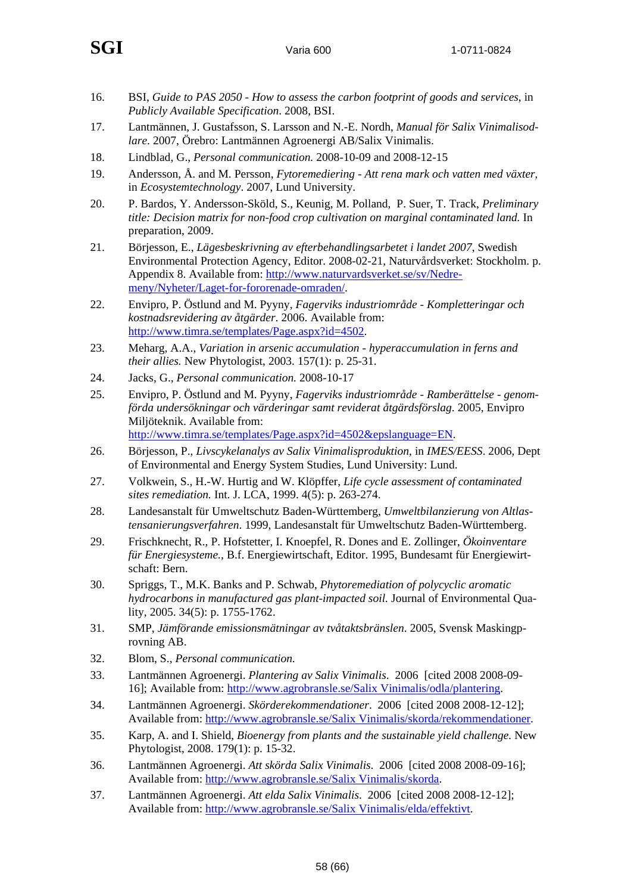16. BSI, *Guide to PAS 2050 - How to assess the carbon footprint of goods and services*, in *Publicly Available Specification*. 2008, BSI.
17. Lantmännen, J. Gustafsson, S. Larsson and N.-E. Nordh, *Manual för Salix Vinimalisodlare.* 2007, Örebro: Lantmännen Agroenergi AB/Salix Vinimalis.
18. Lindblad, G., *Personal communication.* 2008-10-09 and 2008-12-15
19. Andersson, Å. and M. Persson, *Fytoremediering - Att rena mark och vatten med växter*, in *Ecosystemtechnology*. 2007, Lund University.
20. P. Bardos, Y. Andersson-Sköld, S., Keunig, M. Polland, P. Suer, T. Track, *Preliminary title: Decision matrix for non-food crop cultivation on marginal contaminated land.* In preparation, 2009.
21. Börjesson, E., *Lägesbeskrivning av efterbehandlingsarbetet i landet 2007*, Swedish Environmental Protection Agency, Editor. 2008-02-21, Naturvårdsverket: Stockholm. p. Appendix 8. Available from: http://www.naturvardsverket.se/sv/Nedre-meny/Nyheter/Laget-for-fororenade-omraden/.
22. Envipro, P. Östlund and M. Pyyny, *Fagerviks industriområde - Kompletteringar och kostnadsrevidering av åtgärder*. 2006. Available from: http://www.timra.se/templates/Page.aspx?id=4502.
23. Meharg, A.A., *Variation in arsenic accumulation - hyperaccumulation in ferns and their allies.* New Phytologist, 2003. 157(1): p. 25-31.
24. Jacks, G., *Personal communication.* 2008-10-17
25. Envipro, P. Östlund and M. Pyyny, *Fagerviks industriområde - Ramberättelse - genomförda undersökningar och värderingar samt reviderat åtgärdsförslag*. 2005, Envipro Miljöteknik. Available from: http://www.timra.se/templates/Page.aspx?id=4502&epslanguage=EN.
26. Börjesson, P., *Livscykelanalys av Salix Vinimalisproduktion*, in *IMES/EESS*. 2006, Dept of Environmental and Energy System Studies, Lund University: Lund.
27. Volkwein, S., H.-W. Hurtig and W. Klöpffer, *Life cycle assessment of contaminated sites remediation.* Int. J. LCA, 1999. 4(5): p. 263-274.
28. Landesanstalt für Umweltschutz Baden-Württemberg, *Umweltbilanzierung von Altlastensanierungsverfahren*. 1999, Landesanstalt für Umweltschutz Baden-Württemberg.
29. Frischknecht, R., P. Hofstetter, I. Knoepfel, R. Dones and E. Zollinger, *Ökoinventare für Energiesysteme.*, B.f. Energiewirtschaft, Editor. 1995, Bundesamt für Energiewirtschaft: Bern.
30. Spriggs, T., M.K. Banks and P. Schwab, *Phytoremediation of polycyclic aromatic hydrocarbons in manufactured gas plant-impacted soil.* Journal of Environmental Quality, 2005. 34(5): p. 1755-1762.
31. SMP, *Jämförande emissionsmätningar av tvåtaktsbränslen*. 2005, Svensk Maskingprovning AB.
32. Blom, S., *Personal communication.*
33. Lantmännen Agroenergi. *Plantering av Salix Vinimalis.* 2006 [cited 2008 2008-09-16]; Available from: http://www.agrobransle.se/Salix Vinimalis/odla/plantering.
34. Lantmännen Agroenergi. *Skörderekommendationer*. 2006 [cited 2008 2008-12-12]; Available from: http://www.agrobransle.se/Salix Vinimalis/skorda/rekommendationer.
35. Karp, A. and I. Shield, *Bioenergy from plants and the sustainable yield challenge.* New Phytologist, 2008. 179(1): p. 15-32.
36. Lantmännen Agroenergi. *Att skörda Salix Vinimalis.* 2006 [cited 2008 2008-09-16]; Available from: http://www.agrobransle.se/Salix Vinimalis/skorda.
37. Lantmännen Agroenergi. *Att elda Salix Vinimalis.* 2006 [cited 2008 2008-12-12]; Available from: http://www.agrobransle.se/Salix Vinimalis/elda/effektivt.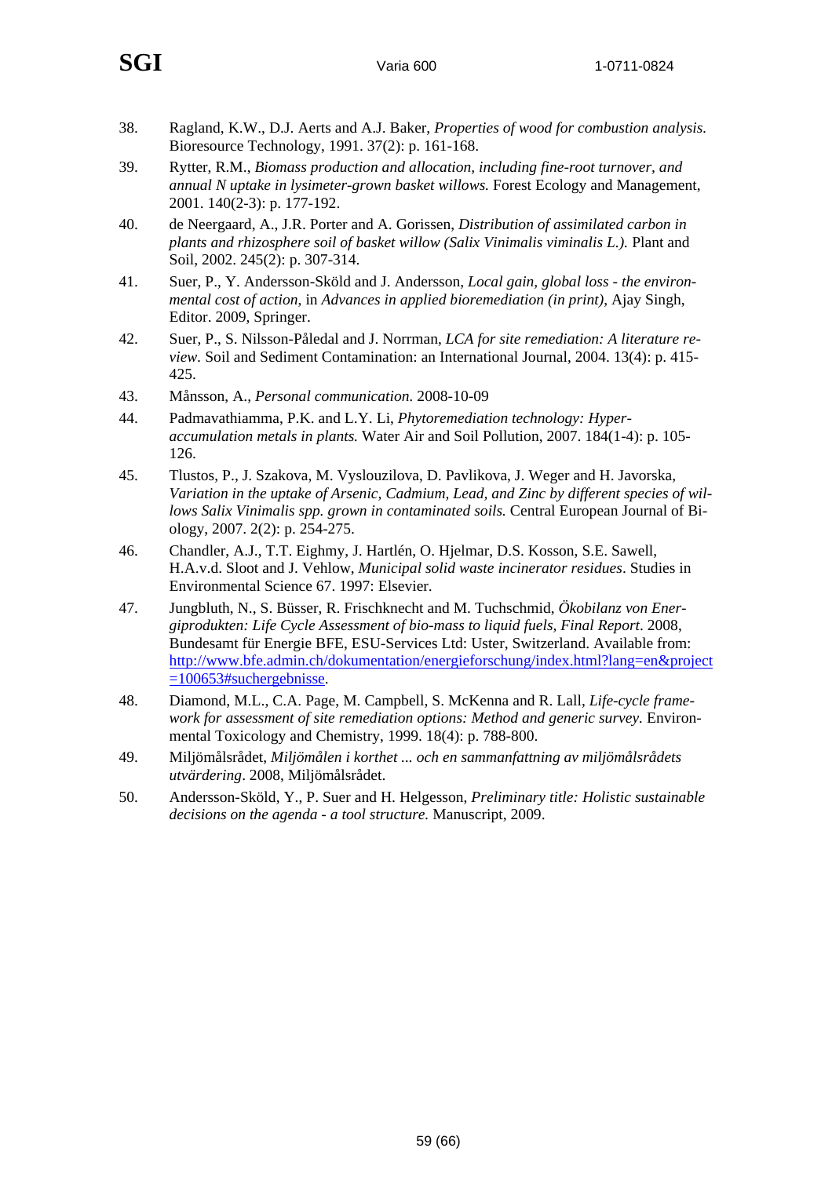38. Ragland, K.W., D.J. Aerts and A.J. Baker, *Properties of wood for combustion analysis.* Bioresource Technology, 1991. 37(2): p. 161-168.
39. Rytter, R.M., *Biomass production and allocation, including fine-root turnover, and annual N uptake in lysimeter-grown basket willows.* Forest Ecology and Management, 2001. 140(2-3): p. 177-192.
40. de Neergaard, A., J.R. Porter and A. Gorissen, *Distribution of assimilated carbon in plants and rhizosphere soil of basket willow (Salix Vinimalis viminalis L.).* Plant and Soil, 2002. 245(2): p. 307-314.
41. Suer, P., Y. Andersson-Sköld and J. Andersson, *Local gain, global loss - the environmental cost of action*, in *Advances in applied bioremediation (in print)*, Ajay Singh, Editor. 2009, Springer.
42. Suer, P., S. Nilsson-Påledal and J. Norrman, *LCA for site remediation: A literature review.* Soil and Sediment Contamination: an International Journal, 2004. 13(4): p. 415-425.
43. Månsson, A., *Personal communication.* 2008-10-09
44. Padmavathiamma, P.K. and L.Y. Li, *Phytoremediation technology: Hyper-accumulation metals in plants.* Water Air and Soil Pollution, 2007. 184(1-4): p. 105-126.
45. Tlustos, P., J. Szakova, M. Vyslouzilova, D. Pavlikova, J. Weger and H. Javorska, *Variation in the uptake of Arsenic, Cadmium, Lead, and Zinc by different species of willows Salix Vinimalis spp. grown in contaminated soils.* Central European Journal of Biology, 2007. 2(2): p. 254-275.
46. Chandler, A.J., T.T. Eighmy, J. Hartlén, O. Hjelmar, D.S. Kosson, S.E. Sawell, H.A.v.d. Sloot and J. Vehlow, *Municipal solid waste incinerator residues*. Studies in Environmental Science 67. 1997: Elsevier.
47. Jungbluth, N., S. Büsser, R. Frischknecht and M. Tuchschmid, *Ökobilanz von Energieprodukten: Life Cycle Assessment of bio-mass to liquid fuels, Final Report*. 2008, Bundesamt für Energie BFE, ESU-Services Ltd: Uster, Switzerland. Available from: http://www.bfe.admin.ch/dokumentation/energieforschung/index.html?lang=en&project=100653#suchergebnisse.
48. Diamond, M.L., C.A. Page, M. Campbell, S. McKenna and R. Lall, *Life-cycle framework for assessment of site remediation options: Method and generic survey.* Environmental Toxicology and Chemistry, 1999. 18(4): p. 788-800.
49. Miljömålsrådet, *Miljömålen i korthet ... och en sammanfattning av miljömålsrådets utvärdering*. 2008, Miljömålsrådet.
50. Andersson-Sköld, Y., P. Suer and H. Helgesson, *Preliminary title: Holistic sustainable decisions on the agenda - a tool structure.* Manuscript, 2009.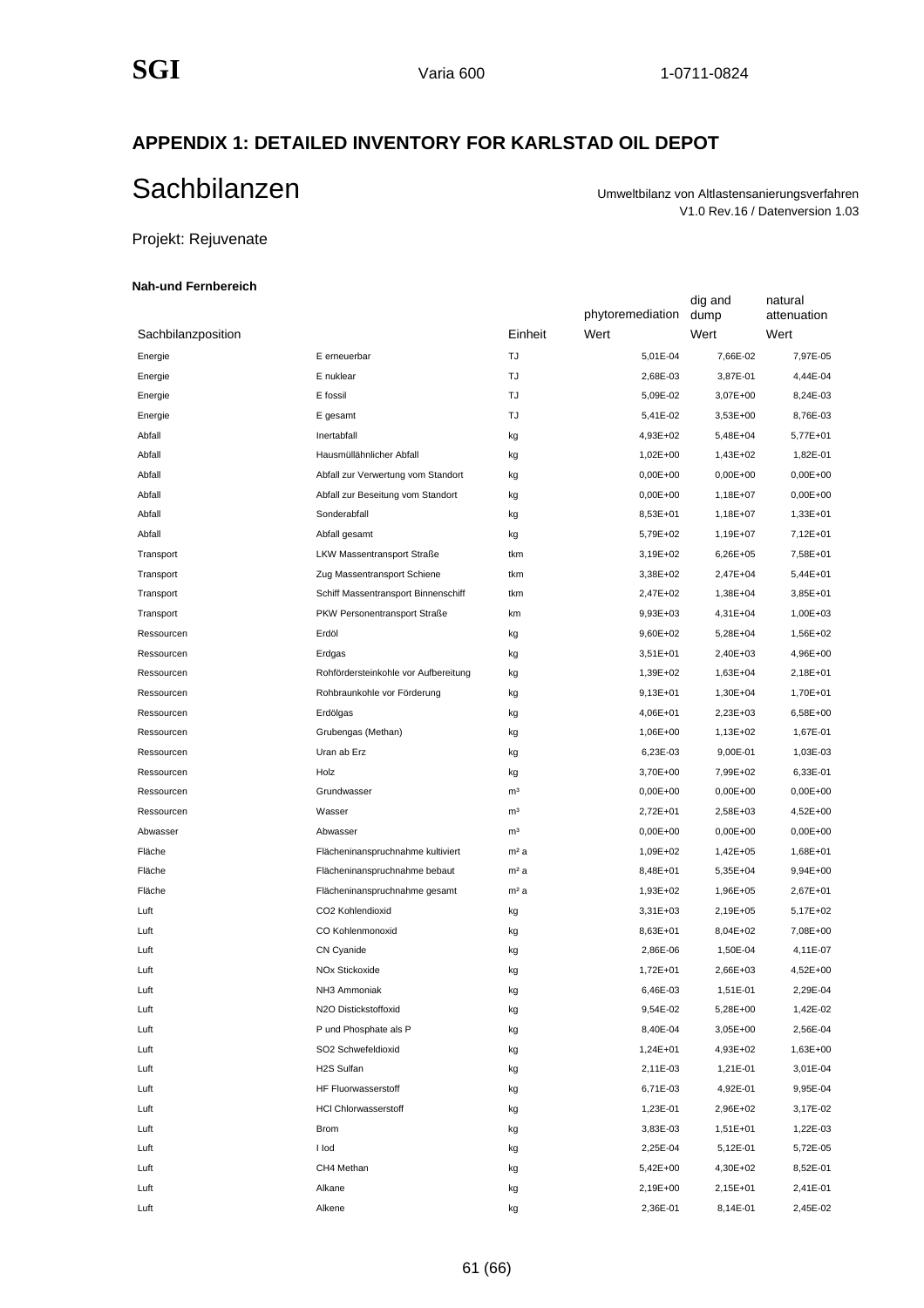## APPENDIX 1: DETAILED INVENTORY FOR KARLSTAD OIL DEPOT

# Sachbilanzen

Umweltbilanz von Altlastensanierungsverfahren
V1.0 Rev.16 / Datenversion 1.03

Projekt: Rejuvenate

**Nah-und Fernbereich**

| Sachbilanzposition | | Einheit | phytoremediation Wert | dig and dump Wert | natural attenuation Wert |
|---|---|---|---|---|---|
| Energie | E erneuerbar | TJ | 5,01E-04 | 7,66E-02 | 7,97E-05 |
| Energie | E nuklear | TJ | 2,68E-03 | 3,87E-01 | 4,44E-04 |
| Energie | E fossil | TJ | 5,09E-02 | 3,07E+00 | 8,24E-03 |
| Energie | E gesamt | TJ | 5,41E-02 | 3,53E+00 | 8,76E-03 |
| Abfall | Inertabfall | kg | 4,93E+02 | 5,48E+04 | 5,77E+01 |
| Abfall | Hausmüllähnlicher Abfall | kg | 1,02E+00 | 1,43E+02 | 1,82E-01 |
| Abfall | Abfall zur Verwertung vom Standort | kg | 0,00E+00 | 0,00E+00 | 0,00E+00 |
| Abfall | Abfall zur Beseitung vom Standort | kg | 0,00E+00 | 1,18E+07 | 0,00E+00 |
| Abfall | Sonderabfall | kg | 8,53E+01 | 1,18E+07 | 1,33E+01 |
| Abfall | Abfall gesamt | kg | 5,79E+02 | 1,19E+07 | 7,12E+01 |
| Transport | LKW Massentransport Straße | tkm | 3,19E+02 | 6,26E+05 | 7,58E+01 |
| Transport | Zug Massentransport Schiene | tkm | 3,38E+02 | 2,47E+04 | 5,44E+01 |
| Transport | Schiff Massentransport Binnenschiff | tkm | 2,47E+02 | 1,38E+04 | 3,85E+01 |
| Transport | PKW Personentransport Straße | km | 9,93E+03 | 4,31E+04 | 1,00E+03 |
| Ressourcen | Erdöl | kg | 9,60E+02 | 5,28E+04 | 1,56E+02 |
| Ressourcen | Erdgas | kg | 3,51E+01 | 2,40E+03 | 4,96E+00 |
| Ressourcen | Rohfördersteinkohle vor Aufbereitung | kg | 1,39E+02 | 1,63E+04 | 2,18E+01 |
| Ressourcen | Rohbraunkohle vor Förderung | kg | 9,13E+01 | 1,30E+04 | 1,70E+01 |
| Ressourcen | Erdölgas | kg | 4,06E+01 | 2,23E+03 | 6,58E+00 |
| Ressourcen | Grubengas (Methan) | kg | 1,06E+00 | 1,13E+02 | 1,67E-01 |
| Ressourcen | Uran ab Erz | kg | 6,23E-03 | 9,00E-01 | 1,03E-03 |
| Ressourcen | Holz | kg | 3,70E+00 | 7,99E+02 | 6,33E-01 |
| Ressourcen | Grundwasser | m³ | 0,00E+00 | 0,00E+00 | 0,00E+00 |
| Ressourcen | Wasser | m³ | 2,72E+01 | 2,58E+03 | 4,52E+00 |
| Abwasser | Abwasser | m³ | 0,00E+00 | 0,00E+00 | 0,00E+00 |
| Fläche | Flächeninanspruchnahme kultiviert | m² a | 1,09E+02 | 1,42E+05 | 1,68E+01 |
| Fläche | Flächeninanspruchnahme bebaut | m² a | 8,48E+01 | 5,35E+04 | 9,94E+00 |
| Fläche | Flächeninanspruchnahme gesamt | m² a | 1,93E+02 | 1,96E+05 | 2,67E+01 |
| Luft | $CO_2$ Kohlendioxid | kg | 3,31E+03 | 2,19E+05 | 5,17E+02 |
| Luft | CO Kohlenmonoxid | kg | 8,63E+01 | 8,04E+02 | 7,08E+00 |
| Luft | CN Cyanide | kg | 2,86E-06 | 1,50E-04 | 4,11E-07 |
| Luft | $NO_x$ Stickoxide | kg | 1,72E+01 | 2,66E+03 | 4,52E+00 |
| Luft | $NH_3$ Ammoniak | kg | 6,46E-03 | 1,51E-01 | 2,29E-04 |
| Luft | $N_2O$ Distickstoffoxid | kg | 9,54E-02 | 5,28E+00 | 1,42E-02 |
| Luft | P und Phosphate als P | kg | 8,40E-04 | 3,05E+00 | 2,56E-04 |
| Luft | $SO_2$ Schwefeldioxid | kg | 1,24E+01 | 4,93E+02 | 1,63E+00 |
| Luft | $H_2S$ Sulfan | kg | 2,11E-03 | 1,21E-01 | 3,01E-04 |
| Luft | HF Fluorwasserstoff | kg | 6,71E-03 | 4,92E-01 | 9,95E-04 |
| Luft | HCl Chlorwasserstoff | kg | 1,23E-01 | 2,96E+02 | 3,17E-02 |
| Luft | Brom | kg | 3,83E-03 | 1,51E+01 | 1,22E-03 |
| Luft | I Iod | kg | 2,25E-04 | 5,12E-01 | 5,72E-05 |
| Luft | $CH_4$ Methan | kg | 5,42E+00 | 4,30E+02 | 8,52E-01 |
| Luft | Alkane | kg | 2,19E+00 | 2,15E+01 | 2,41E-01 |
| Luft | Alkene | kg | 2,36E-01 | 8,14E-01 | 2,45E-02 |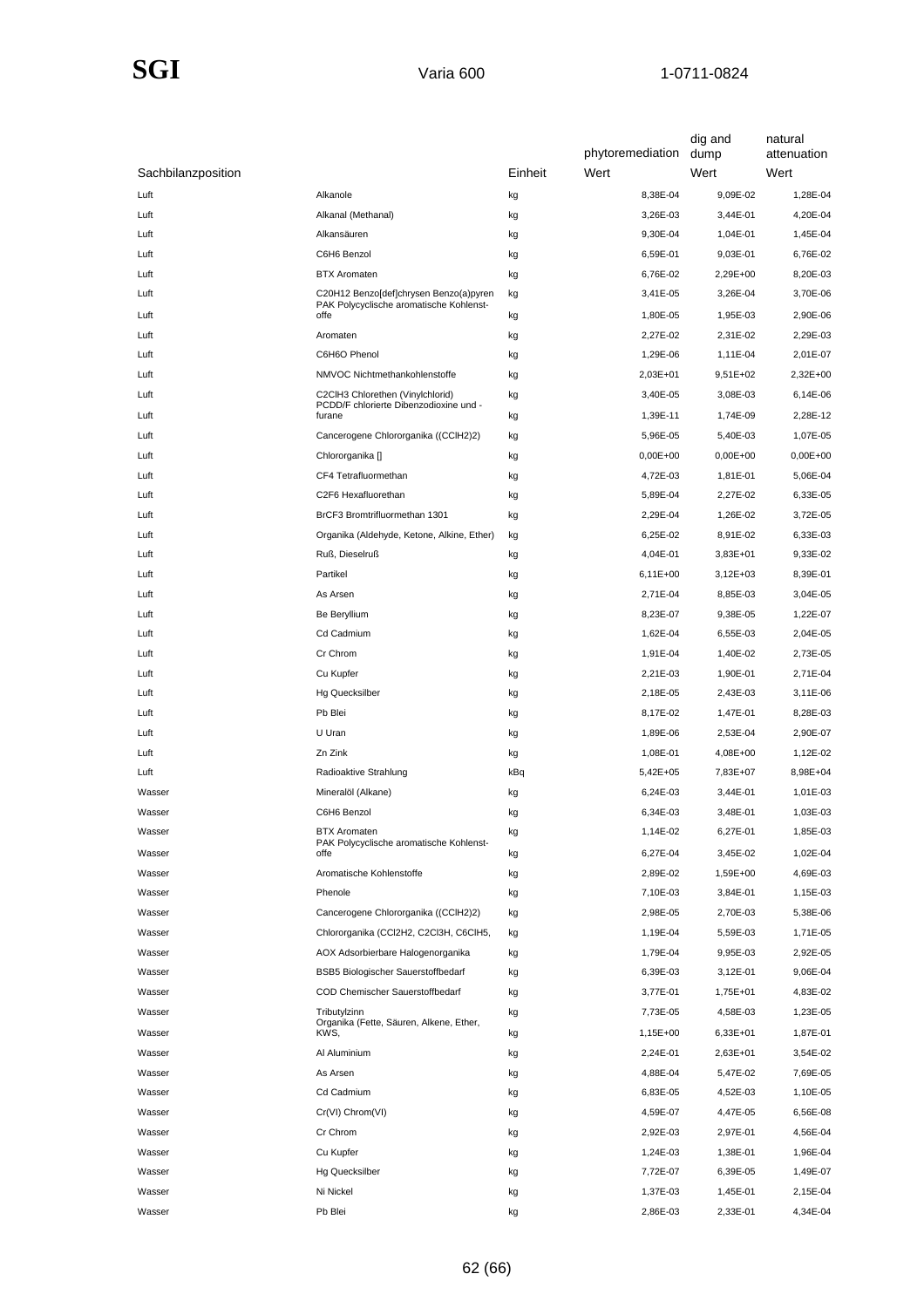| Sachbilanzposition | | Einheit | phytoremediation Wert | dig and dump Wert | natural attenuation Wert |
|---|---|---|---|---|---|
| Luft | Alkanole | kg | 8,38E-04 | 9,09E-02 | 1,28E-04 |
| Luft | Alkanal (Methanal) | kg | 3,26E-03 | 3,44E-01 | 4,20E-04 |
| Luft | Alkansäuren | kg | 9,30E-04 | 1,04E-01 | 1,45E-04 |
| Luft | C6H6 Benzol | kg | 6,59E-01 | 9,03E-01 | 6,76E-02 |
| Luft | BTX Aromaten | kg | 6,76E-02 | 2,29E+00 | 8,20E-03 |
| Luft | C20H12 Benzo[def]chrysen Benzo(a)pyren | kg | 3,41E-05 | 3,26E-04 | 3,70E-06 |
| Luft | PAK Polycyclische aromatische Kohlenst-offe | kg | 1,80E-05 | 1,95E-03 | 2,90E-06 |
| Luft | Aromaten | kg | 2,27E-02 | 2,31E-02 | 2,29E-03 |
| Luft | C6H6O Phenol | kg | 1,29E-06 | 1,11E-04 | 2,01E-07 |
| Luft | NMVOC Nichtmethankohlenstoffe | kg | 2,03E+01 | 9,51E+02 | 2,32E+00 |
| Luft | C2ClH3 Chlorethen (Vinylchlorid) | kg | 3,40E-05 | 3,08E-03 | 6,14E-06 |
| Luft | PCDD/F chlorierte Dibenzodioxine und -furane | kg | 1,39E-11 | 1,74E-09 | 2,28E-12 |
| Luft | Cancerogene Chlororganika ((CClH2)2) | kg | 5,96E-05 | 5,40E-03 | 1,07E-05 |
| Luft | Chlororganika [] | kg | 0,00E+00 | 0,00E+00 | 0,00E+00 |
| Luft | CF4 Tetrafluormethan | kg | 4,72E-03 | 1,81E-01 | 5,06E-04 |
| Luft | C2F6 Hexafluorethan | kg | 5,89E-04 | 2,27E-02 | 6,33E-05 |
| Luft | BrCF3 Bromtrifluormethan 1301 | kg | 2,29E-04 | 1,26E-02 | 3,72E-05 |
| Luft | Organika (Aldehyde, Ketone, Alkine, Ether) | kg | 6,25E-02 | 8,91E-02 | 6,33E-03 |
| Luft | Ruß, Dieselruß | kg | 4,04E-01 | 3,83E+01 | 9,33E-02 |
| Luft | Partikel | kg | 6,11E+00 | 3,12E+03 | 8,39E-01 |
| Luft | As Arsen | kg | 2,71E-04 | 8,85E-03 | 3,04E-05 |
| Luft | Be Beryllium | kg | 8,23E-07 | 9,38E-05 | 1,22E-07 |
| Luft | Cd Cadmium | kg | 1,62E-04 | 6,55E-03 | 2,04E-05 |
| Luft | Cr Chrom | kg | 1,91E-04 | 1,40E-02 | 2,73E-05 |
| Luft | Cu Kupfer | kg | 2,21E-03 | 1,90E-01 | 2,71E-04 |
| Luft | Hg Quecksilber | kg | 2,18E-05 | 2,43E-03 | 3,11E-06 |
| Luft | Pb Blei | kg | 8,17E-02 | 1,47E-01 | 8,28E-03 |
| Luft | U Uran | kg | 1,89E-06 | 2,53E-04 | 2,90E-07 |
| Luft | Zn Zink | kg | 1,08E-01 | 4,08E+00 | 1,12E-02 |
| Luft | Radioaktive Strahlung | kBq | 5,42E+05 | 7,83E+07 | 8,98E+04 |
| Wasser | Mineralöl (Alkane) | kg | 6,24E-03 | 3,44E-01 | 1,01E-03 |
| Wasser | C6H6 Benzol | kg | 6,34E-03 | 3,48E-01 | 1,03E-03 |
| Wasser | BTX Aromaten | kg | 1,14E-02 | 6,27E-01 | 1,85E-03 |
| Wasser | PAK Polycyclische aromatische Kohlenst-offe | kg | 6,27E-04 | 3,45E-02 | 1,02E-04 |
| Wasser | Aromatische Kohlenstoffe | kg | 2,89E-02 | 1,59E+00 | 4,69E-03 |
| Wasser | Phenole | kg | 7,10E-03 | 3,84E-01 | 1,15E-03 |
| Wasser | Cancerogene Chlororganika ((CClH2)2) | kg | 2,98E-05 | 2,70E-03 | 5,38E-06 |
| Wasser | Chlororganika (CCl2H2, C2Cl3H, C6ClH5, | kg | 1,19E-04 | 5,59E-03 | 1,71E-05 |
| Wasser | AOX Adsorbierbare Halogenorganika | kg | 1,79E-04 | 9,95E-03 | 2,92E-05 |
| Wasser | BSB5 Biologischer Sauerstoffbedarf | kg | 6,39E-03 | 3,12E-01 | 9,06E-04 |
| Wasser | COD Chemischer Sauerstoffbedarf | kg | 3,77E-01 | 1,75E+01 | 4,83E-02 |
| Wasser | Tributylzinn | kg | 7,73E-05 | 4,58E-03 | 1,23E-05 |
| Wasser | Organika (Fette, Säuren, Alkene, Ether, KWS, | kg | 1,15E+00 | 6,33E+01 | 1,87E-01 |
| Wasser | Al Aluminium | kg | 2,24E-01 | 2,63E+01 | 3,54E-02 |
| Wasser | As Arsen | kg | 4,88E-04 | 5,47E-02 | 7,69E-05 |
| Wasser | Cd Cadmium | kg | 6,83E-05 | 4,52E-03 | 1,10E-05 |
| Wasser | Cr(VI) Chrom(VI) | kg | 4,59E-07 | 4,47E-05 | 6,56E-08 |
| Wasser | Cr Chrom | kg | 2,92E-03 | 2,97E-01 | 4,56E-04 |
| Wasser | Cu Kupfer | kg | 1,24E-03 | 1,38E-01 | 1,96E-04 |
| Wasser | Hg Quecksilber | kg | 7,72E-07 | 6,39E-05 | 1,49E-07 |
| Wasser | Ni Nickel | kg | 1,37E-03 | 1,45E-01 | 2,15E-04 |
| Wasser | Pb Blei | kg | 2,86E-03 | 2,33E-01 | 4,34E-04 |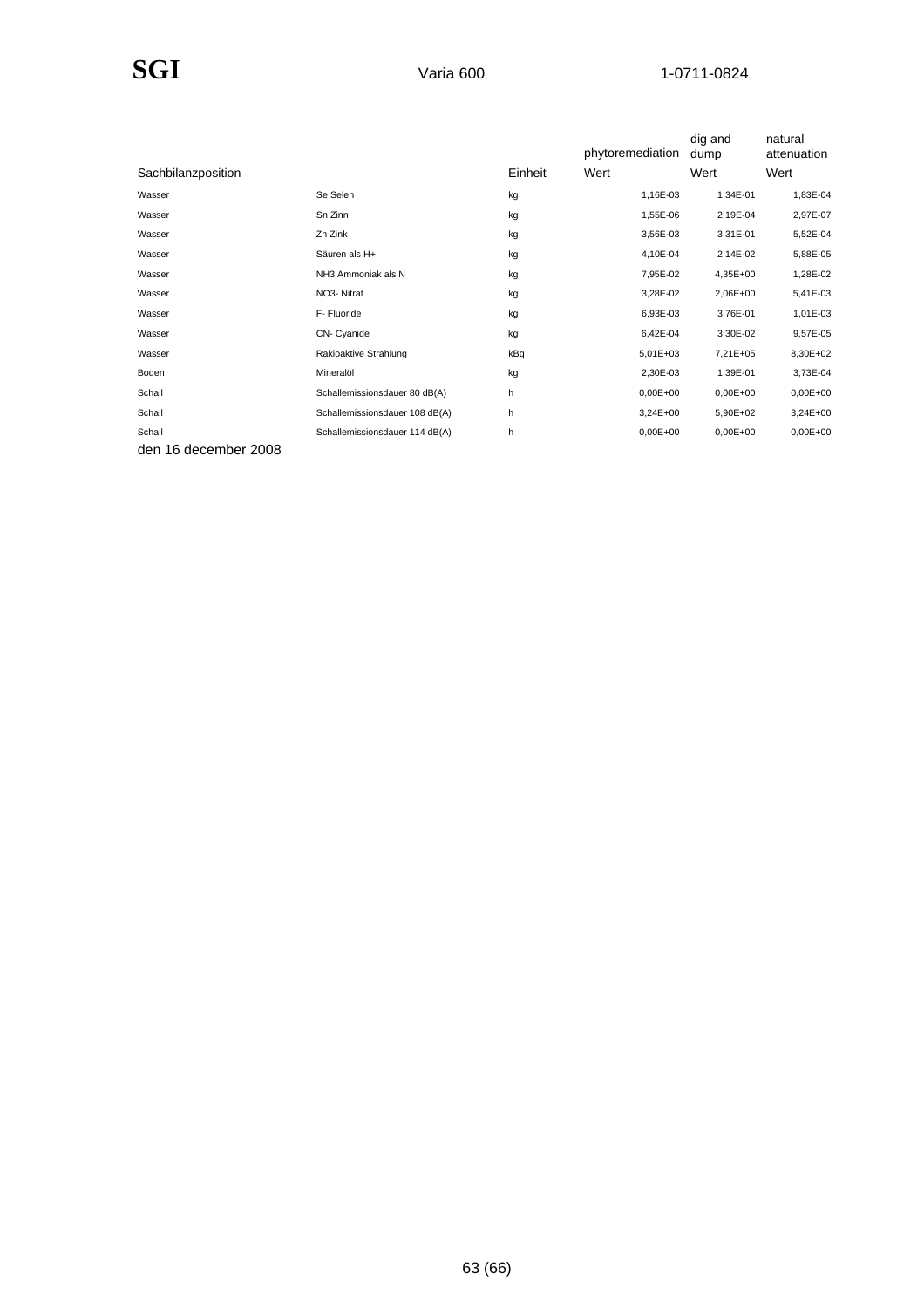| Sachbilanzposition | | Einheit | phytoremediation Wert | dig and dump Wert | natural attenuation Wert |
|---|---|---|---|---|---|
| Wasser | Se Selen | kg | 1,16E-03 | 1,34E-01 | 1,83E-04 |
| Wasser | Sn Zinn | kg | 1,55E-06 | 2,19E-04 | 2,97E-07 |
| Wasser | Zn Zink | kg | 3,56E-03 | 3,31E-01 | 5,52E-04 |
| Wasser | Säuren als H+ | kg | 4,10E-04 | 2,14E-02 | 5,88E-05 |
| Wasser | NH3 Ammoniak als N | kg | 7,95E-02 | 4,35E+00 | 1,28E-02 |
| Wasser | NO3- Nitrat | kg | 3,28E-02 | 2,06E+00 | 5,41E-03 |
| Wasser | F- Fluoride | kg | 6,93E-03 | 3,76E-01 | 1,01E-03 |
| Wasser | CN- Cyanide | kg | 6,42E-04 | 3,30E-02 | 9,57E-05 |
| Wasser | Rakioaktive Strahlung | kBq | 5,01E+03 | 7,21E+05 | 8,30E+02 |
| Boden | Mineralöl | kg | 2,30E-03 | 1,39E-01 | 3,73E-04 |
| Schall | Schallemissionsdauer 80 dB(A) | h | 0,00E+00 | 0,00E+00 | 0,00E+00 |
| Schall | Schallemissionsdauer 108 dB(A) | h | 3,24E+00 | 5,90E+02 | 3,24E+00 |
| Schall | Schallemissionsdauer 114 dB(A) | h | 0,00E+00 | 0,00E+00 | 0,00E+00 |

den 16 december 2008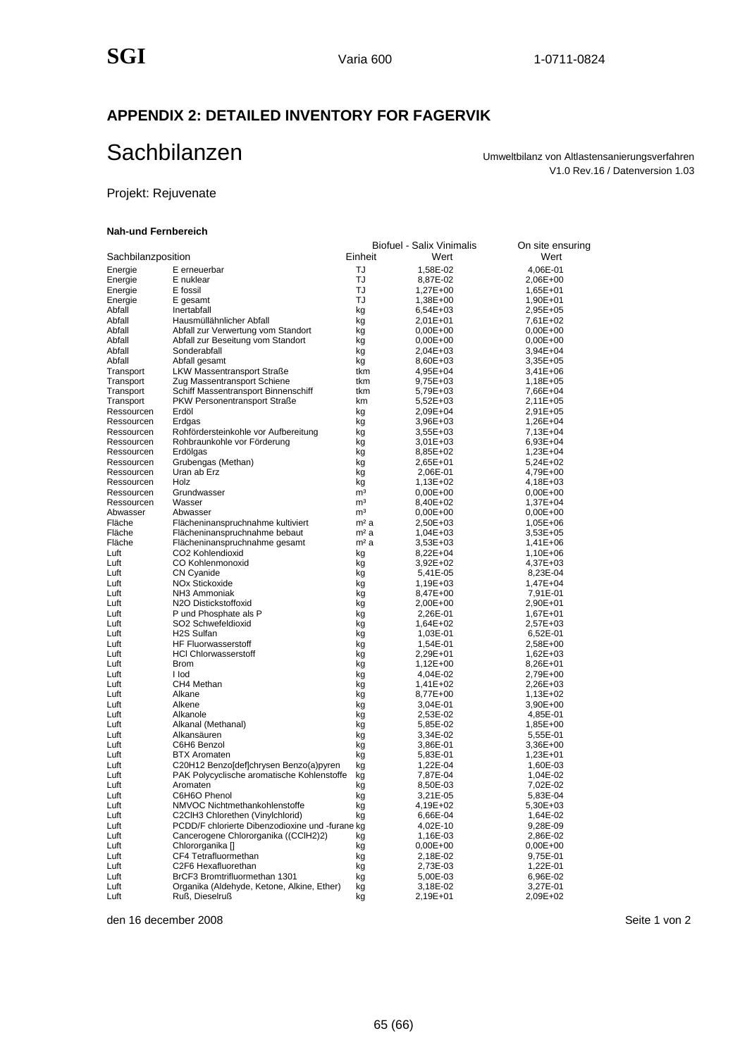## APPENDIX 2: DETAILED INVENTORY FOR FAGERVIK

# Sachbilanzen

Umweltbilanz von Altlastensanierungsverfahren
V1.0 Rev.16 / Datenversion 1.03

Projekt: Rejuvenate

**Nah-und Fernbereich**

| Sachbilanzposition | | Einheit | Biofuel - Salix Vinimalis Wert | On site ensuring Wert |
|---|---|---|---|---|
| Energie | E erneuerbar | TJ | 1,58E-02 | 4,06E-01 |
| Energie | E nuklear | TJ | 8,87E-02 | 2,06E+00 |
| Energie | E fossil | TJ | 1,27E+00 | 1,65E+01 |
| Energie | E gesamt | TJ | 1,38E+00 | 1,90E+01 |
| Abfall | Inertabfall | kg | 6,54E+03 | 2,95E+05 |
| Abfall | Hausmüllähnlicher Abfall | kg | 2,01E+01 | 7,61E+02 |
| Abfall | Abfall zur Verwertung vom Standort | kg | 0,00E+00 | 0,00E+00 |
| Abfall | Abfall zur Beseitung vom Standort | kg | 0,00E+00 | 0,00E+00 |
| Abfall | Sonderabfall | kg | 2,04E+03 | 3,94E+04 |
| Abfall | Abfall gesamt | kg | 8,60E+03 | 3,35E+05 |
| Transport | LKW Massentransport Straße | tkm | 4,95E+04 | 3,41E+06 |
| Transport | Zug Massentransport Schiene | tkm | 9,75E+03 | 1,18E+05 |
| Transport | Schiff Massentransport Binnenschiff | tkm | 5,79E+03 | 7,66E+04 |
| Transport | PKW Personentransport Straße | km | 5,52E+03 | 2,11E+05 |
| Ressourcen | Erdöl | kg | 2,09E+04 | 2,91E+05 |
| Ressourcen | Erdgas | kg | 3,96E+03 | 1,26E+04 |
| Ressourcen | Rohfördersteinkohle vor Aufbereitung | kg | 3,55E+03 | 7,13E+04 |
| Ressourcen | Rohbraunkohle vor Förderung | kg | 3,01E+03 | 6,93E+04 |
| Ressourcen | Erdölgas | kg | 8,85E+02 | 1,23E+04 |
| Ressourcen | Grubengas (Methan) | kg | 2,65E+01 | 5,24E+02 |
| Ressourcen | Uran ab Erz | kg | 2,06E-01 | 4,79E+00 |
| Ressourcen | Holz | kg | 1,13E+02 | 4,18E+03 |
| Ressourcen | Grundwasser | m³ | 0,00E+00 | 0,00E+00 |
| Ressourcen | Wasser | m³ | 8,40E+02 | 1,37E+04 |
| Abwasser | Abwasser | m³ | 0,00E+00 | 0,00E+00 |
| Fläche | Flächeninanspruchnahme kultiviert | m² a | 2,50E+03 | 1,05E+06 |
| Fläche | Flächeninanspruchnahme bebaut | m² a | 1,04E+03 | 3,53E+05 |
| Fläche | Flächeninanspruchnahme gesamt | m² a | 3,53E+03 | 1,41E+06 |
| Luft | CO2 Kohlendioxid | kg | 8,22E+04 | 1,10E+06 |
| Luft | CO Kohlenmonoxid | kg | 3,92E+02 | 4,37E+03 |
| Luft | CN Cyanide | kg | 5,41E-05 | 8,23E-04 |
| Luft | NOx Stickoxide | kg | 1,19E+03 | 1,47E+04 |
| Luft | NH3 Ammoniak | kg | 8,47E+00 | 7,91E-01 |
| Luft | N2O Distickstoffoxid | kg | 2,00E+00 | 2,90E+01 |
| Luft | P und Phosphate als P | kg | 2,26E-01 | 1,67E+01 |
| Luft | SO2 Schwefeldioxid | kg | 1,64E+02 | 2,57E+03 |
| Luft | H2S Sulfan | kg | 1,03E-01 | 6,52E-01 |
| Luft | HF Fluorwasserstoff | kg | 1,54E-01 | 2,58E+00 |
| Luft | HCl Chlorwasserstoff | kg | 2,29E+01 | 1,62E+03 |
| Luft | Brom | kg | 1,12E+00 | 8,26E+01 |
| Luft | I Iod | kg | 4,04E-02 | 2,79E+00 |
| Luft | CH4 Methan | kg | 1,41E+02 | 2,26E+03 |
| Luft | Alkane | kg | 8,77E+00 | 1,13E+02 |
| Luft | Alkene | kg | 3,04E-01 | 3,90E+00 |
| Luft | Alkanole | kg | 2,53E-02 | 4,85E-01 |
| Luft | Alkanal (Methanal) | kg | 5,85E-02 | 1,85E+00 |
| Luft | Alkansäuren | kg | 3,34E-02 | 5,55E-01 |
| Luft | C6H6 Benzol | kg | 3,86E-01 | 3,36E+00 |
| Luft | BTX Aromaten | kg | 5,83E-01 | 1,23E+01 |
| Luft | C20H12 Benzo[def]chrysen Benzo(a)pyren | kg | 1,22E-04 | 1,60E-03 |
| Luft | PAK Polycyclische aromatische Kohlenstoffe | kg | 7,87E-04 | 1,04E-02 |
| Luft | Aromaten | kg | 8,50E-03 | 7,02E-02 |
| Luft | C6H6O Phenol | kg | 3,21E-05 | 5,83E-04 |
| Luft | NMVOC Nichtmethankohlenstoffe | kg | 4,19E+02 | 5,30E+03 |
| Luft | C2ClH3 Chlorethen (Vinylchlorid) | kg | 6,66E-04 | 1,64E-02 |
| Luft | PCDD/F chlorierte Dibenzodioxine und -furane | kg | 4,02E-10 | 9,28E-09 |
| Luft | Cancerogene Chlororganika ((CClH2)2) | kg | 1,16E-03 | 2,86E-02 |
| Luft | Chlororganika [] | kg | 0,00E+00 | 0,00E+00 |
| Luft | CF4 Tetrafluormethan | kg | 2,18E-02 | 9,75E-01 |
| Luft | C2F6 Hexafluorethan | kg | 2,73E-03 | 1,22E-01 |
| Luft | BrCF3 Bromtrifluormethan 1301 | kg | 5,00E-03 | 6,96E-02 |
| Luft | Organika (Aldehyde, Ketone, Alkine, Ether) | kg | 3,18E-02 | 3,27E-01 |
| Luft | Ruß, Dieselruß | kg | 2,19E+01 | 2,09E+02 |

den 16 december 2008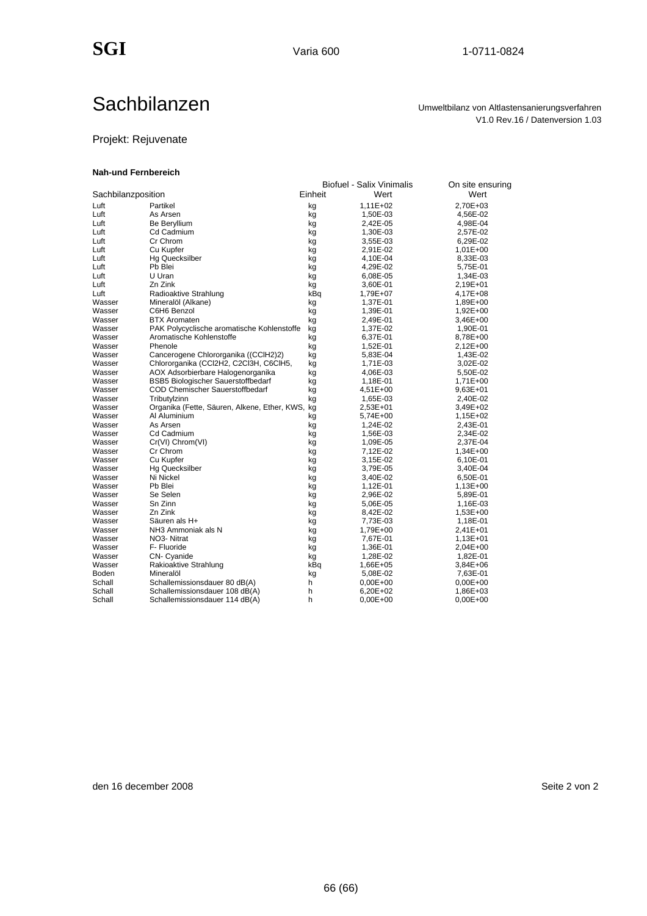# Sachbilanzen

Umweltbilanz von Altlastensanierungsverfahren
V1.0 Rev.16 / Datenversion 1.03

Projekt: Rejuvenate

**Nah-und Fernbereich**

| Sachbilanzposition | | Einheit | Biofuel - Salix Vinimalis Wert | On site ensuring Wert |
|---|---|---|---|---|
| Luft | Partikel | kg | 1,11E+02 | 2,70E+03 |
| Luft | As Arsen | kg | 1,50E-03 | 4,56E-02 |
| Luft | Be Beryllium | kg | 2,42E-05 | 4,98E-04 |
| Luft | Cd Cadmium | kg | 1,30E-03 | 2,57E-02 |
| Luft | Cr Chrom | kg | 3,55E-03 | 6,29E-02 |
| Luft | Cu Kupfer | kg | 2,91E-02 | 1,01E+00 |
| Luft | Hg Quecksilber | kg | 4,10E-04 | 8,33E-03 |
| Luft | Pb Blei | kg | 4,29E-02 | 5,75E-01 |
| Luft | U Uran | kg | 6,08E-05 | 1,34E-03 |
| Luft | Zn Zink | kg | 3,60E-01 | 2,19E+01 |
| Luft | Radioaktive Strahlung | kBq | 1,79E+07 | 4,17E+08 |
| Wasser | Mineralöl (Alkane) | kg | 1,37E-01 | 1,89E+00 |
| Wasser | C6H6 Benzol | kg | 1,39E-01 | 1,92E+00 |
| Wasser | BTX Aromaten | kg | 2,49E-01 | 3,46E+00 |
| Wasser | PAK Polycyclische aromatische Kohlenstoffe | kg | 1,37E-02 | 1,90E-01 |
| Wasser | Aromatische Kohlenstoffe | kg | 6,37E-01 | 8,78E+00 |
| Wasser | Phenole | kg | 1,52E-01 | 2,12E+00 |
| Wasser | Cancerogene Chlororganika ((CClH2)2) | kg | 5,83E-04 | 1,43E-02 |
| Wasser | Chlororganika (CCl2H2, C2Cl3H, C6ClH5, | kg | 1,71E-03 | 3,02E-02 |
| Wasser | AOX Adsorbierbare Halogenorganika | kg | 4,06E-03 | 5,50E-02 |
| Wasser | BSB5 Biologischer Sauerstoffbedarf | kg | 1,18E-01 | 1,71E+00 |
| Wasser | COD Chemischer Sauerstoffbedarf | kg | 4,51E+00 | 9,63E+01 |
| Wasser | Tributylzinn | kg | 1,65E-03 | 2,40E-02 |
| Wasser | Organika (Fette, Säuren, Alkene, Ether, KWS, | kg | 2,53E+01 | 3,49E+02 |
| Wasser | Al Aluminium | kg | 5,74E+00 | 1,15E+02 |
| Wasser | As Arsen | kg | 1,24E-02 | 2,43E-01 |
| Wasser | Cd Cadmium | kg | 1,56E-03 | 2,34E-02 |
| Wasser | Cr(VI) Chrom(VI) | kg | 1,09E-05 | 2,37E-04 |
| Wasser | Cr Chrom | kg | 7,12E-02 | 1,34E+00 |
| Wasser | Cu Kupfer | kg | 3,15E-02 | 6,10E-01 |
| Wasser | Hg Quecksilber | kg | 3,79E-05 | 3,40E-04 |
| Wasser | Ni Nickel | kg | 3,40E-02 | 6,50E-01 |
| Wasser | Pb Blei | kg | 1,12E-01 | 1,13E+00 |
| Wasser | Se Selen | kg | 2,96E-02 | 5,89E-01 |
| Wasser | Sn Zinn | kg | 5,06E-05 | 1,16E-03 |
| Wasser | Zn Zink | kg | 8,42E-02 | 1,53E+00 |
| Wasser | Säuren als H+ | kg | 7,73E-03 | 1,18E-01 |
| Wasser | NH3 Ammoniak als N | kg | 1,79E+00 | 2,41E+01 |
| Wasser | NO3- Nitrat | kg | 7,67E-01 | 1,13E+01 |
| Wasser | F- Fluoride | kg | 1,36E-01 | 2,04E+00 |
| Wasser | CN- Cyanide | kg | 1,28E-02 | 1,82E-01 |
| Wasser | Rakioaktive Strahlung | kBq | 1,66E+05 | 3,84E+06 |
| Boden | Mineralöl | kg | 5,08E-02 | 7,63E-01 |
| Schall | Schallemissionsdauer 80 dB(A) | h | 0,00E+00 | 0,00E+00 |
| Schall | Schallemissionsdauer 108 dB(A) | h | 6,20E+02 | 1,86E+03 |
| Schall | Schallemissionsdauer 114 dB(A) | h | 0,00E+00 | 0,00E+00 |

den 16 december 2008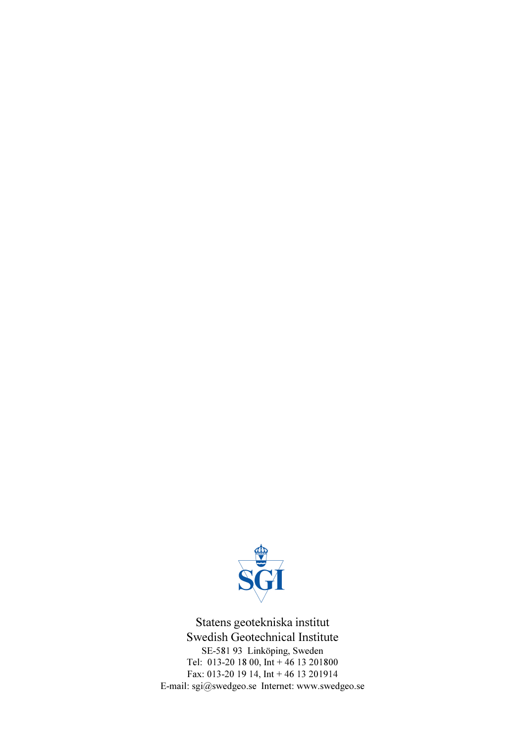SGI

Statens geotekniska institut
Swedish Geotechnical Institute
SE-581 93 Linköping, Sweden
Tel: 013-20 18 00, Int + 46 13 201800
Fax: 013-20 19 14, Int + 46 13 201914
E-mail: sgi@swedgeo.se Internet: www.swedgeo.se